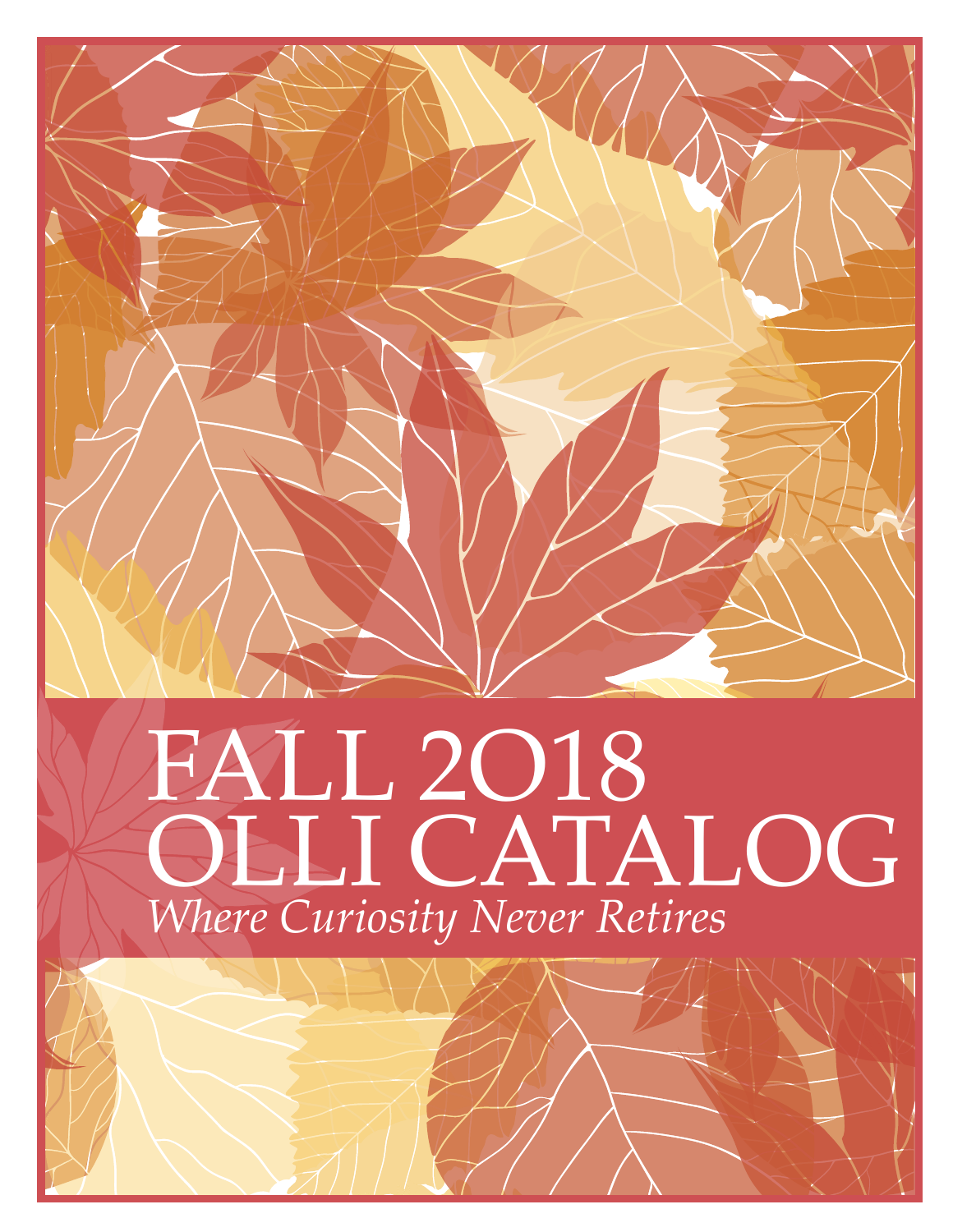# FALL 2018
# OLLI CATALOG

*Where Curiosity Never Retires*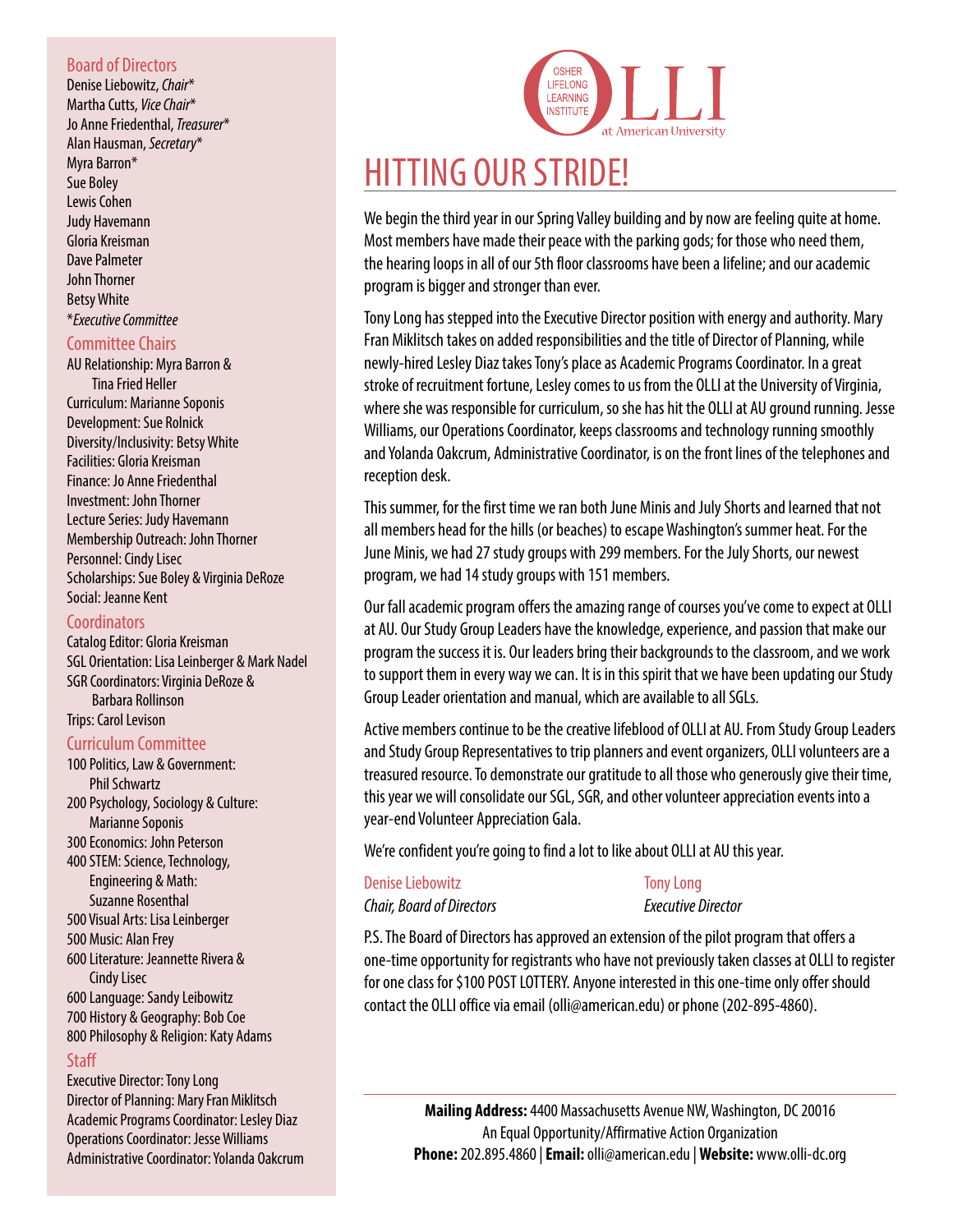OSHER LIFELONG LEARNING INSTITUTE
OLLI at American University

# HITTING OUR STRIDE!

We begin the third year in our Spring Valley building and by now are feeling quite at home. Most members have made their peace with the parking gods; for those who need them, the hearing loops in all of our 5th floor classrooms have been a lifeline; and our academic program is bigger and stronger than ever.

Tony Long has stepped into the Executive Director position with energy and authority. Mary Fran Miklitsch takes on added responsibilities and the title of Director of Planning, while newly-hired Lesley Diaz takes Tony's place as Academic Programs Coordinator. In a great stroke of recruitment fortune, Lesley comes to us from the OLLI at the University of Virginia, where she was responsible for curriculum, so she has hit the OLLI at AU ground running. Jesse Williams, our Operations Coordinator, keeps classrooms and technology running smoothly and Yolanda Oakcrum, Administrative Coordinator, is on the front lines of the telephones and reception desk.

This summer, for the first time we ran both June Minis and July Shorts and learned that not all members head for the hills (or beaches) to escape Washington's summer heat. For the June Minis, we had 27 study groups with 299 members. For the July Shorts, our newest program, we had 14 study groups with 151 members.

Our fall academic program offers the amazing range of courses you've come to expect at OLLI at AU. Our Study Group Leaders have the knowledge, experience, and passion that make our program the success it is. Our leaders bring their backgrounds to the classroom, and we work to support them in every way we can. It is in this spirit that we have been updating our Study Group Leader orientation and manual, which are available to all SGLs.

Active members continue to be the creative lifeblood of OLLI at AU. From Study Group Leaders and Study Group Representatives to trip planners and event organizers, OLLI volunteers are a treasured resource. To demonstrate our gratitude to all those who generously give their time, this year we will consolidate our SGL, SGR, and other volunteer appreciation events into a year-end Volunteer Appreciation Gala.

We're confident you're going to find a lot to like about OLLI at AU this year.

Denise Liebowitz
*Chair, Board of Directors*

Tony Long
*Executive Director*

P.S. The Board of Directors has approved an extension of the pilot program that offers a one-time opportunity for registrants who have not previously taken classes at OLLI to register for one class for $100 POST LOTTERY. Anyone interested in this one-time only offer should contact the OLLI office via email (olli@american.edu) or phone (202-895-4860).

**Mailing Address:** 4400 Massachusetts Avenue NW, Washington, DC 20016
An Equal Opportunity/Affirmative Action Organization
**Phone:** 202.895.4860 | **Email:** olli@american.edu | **Website:** www.olli-dc.org

## Board of Directors

Denise Liebowitz, *Chair**
Martha Cutts, *Vice Chair**
Jo Anne Friedenthal, *Treasurer**
Alan Hausman, *Secretary**
Myra Barron*
Sue Boley
Lewis Cohen
Judy Havemann
Gloria Kreisman
Dave Palmeter
John Thorner
Betsy White
**Executive Committee*

## Committee Chairs

AU Relationship: Myra Barron & Tina Fried Heller
Curriculum: Marianne Soponis
Development: Sue Rolnick
Diversity/Inclusivity: Betsy White
Facilities: Gloria Kreisman
Finance: Jo Anne Friedenthal
Investment: John Thorner
Lecture Series: Judy Havemann
Membership Outreach: John Thorner
Personnel: Cindy Lisec
Scholarships: Sue Boley & Virginia DeRoze
Social: Jeanne Kent

## Coordinators

Catalog Editor: Gloria Kreisman
SGL Orientation: Lisa Leinberger & Mark Nadel
SGR Coordinators: Virginia DeRoze & Barbara Rollinson
Trips: Carol Levison

## Curriculum Committee

100 Politics, Law & Government: Phil Schwartz
200 Psychology, Sociology & Culture: Marianne Soponis
300 Economics: John Peterson
400 STEM: Science, Technology, Engineering & Math: Suzanne Rosenthal
500 Visual Arts: Lisa Leinberger
500 Music: Alan Frey
600 Literature: Jeannette Rivera & Cindy Lisec
600 Language: Sandy Leibowitz
700 History & Geography: Bob Coe
800 Philosophy & Religion: Katy Adams

## Staff

Executive Director: Tony Long
Director of Planning: Mary Fran Miklitsch
Academic Programs Coordinator: Lesley Diaz
Operations Coordinator: Jesse Williams
Administrative Coordinator: Yolanda Oakcrum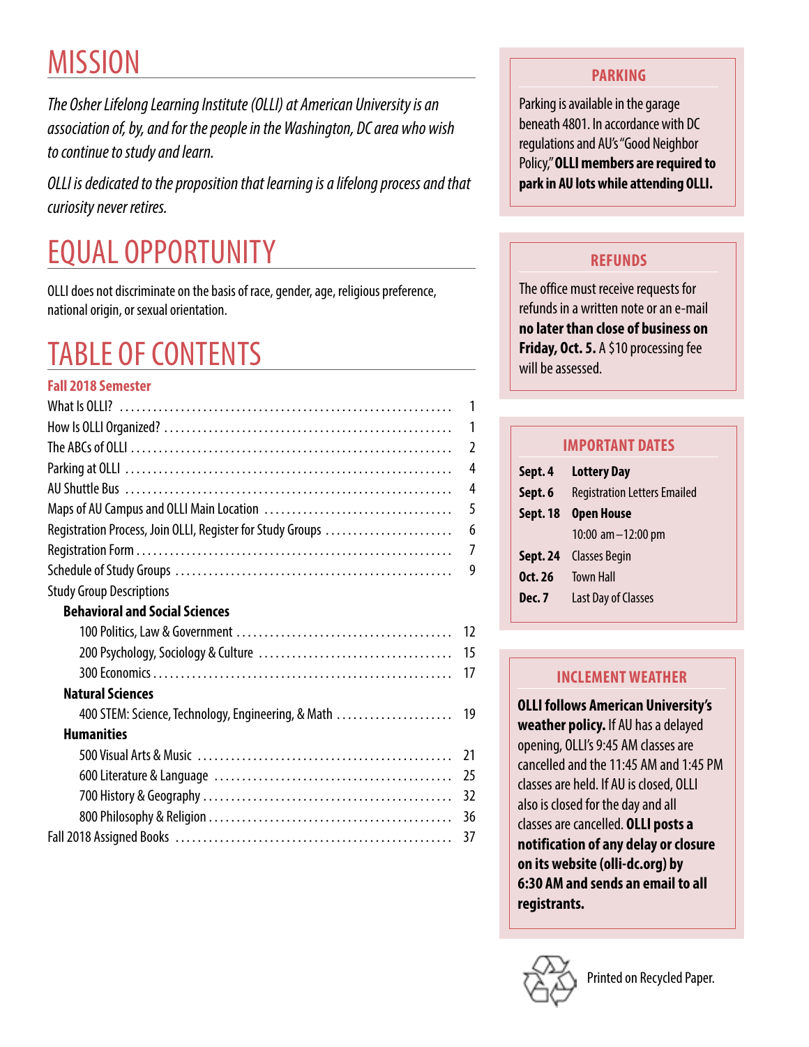# MISSION

*The Osher Lifelong Learning Institute (OLLI) at American University is an association of, by, and for the people in the Washington, DC area who wish to continue to study and learn.*

*OLLI is dedicated to the proposition that learning is a lifelong process and that curiosity never retires.*

# EQUAL OPPORTUNITY

OLLI does not discriminate on the basis of race, gender, age, religious preference, national origin, or sexual orientation.

# TABLE OF CONTENTS

**Fall 2018 Semester**

| | |
|---|---|
| What Is OLLI? | 1 |
| How Is OLLI Organized? | 1 |
| The ABCs of OLLI | 2 |
| Parking at OLLI | 4 |
| AU Shuttle Bus | 4 |
| Maps of AU Campus and OLLI Main Location | 5 |
| Registration Process, Join OLLI, Register for Study Groups | 6 |
| Registration Form | 7 |
| Schedule of Study Groups | 9 |
| Study Group Descriptions | |
| **Behavioral and Social Sciences** | |
| 100 Politics, Law & Government | 12 |
| 200 Psychology, Sociology & Culture | 15 |
| 300 Economics | 17 |
| **Natural Sciences** | |
| 400 STEM: Science, Technology, Engineering, & Math | 19 |
| **Humanities** | |
| 500 Visual Arts & Music | 21 |
| 600 Literature & Language | 25 |
| 700 History & Geography | 32 |
| 800 Philosophy & Religion | 36 |
| Fall 2018 Assigned Books | 37 |

## PARKING

Parking is available in the garage beneath 4801. In accordance with DC regulations and AU's "Good Neighbor Policy," **OLLI members are required to park in AU lots while attending OLLI.**

## REFUNDS

The office must receive requests for refunds in a written note or an e-mail **no later than close of business on Friday, Oct. 5.** A $10 processing fee will be assessed.

## IMPORTANT DATES

| | |
|---|---|
| **Sept. 4** | **Lottery Day** |
| **Sept. 6** | Registration Letters Emailed |
| **Sept. 18** | **Open House** 10:00 am – 12:00 pm |
| **Sept. 24** | Classes Begin |
| **Oct. 26** | Town Hall |
| **Dec. 7** | Last Day of Classes |

## INCLEMENT WEATHER

**OLLI follows American University's weather policy.** If AU has a delayed opening, OLLI's 9:45 AM classes are cancelled and the 11:45 AM and 1:45 PM classes are held. If AU is closed, OLLI also is closed for the day and all classes are cancelled. **OLLI posts a notification of any delay or closure on its website (olli-dc.org) by 6:30 AM and sends an email to all registrants.**

Printed on Recycled Paper.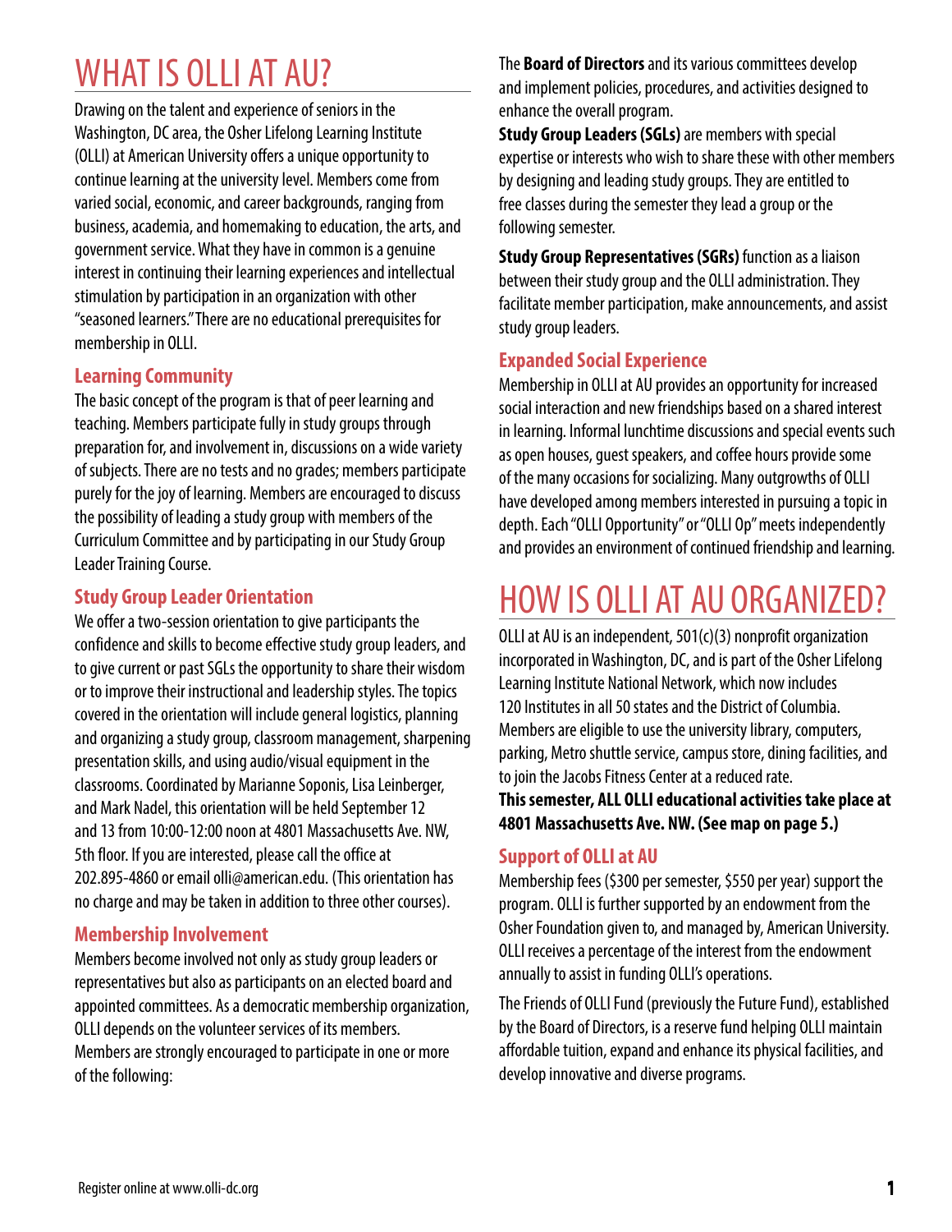# WHAT IS OLLI AT AU?

Drawing on the talent and experience of seniors in the Washington, DC area, the Osher Lifelong Learning Institute (OLLI) at American University offers a unique opportunity to continue learning at the university level. Members come from varied social, economic, and career backgrounds, ranging from business, academia, and homemaking to education, the arts, and government service. What they have in common is a genuine interest in continuing their learning experiences and intellectual stimulation by participation in an organization with other "seasoned learners." There are no educational prerequisites for membership in OLLI.

### Learning Community

The basic concept of the program is that of peer learning and teaching. Members participate fully in study groups through preparation for, and involvement in, discussions on a wide variety of subjects. There are no tests and no grades; members participate purely for the joy of learning. Members are encouraged to discuss the possibility of leading a study group with members of the Curriculum Committee and by participating in our Study Group Leader Training Course.

### Study Group Leader Orientation

We offer a two-session orientation to give participants the confidence and skills to become effective study group leaders, and to give current or past SGLs the opportunity to share their wisdom or to improve their instructional and leadership styles. The topics covered in the orientation will include general logistics, planning and organizing a study group, classroom management, sharpening presentation skills, and using audio/visual equipment in the classrooms. Coordinated by Marianne Soponis, Lisa Leinberger, and Mark Nadel, this orientation will be held September 12 and 13 from 10:00-12:00 noon at 4801 Massachusetts Ave. NW, 5th floor. If you are interested, please call the office at 202.895-4860 or email olli@american.edu. (This orientation has no charge and may be taken in addition to three other courses).

### Membership Involvement

Members become involved not only as study group leaders or representatives but also as participants on an elected board and appointed committees. As a democratic membership organization, OLLI depends on the volunteer services of its members. Members are strongly encouraged to participate in one or more of the following:

The **Board of Directors** and its various committees develop and implement policies, procedures, and activities designed to enhance the overall program.

**Study Group Leaders (SGLs)** are members with special expertise or interests who wish to share these with other members by designing and leading study groups. They are entitled to free classes during the semester they lead a group or the following semester.

**Study Group Representatives (SGRs)** function as a liaison between their study group and the OLLI administration. They facilitate member participation, make announcements, and assist study group leaders.

### Expanded Social Experience

Membership in OLLI at AU provides an opportunity for increased social interaction and new friendships based on a shared interest in learning. Informal lunchtime discussions and special events such as open houses, guest speakers, and coffee hours provide some of the many occasions for socializing. Many outgrowths of OLLI have developed among members interested in pursuing a topic in depth. Each "OLLI Opportunity" or "OLLI Op" meets independently and provides an environment of continued friendship and learning.

# HOW IS OLLI AT AU ORGANIZED?

OLLI at AU is an independent, 501(c)(3) nonprofit organization incorporated in Washington, DC, and is part of the Osher Lifelong Learning Institute National Network, which now includes 120 Institutes in all 50 states and the District of Columbia. Members are eligible to use the university library, computers, parking, Metro shuttle service, campus store, dining facilities, and to join the Jacobs Fitness Center at a reduced rate.

**This semester, ALL OLLI educational activities take place at 4801 Massachusetts Ave. NW. (See map on page 5.)**

### Support of OLLI at AU

Membership fees ($300 per semester, $550 per year) support the program. OLLI is further supported by an endowment from the Osher Foundation given to, and managed by, American University. OLLI receives a percentage of the interest from the endowment annually to assist in funding OLLI's operations.

The Friends of OLLI Fund (previously the Future Fund), established by the Board of Directors, is a reserve fund helping OLLI maintain affordable tuition, expand and enhance its physical facilities, and develop innovative and diverse programs.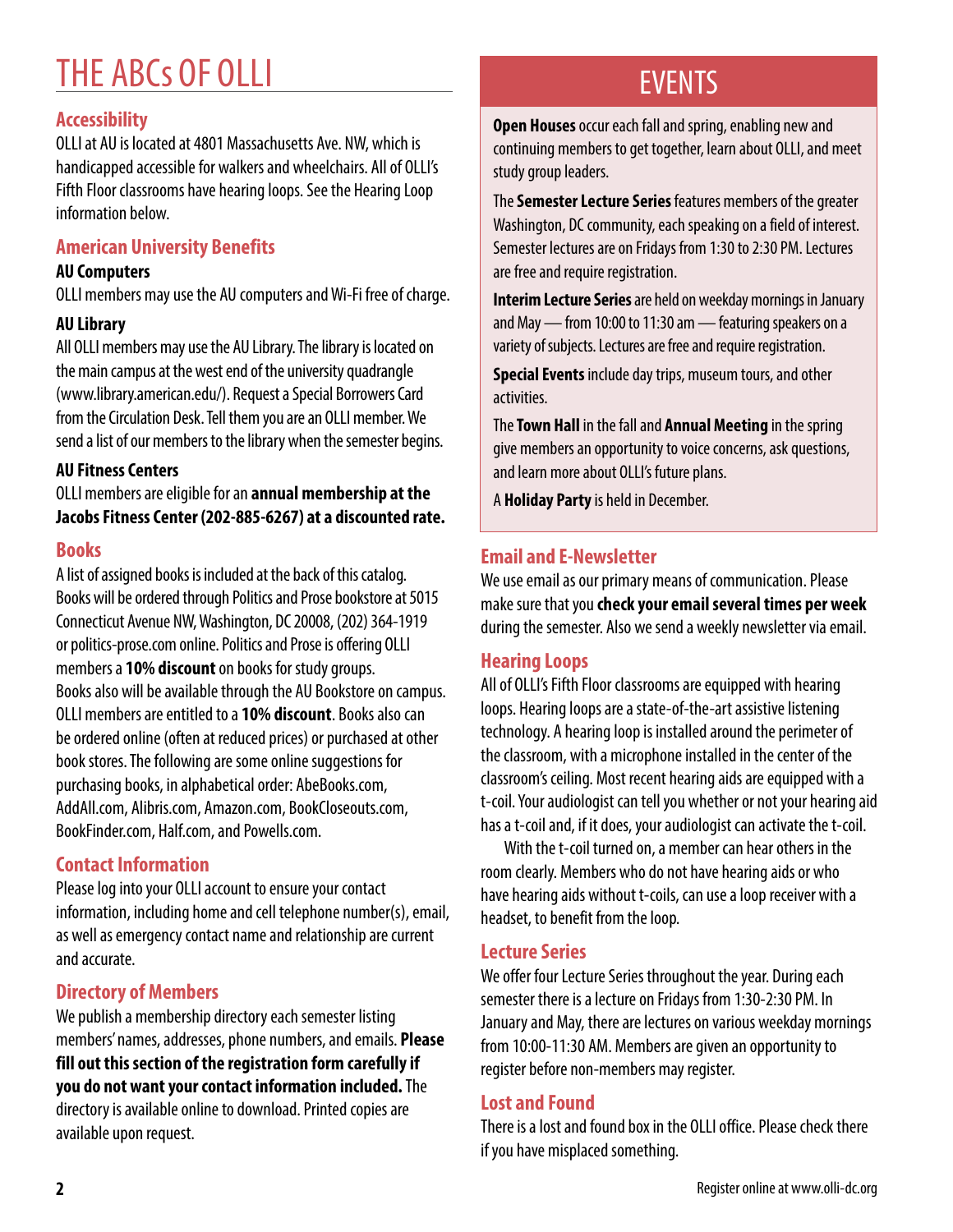# THE ABCs OF OLLI

## Accessibility

OLLI at AU is located at 4801 Massachusetts Ave. NW, which is handicapped accessible for walkers and wheelchairs. All of OLLI's Fifth Floor classrooms have hearing loops. See the Hearing Loop information below.

## American University Benefits

### AU Computers

OLLI members may use the AU computers and Wi-Fi free of charge.

### AU Library

All OLLI members may use the AU Library. The library is located on the main campus at the west end of the university quadrangle (www.library.american.edu/). Request a Special Borrowers Card from the Circulation Desk. Tell them you are an OLLI member. We send a list of our members to the library when the semester begins.

### AU Fitness Centers

OLLI members are eligible for an **annual membership at the Jacobs Fitness Center (202-885-6267) at a discounted rate.**

## Books

A list of assigned books is included at the back of this catalog. Books will be ordered through Politics and Prose bookstore at 5015 Connecticut Avenue NW, Washington, DC 20008, (202) 364-1919 or politics-prose.com online. Politics and Prose is offering OLLI members a **10% discount** on books for study groups.
Books also will be available through the AU Bookstore on campus. OLLI members are entitled to a **10% discount**. Books also can be ordered online (often at reduced prices) or purchased at other book stores. The following are some online suggestions for purchasing books, in alphabetical order: AbeBooks.com, AddAll.com, Alibris.com, Amazon.com, BookCloseouts.com, BookFinder.com, Half.com, and Powells.com.

## Contact Information

Please log into your OLLI account to ensure your contact information, including home and cell telephone number(s), email, as well as emergency contact name and relationship are current and accurate.

## Directory of Members

We publish a membership directory each semester listing members' names, addresses, phone numbers, and emails. **Please fill out this section of the registration form carefully if you do not want your contact information included.** The directory is available online to download. Printed copies are available upon request.

## EVENTS

**Open Houses** occur each fall and spring, enabling new and continuing members to get together, learn about OLLI, and meet study group leaders.

The **Semester Lecture Series** features members of the greater Washington, DC community, each speaking on a field of interest. Semester lectures are on Fridays from 1:30 to 2:30 PM. Lectures are free and require registration.

**Interim Lecture Series** are held on weekday mornings in January and May — from 10:00 to 11:30 am — featuring speakers on a variety of subjects. Lectures are free and require registration.

**Special Events** include day trips, museum tours, and other activities.

The **Town Hall** in the fall and **Annual Meeting** in the spring give members an opportunity to voice concerns, ask questions, and learn more about OLLI's future plans.

A **Holiday Party** is held in December.

## Email and E-Newsletter

We use email as our primary means of communication. Please make sure that you **check your email several times per week** during the semester. Also we send a weekly newsletter via email.

## Hearing Loops

All of OLLI's Fifth Floor classrooms are equipped with hearing loops. Hearing loops are a state-of-the-art assistive listening technology. A hearing loop is installed around the perimeter of the classroom, with a microphone installed in the center of the classroom's ceiling. Most recent hearing aids are equipped with a t-coil. Your audiologist can tell you whether or not your hearing aid has a t-coil and, if it does, your audiologist can activate the t-coil.

With the t-coil turned on, a member can hear others in the room clearly. Members who do not have hearing aids or who have hearing aids without t-coils, can use a loop receiver with a headset, to benefit from the loop.

## Lecture Series

We offer four Lecture Series throughout the year. During each semester there is a lecture on Fridays from 1:30-2:30 PM. In January and May, there are lectures on various weekday mornings from 10:00-11:30 AM. Members are given an opportunity to register before non-members may register.

## Lost and Found

There is a lost and found box in the OLLI office. Please check there if you have misplaced something.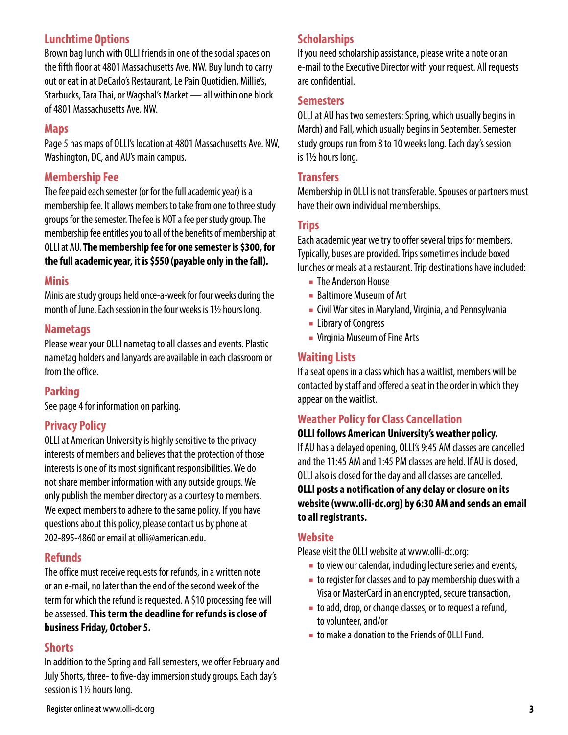## Lunchtime Options

Brown bag lunch with OLLI friends in one of the social spaces on the fifth floor at 4801 Massachusetts Ave. NW. Buy lunch to carry out or eat in at DeCarlo's Restaurant, Le Pain Quotidien, Millie's, Starbucks, Tara Thai, or Wagshal's Market — all within one block of 4801 Massachusetts Ave. NW.

## Maps

Page 5 has maps of OLLI's location at 4801 Massachusetts Ave. NW, Washington, DC, and AU's main campus.

## Membership Fee

The fee paid each semester (or for the full academic year) is a membership fee. It allows members to take from one to three study groups for the semester. The fee is NOT a fee per study group. The membership fee entitles you to all of the benefits of membership at OLLI at AU. **The membership fee for one semester is $300, for the full academic year, it is $550 (payable only in the fall).**

## Minis

Minis are study groups held once-a-week for four weeks during the month of June. Each session in the four weeks is 1½ hours long.

## Nametags

Please wear your OLLI nametag to all classes and events. Plastic nametag holders and lanyards are available in each classroom or from the office.

## Parking

See page 4 for information on parking.

## Privacy Policy

OLLI at American University is highly sensitive to the privacy interests of members and believes that the protection of those interests is one of its most significant responsibilities. We do not share member information with any outside groups. We only publish the member directory as a courtesy to members. We expect members to adhere to the same policy. If you have questions about this policy, please contact us by phone at 202-895-4860 or email at olli@american.edu.

## Refunds

The office must receive requests for refunds, in a written note or an e-mail, no later than the end of the second week of the term for which the refund is requested. A $10 processing fee will be assessed. **This term the deadline for refunds is close of business Friday, October 5.**

## Shorts

In addition to the Spring and Fall semesters, we offer February and July Shorts, three- to five-day immersion study groups. Each day's session is 1½ hours long.

## Scholarships

If you need scholarship assistance, please write a note or an e-mail to the Executive Director with your request. All requests are confidential.

## Semesters

OLLI at AU has two semesters: Spring, which usually begins in March) and Fall, which usually begins in September. Semester study groups run from 8 to 10 weeks long. Each day's session is 1½ hours long.

## Transfers

Membership in OLLI is not transferable. Spouses or partners must have their own individual memberships.

## Trips

Each academic year we try to offer several trips for members. Typically, buses are provided. Trips sometimes include boxed lunches or meals at a restaurant. Trip destinations have included:

- The Anderson House
- Baltimore Museum of Art
- Civil War sites in Maryland, Virginia, and Pennsylvania
- Library of Congress
- Virginia Museum of Fine Arts

## Waiting Lists

If a seat opens in a class which has a waitlist, members will be contacted by staff and offered a seat in the order in which they appear on the waitlist.

## Weather Policy for Class Cancellation

**OLLI follows American University's weather policy.**

If AU has a delayed opening, OLLI's 9:45 AM classes are cancelled and the 11:45 AM and 1:45 PM classes are held. If AU is closed, OLLI also is closed for the day and all classes are cancelled. **OLLI posts a notification of any delay or closure on its website (www.olli-dc.org) by 6:30 AM and sends an email to all registrants.**

## Website

Please visit the OLLI website at www.olli-dc.org:

- to view our calendar, including lecture series and events,
- to register for classes and to pay membership dues with a Visa or MasterCard in an encrypted, secure transaction,
- to add, drop, or change classes, or to request a refund, to volunteer, and/or
- to make a donation to the Friends of OLLI Fund.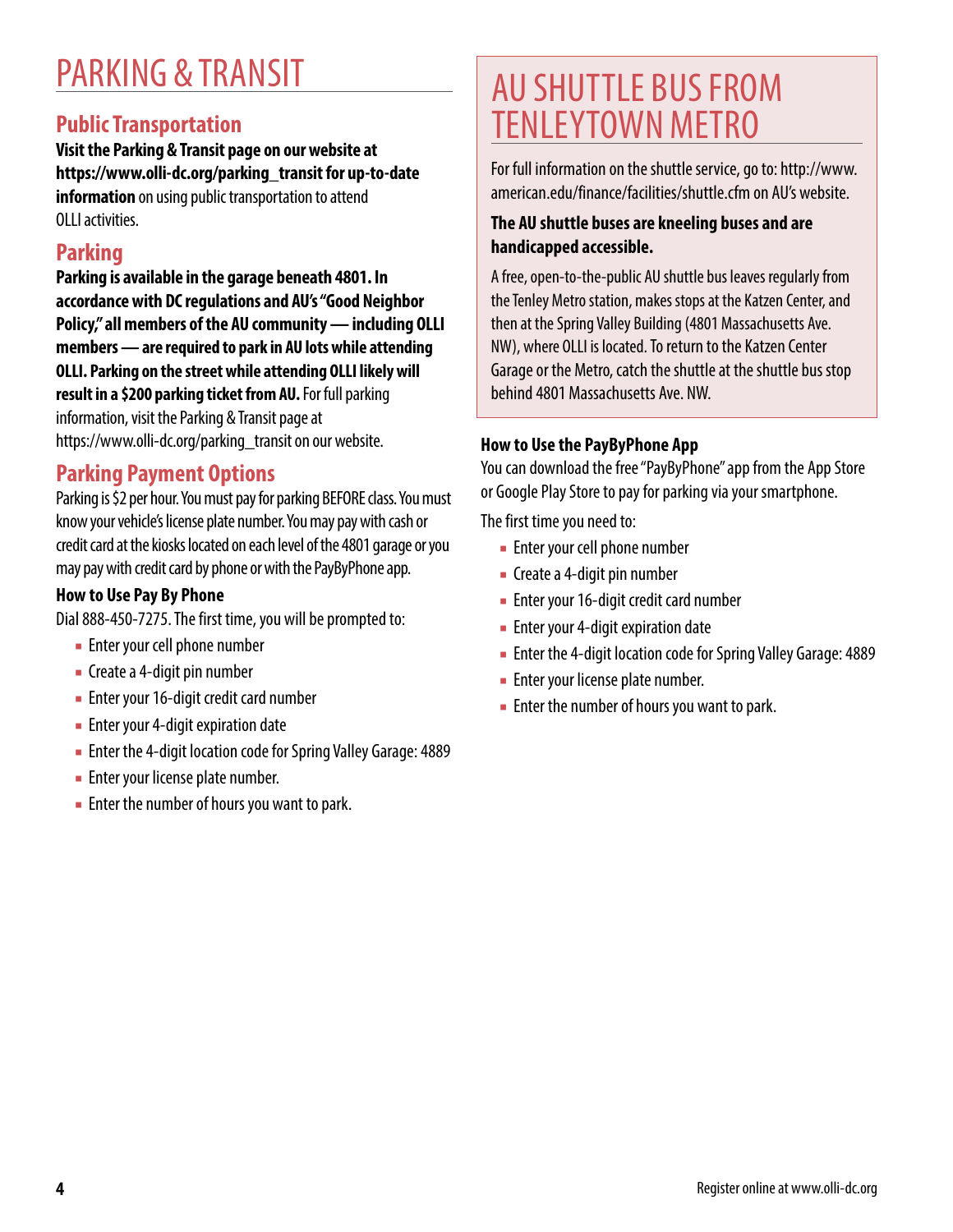# PARKING & TRANSIT

## Public Transportation

**Visit the Parking & Transit page on our website at https://www.olli-dc.org/parking_transit for up-to-date information** on using public transportation to attend OLLI activities.

## Parking

**Parking is available in the garage beneath 4801. In accordance with DC regulations and AU's "Good Neighbor Policy," all members of the AU community — including OLLI members — are required to park in AU lots while attending OLLI. Parking on the street while attending OLLI likely will result in a $200 parking ticket from AU.** For full parking information, visit the Parking & Transit page at https://www.olli-dc.org/parking_transit on our website.

## Parking Payment Options

Parking is $2 per hour. You must pay for parking BEFORE class. You must know your vehicle's license plate number. You may pay with cash or credit card at the kiosks located on each level of the 4801 garage or you may pay with credit card by phone or with the PayByPhone app.

### How to Use Pay By Phone

Dial 888-450-7275. The first time, you will be prompted to:

- Enter your cell phone number
- Create a 4-digit pin number
- Enter your 16-digit credit card number
- Enter your 4-digit expiration date
- Enter the 4-digit location code for Spring Valley Garage: 4889
- Enter your license plate number.
- Enter the number of hours you want to park.

# AU SHUTTLE BUS FROM TENLEYTOWN METRO

For full information on the shuttle service, go to: http://www.american.edu/finance/facilities/shuttle.cfm on AU's website.

**The AU shuttle buses are kneeling buses and are handicapped accessible.**

A free, open-to-the-public AU shuttle bus leaves regularly from the Tenley Metro station, makes stops at the Katzen Center, and then at the Spring Valley Building (4801 Massachusetts Ave. NW), where OLLI is located. To return to the Katzen Center Garage or the Metro, catch the shuttle at the shuttle bus stop behind 4801 Massachusetts Ave. NW.

### How to Use the PayByPhone App

You can download the free "PayByPhone" app from the App Store or Google Play Store to pay for parking via your smartphone.

The first time you need to:

- Enter your cell phone number
- Create a 4-digit pin number
- Enter your 16-digit credit card number
- Enter your 4-digit expiration date
- Enter the 4-digit location code for Spring Valley Garage: 4889
- Enter your license plate number.
- Enter the number of hours you want to park.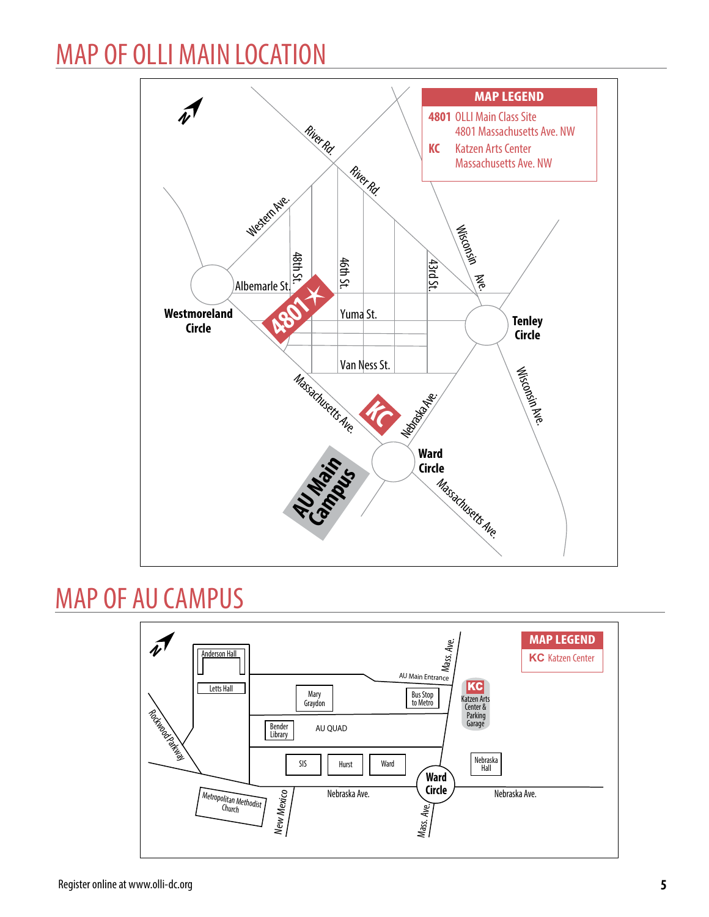# MAP OF OLLI MAIN LOCATION

**MAP LEGEND**

- **4801** OLLI Main Class Site 4801 Massachusetts Ave. NW
- **KC** Katzen Arts Center Massachusetts Ave. NW

River Rd. · Western Ave. · 48th St. · 46th St. · 43rd St. · Wisconsin Ave. · Albemarle St. · Yuma St. · Van Ness St. · Massachusetts Ave. · Nebraska Ave. · Westmoreland Circle · Tenley Circle · Ward Circle · AU Main Campus

# MAP OF AU CAMPUS

**MAP LEGEND**

- **KC** Katzen Center

Anderson Hall · Letts Hall · Mary Graydon · Bus Stop to Metro · AU Main Entrance · Mass. Ave. · Katzen Arts Center & Parking Garage · Bender Library · AU QUAD · SIS · Hurst · Ward · Nebraska Hall · Ward Circle · Nebraska Ave. · Rockwood Parkway · Metropolitan Methodist Church · New Mexico

Register online at www.olli-dc.org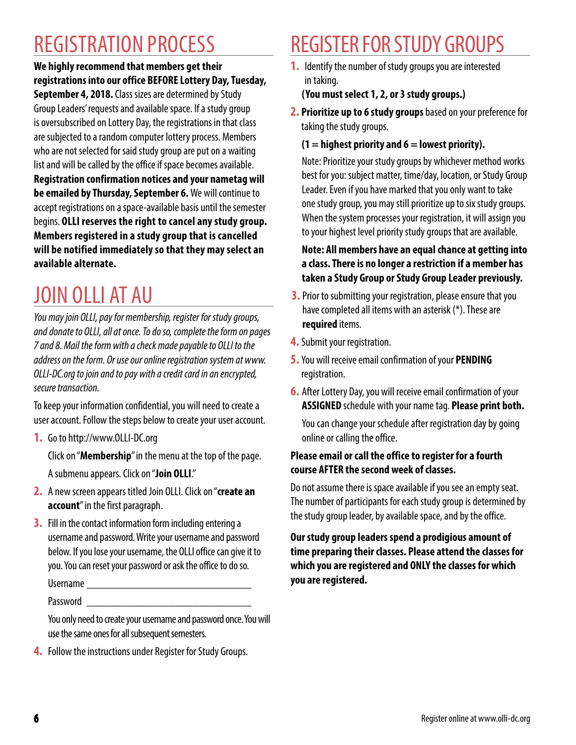# REGISTRATION PROCESS

**We highly recommend that members get their registrations into our office BEFORE Lottery Day, Tuesday, September 4, 2018.** Class sizes are determined by Study Group Leaders' requests and available space. If a study group is oversubscribed on Lottery Day, the registrations in that class are subjected to a random computer lottery process. Members who are not selected for said study group are put on a waiting list and will be called by the office if space becomes available. **Registration confirmation notices and your nametag will be emailed by Thursday, September 6.** We will continue to accept registrations on a space-available basis until the semester begins. **OLLI reserves the right to cancel any study group. Members registered in a study group that is cancelled will be notified immediately so that they may select an available alternate.**

# JOIN OLLI AT AU

*You may join OLLI, pay for membership, register for study groups, and donate to OLLI, all at once. To do so, complete the form on pages 7 and 8. Mail the form with a check made payable to OLLI to the address on the form. Or use our online registration system at www.OLLI-DC.org to join and to pay with a credit card in an encrypted, secure transaction.*

To keep your information confidential, you will need to create a user account. Follow the steps below to create your user account.

1. Go to http://www.OLLI-DC.org

   Click on "**Membership**" in the menu at the top of the page.

   A submenu appears. Click on "**Join OLLI**."
2. A new screen appears titled Join OLLI. Click on "**create an account**" in the first paragraph.
3. Fill in the contact information form including entering a username and password. Write your username and password below. If you lose your username, the OLLI office can give it to you. You can reset your password or ask the office to do so.

   Username ________________________________

   Password ________________________________

   You only need to create your username and password once. You will use the same ones for all subsequent semesters.
4. Follow the instructions under Register for Study Groups.

# REGISTER FOR STUDY GROUPS

1. Identify the number of study groups you are interested in taking.
   **(You must select 1, 2, or 3 study groups.)**
2. **Prioritize up to 6 study groups** based on your preference for taking the study groups.

   **(1 = highest priority and 6 = lowest priority).**

   Note: Prioritize your study groups by whichever method works best for you: subject matter, time/day, location, or Study Group Leader. Even if you have marked that you only want to take one study group, you may still prioritize up to six study groups. When the system processes your registration, it will assign you to your highest level priority study groups that are available.

   **Note: All members have an equal chance at getting into a class. There is no longer a restriction if a member has taken a Study Group or Study Group Leader previously.**
3. Prior to submitting your registration, please ensure that you have completed all items with an asterisk (*). These are **required** items.
4. Submit your registration.
5. You will receive email confirmation of your **PENDING** registration.
6. After Lottery Day, you will receive email confirmation of your **ASSIGNED** schedule with your name tag. **Please print both.**

   You can change your schedule after registration day by going online or calling the office.

**Please email or call the office to register for a fourth course AFTER the second week of classes.**

Do not assume there is space available if you see an empty seat. The number of participants for each study group is determined by the study group leader, by available space, and by the office.

**Our study group leaders spend a prodigious amount of time preparing their classes. Please attend the classes for which you are registered and ONLY the classes for which you are registered.**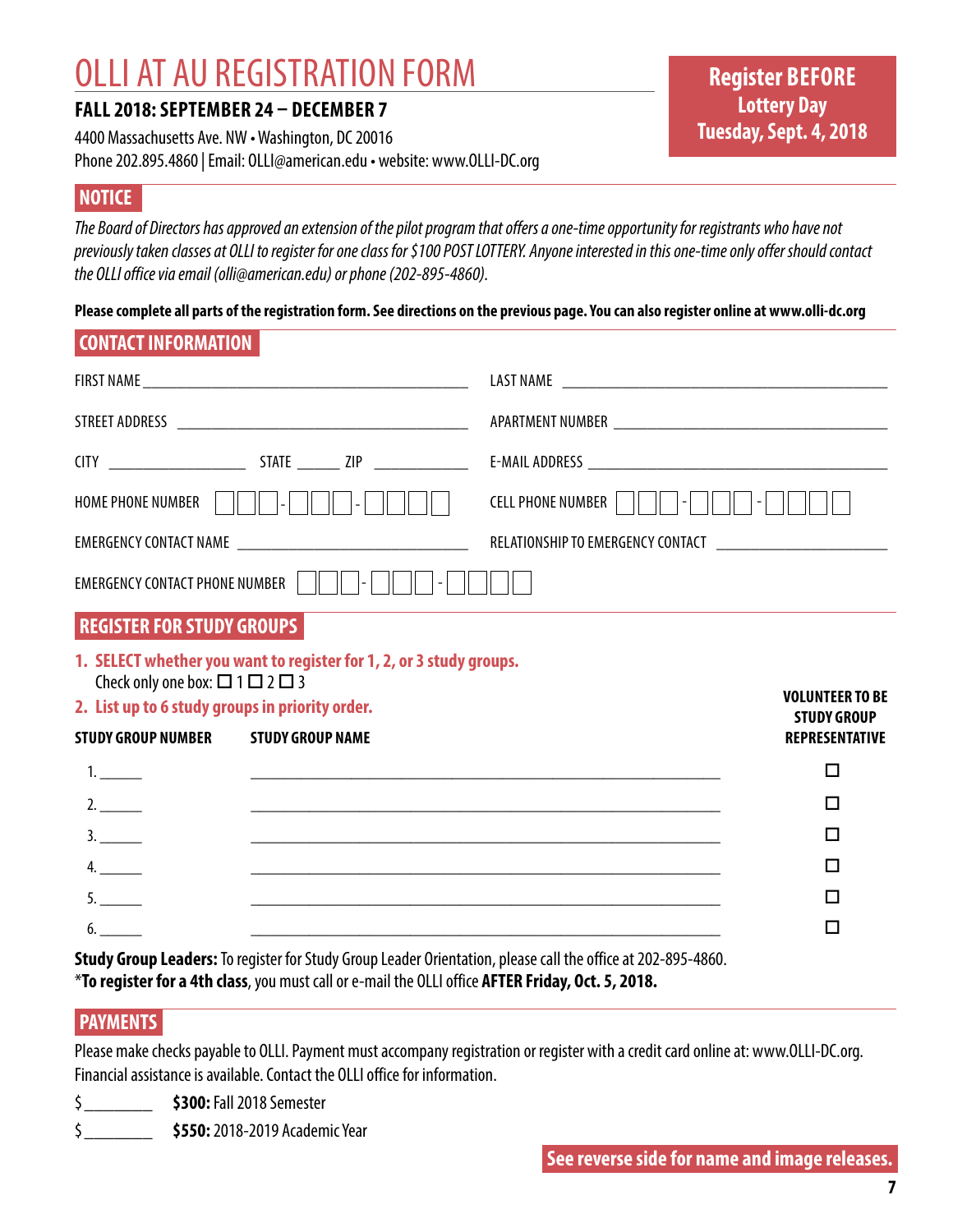# OLLI AT AU REGISTRATION FORM

**FALL 2018: SEPTEMBER 24 – DECEMBER 7**

4400 Massachusetts Ave. NW • Washington, DC 20016
Phone 202.895.4860 | Email: OLLI@american.edu • website: www.OLLI-DC.org

**Register BEFORE Lottery Day Tuesday, Sept. 4, 2018**

## NOTICE

*The Board of Directors has approved an extension of the pilot program that offers a one-time opportunity for registrants who have not previously taken classes at OLLI to register for one class for $100 POST LOTTERY. Anyone interested in this one-time only offer should contact the OLLI office via email (olli@american.edu) or phone (202-895-4860).*

**Please complete all parts of the registration form. See directions on the previous page. You can also register online at www.olli-dc.org**

## CONTACT INFORMATION

FIRST NAME ________________________ LAST NAME ________________________

STREET ADDRESS ________________________ APARTMENT NUMBER ________________________

CITY ____________ STATE ______ ZIP ____________ E-MAIL ADDRESS ________________________

HOME PHONE NUMBER ☐☐☐-☐☐☐-☐☐☐☐ CELL PHONE NUMBER ☐☐☐-☐☐☐-☐☐☐☐

EMERGENCY CONTACT NAME ________________________ RELATIONSHIP TO EMERGENCY CONTACT ________________________

EMERGENCY CONTACT PHONE NUMBER ☐☐☐-☐☐☐-☐☐☐☐

## REGISTER FOR STUDY GROUPS

**1. SELECT whether you want to register for 1, 2, or 3 study groups.**
Check only one box: ☐ 1 ☐ 2 ☐ 3

**2. List up to 6 study groups in priority order.**

| STUDY GROUP NUMBER | STUDY GROUP NAME | VOLUNTEER TO BE STUDY GROUP REPRESENTATIVE |
|---|---|---|
| 1. ______ | ________________________ | ☐ |
| 2. ______ | ________________________ | ☐ |
| 3. ______ | ________________________ | ☐ |
| 4. ______ | ________________________ | ☐ |
| 5. ______ | ________________________ | ☐ |
| 6. ______ | ________________________ | ☐ |

**Study Group Leaders:** To register for Study Group Leader Orientation, please call the office at 202-895-4860.
\***To register for a 4th class**, you must call or e-mail the OLLI office **AFTER Friday, Oct. 5, 2018.**

## PAYMENTS

Please make checks payable to OLLI. Payment must accompany registration or register with a credit card online at: www.OLLI-DC.org. Financial assistance is available. Contact the OLLI office for information.

$ ________ **$300:** Fall 2018 Semester

$ ________ **$550:** 2018-2019 Academic Year

**See reverse side for name and image releases.**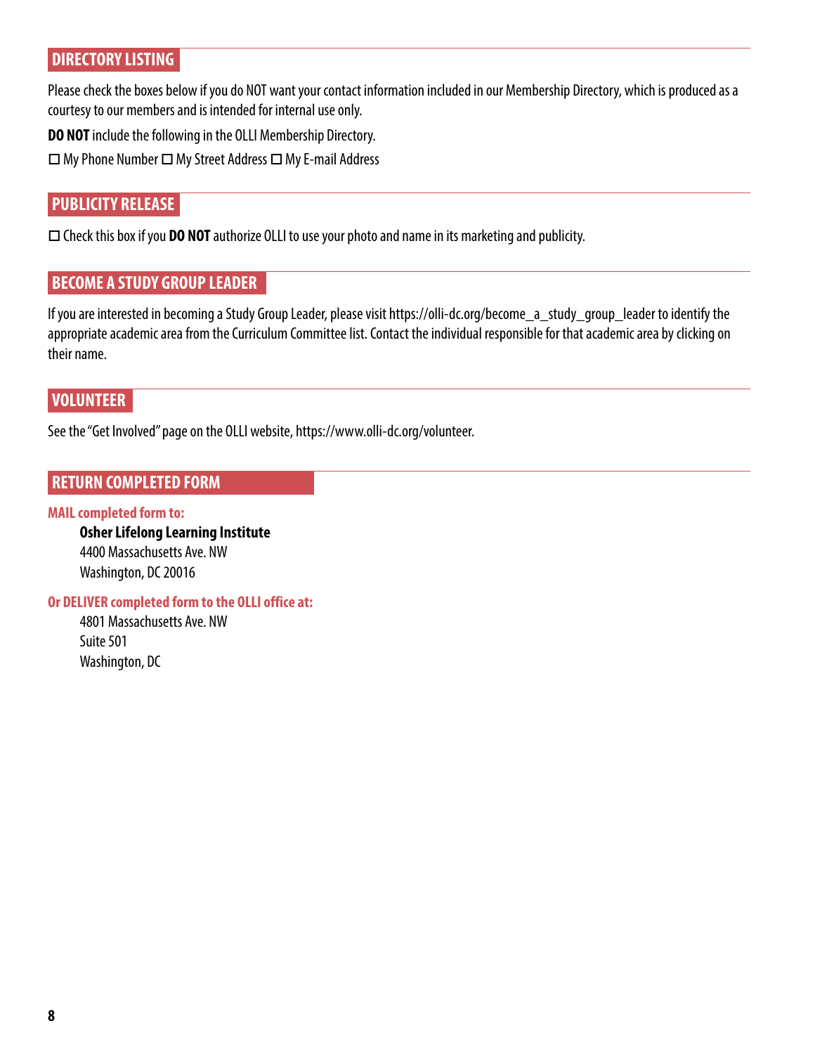## DIRECTORY LISTING

Please check the boxes below if you do NOT want your contact information included in our Membership Directory, which is produced as a courtesy to our members and is intended for internal use only.

**DO NOT** include the following in the OLLI Membership Directory.

☐ My Phone Number ☐ My Street Address ☐ My E-mail Address

## PUBLICITY RELEASE

☐ Check this box if you **DO NOT** authorize OLLI to use your photo and name in its marketing and publicity.

## BECOME A STUDY GROUP LEADER

If you are interested in becoming a Study Group Leader, please visit https://olli-dc.org/become_a_study_group_leader to identify the appropriate academic area from the Curriculum Committee list. Contact the individual responsible for that academic area by clicking on their name.

## VOLUNTEER

See the "Get Involved" page on the OLLI website, https://www.olli-dc.org/volunteer.

## RETURN COMPLETED FORM

**MAIL completed form to:**

**Osher Lifelong Learning Institute**
4400 Massachusetts Ave. NW
Washington, DC 20016

**Or DELIVER completed form to the OLLI office at:**

4801 Massachusetts Ave. NW
Suite 501
Washington, DC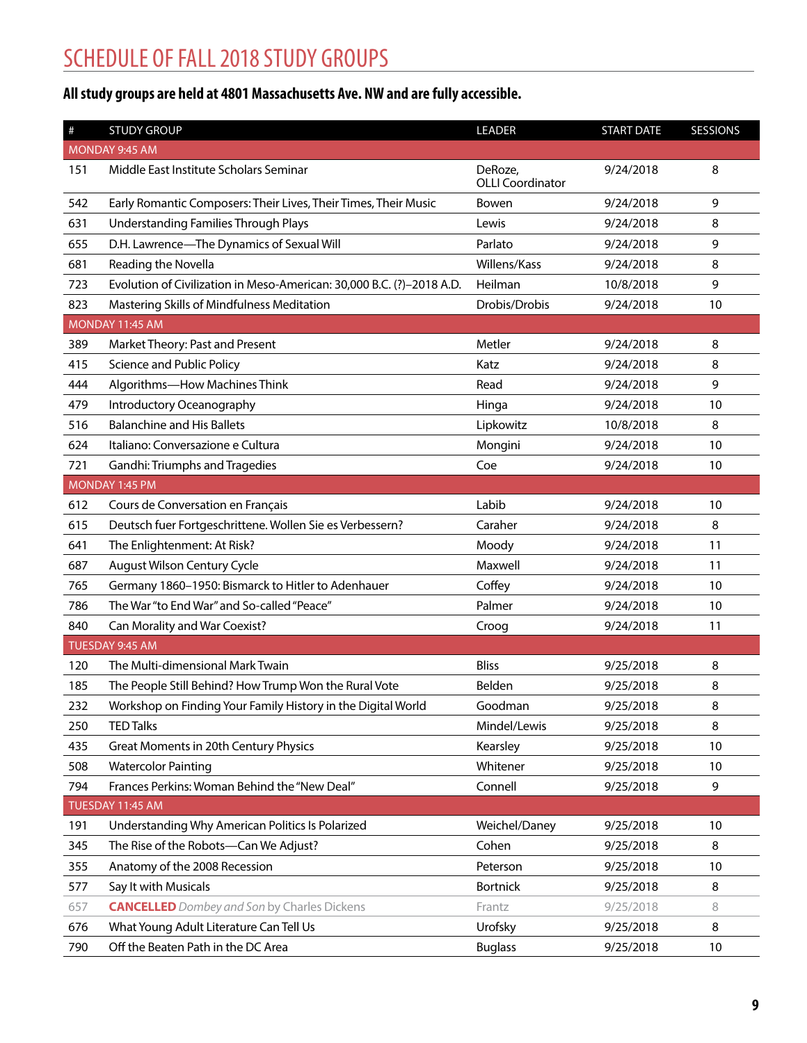# SCHEDULE OF FALL 2018 STUDY GROUPS

**All study groups are held at 4801 Massachusetts Ave. NW and are fully accessible.**

| # | STUDY GROUP | LEADER | START DATE | SESSIONS |
|---|---|---|---|---|
| MONDAY 9:45 AM | | | | |
| 151 | Middle East Institute Scholars Seminar | DeRoze, OLLI Coordinator | 9/24/2018 | 8 |
| 542 | Early Romantic Composers: Their Lives, Their Times, Their Music | Bowen | 9/24/2018 | 9 |
| 631 | Understanding Families Through Plays | Lewis | 9/24/2018 | 8 |
| 655 | D.H. Lawrence—The Dynamics of Sexual Will | Parlato | 9/24/2018 | 9 |
| 681 | Reading the Novella | Willens/Kass | 9/24/2018 | 8 |
| 723 | Evolution of Civilization in Meso-American: 30,000 B.C. (?)–2018 A.D. | Heilman | 10/8/2018 | 9 |
| 823 | Mastering Skills of Mindfulness Meditation | Drobis/Drobis | 9/24/2018 | 10 |
| MONDAY 11:45 AM | | | | |
| 389 | Market Theory: Past and Present | Metler | 9/24/2018 | 8 |
| 415 | Science and Public Policy | Katz | 9/24/2018 | 8 |
| 444 | Algorithms—How Machines Think | Read | 9/24/2018 | 9 |
| 479 | Introductory Oceanography | Hinga | 9/24/2018 | 10 |
| 516 | Balanchine and His Ballets | Lipkowitz | 10/8/2018 | 8 |
| 624 | Italiano: Conversazione e Cultura | Mongini | 9/24/2018 | 10 |
| 721 | Gandhi: Triumphs and Tragedies | Coe | 9/24/2018 | 10 |
| MONDAY 1:45 PM | | | | |
| 612 | Cours de Conversation en Français | Labib | 9/24/2018 | 10 |
| 615 | Deutsch fuer Fortgeschrittene. Wollen Sie es Verbessern? | Caraher | 9/24/2018 | 8 |
| 641 | The Enlightenment: At Risk? | Moody | 9/24/2018 | 11 |
| 687 | August Wilson Century Cycle | Maxwell | 9/24/2018 | 11 |
| 765 | Germany 1860–1950: Bismarck to Hitler to Adenhauer | Coffey | 9/24/2018 | 10 |
| 786 | The War "to End War" and So-called "Peace" | Palmer | 9/24/2018 | 10 |
| 840 | Can Morality and War Coexist? | Croog | 9/24/2018 | 11 |
| TUESDAY 9:45 AM | | | | |
| 120 | The Multi-dimensional Mark Twain | Bliss | 9/25/2018 | 8 |
| 185 | The People Still Behind? How Trump Won the Rural Vote | Belden | 9/25/2018 | 8 |
| 232 | Workshop on Finding Your Family History in the Digital World | Goodman | 9/25/2018 | 8 |
| 250 | TED Talks | Mindel/Lewis | 9/25/2018 | 8 |
| 435 | Great Moments in 20th Century Physics | Kearsley | 9/25/2018 | 10 |
| 508 | Watercolor Painting | Whitener | 9/25/2018 | 10 |
| 794 | Frances Perkins: Woman Behind the "New Deal" | Connell | 9/25/2018 | 9 |
| TUESDAY 11:45 AM | | | | |
| 191 | Understanding Why American Politics Is Polarized | Weichel/Daney | 9/25/2018 | 10 |
| 345 | The Rise of the Robots—Can We Adjust? | Cohen | 9/25/2018 | 8 |
| 355 | Anatomy of the 2008 Recession | Peterson | 9/25/2018 | 10 |
| 577 | Say It with Musicals | Bortnick | 9/25/2018 | 8 |
| 657 | **CANCELLED** *Dombey and Son* by Charles Dickens | Frantz | 9/25/2018 | 8 |
| 676 | What Young Adult Literature Can Tell Us | Urofsky | 9/25/2018 | 8 |
| 790 | Off the Beaten Path in the DC Area | Buglass | 9/25/2018 | 10 |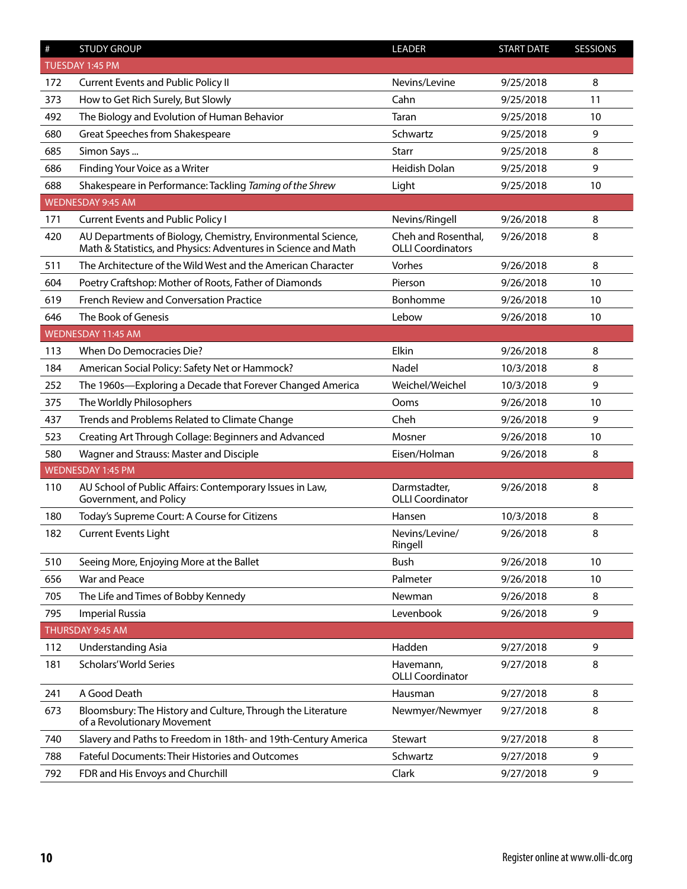| # | STUDY GROUP | LEADER | START DATE | SESSIONS |
|---|---|---|---|---|
| TUESDAY 1:45 PM | | | | |
| 172 | Current Events and Public Policy II | Nevins/Levine | 9/25/2018 | 8 |
| 373 | How to Get Rich Surely, But Slowly | Cahn | 9/25/2018 | 11 |
| 492 | The Biology and Evolution of Human Behavior | Taran | 9/25/2018 | 10 |
| 680 | Great Speeches from Shakespeare | Schwartz | 9/25/2018 | 9 |
| 685 | Simon Says ... | Starr | 9/25/2018 | 8 |
| 686 | Finding Your Voice as a Writer | Heidish Dolan | 9/25/2018 | 9 |
| 688 | Shakespeare in Performance: Tackling *Taming of the Shrew* | Light | 9/25/2018 | 10 |
| WEDNESDAY 9:45 AM | | | | |
| 171 | Current Events and Public Policy I | Nevins/Ringell | 9/26/2018 | 8 |
| 420 | AU Departments of Biology, Chemistry, Environmental Science, Math & Statistics, and Physics: Adventures in Science and Math | Cheh and Rosenthal, OLLI Coordinators | 9/26/2018 | 8 |
| 511 | The Architecture of the Wild West and the American Character | Vorhes | 9/26/2018 | 8 |
| 604 | Poetry Craftshop: Mother of Roots, Father of Diamonds | Pierson | 9/26/2018 | 10 |
| 619 | French Review and Conversation Practice | Bonhomme | 9/26/2018 | 10 |
| 646 | The Book of Genesis | Lebow | 9/26/2018 | 10 |
| WEDNESDAY 11:45 AM | | | | |
| 113 | When Do Democracies Die? | Elkin | 9/26/2018 | 8 |
| 184 | American Social Policy: Safety Net or Hammock? | Nadel | 10/3/2018 | 8 |
| 252 | The 1960s—Exploring a Decade that Forever Changed America | Weichel/Weichel | 10/3/2018 | 9 |
| 375 | The Worldly Philosophers | Ooms | 9/26/2018 | 10 |
| 437 | Trends and Problems Related to Climate Change | Cheh | 9/26/2018 | 9 |
| 523 | Creating Art Through Collage: Beginners and Advanced | Mosner | 9/26/2018 | 10 |
| 580 | Wagner and Strauss: Master and Disciple | Eisen/Holman | 9/26/2018 | 8 |
| WEDNESDAY 1:45 PM | | | | |
| 110 | AU School of Public Affairs: Contemporary Issues in Law, Government, and Policy | Darmstadter, OLLI Coordinator | 9/26/2018 | 8 |
| 180 | Today's Supreme Court: A Course for Citizens | Hansen | 10/3/2018 | 8 |
| 182 | Current Events Light | Nevins/Levine/ Ringell | 9/26/2018 | 8 |
| 510 | Seeing More, Enjoying More at the Ballet | Bush | 9/26/2018 | 10 |
| 656 | War and Peace | Palmeter | 9/26/2018 | 10 |
| 705 | The Life and Times of Bobby Kennedy | Newman | 9/26/2018 | 8 |
| 795 | Imperial Russia | Levenbook | 9/26/2018 | 9 |
| THURSDAY 9:45 AM | | | | |
| 112 | Understanding Asia | Hadden | 9/27/2018 | 9 |
| 181 | Scholars' World Series | Havemann, OLLI Coordinator | 9/27/2018 | 8 |
| 241 | A Good Death | Hausman | 9/27/2018 | 8 |
| 673 | Bloomsbury: The History and Culture, Through the Literature of a Revolutionary Movement | Newmyer/Newmyer | 9/27/2018 | 8 |
| 740 | Slavery and Paths to Freedom in 18th- and 19th-Century America | Stewart | 9/27/2018 | 8 |
| 788 | Fateful Documents: Their Histories and Outcomes | Schwartz | 9/27/2018 | 9 |
| 792 | FDR and His Envoys and Churchill | Clark | 9/27/2018 | 9 |

Register online at www.olli-dc.org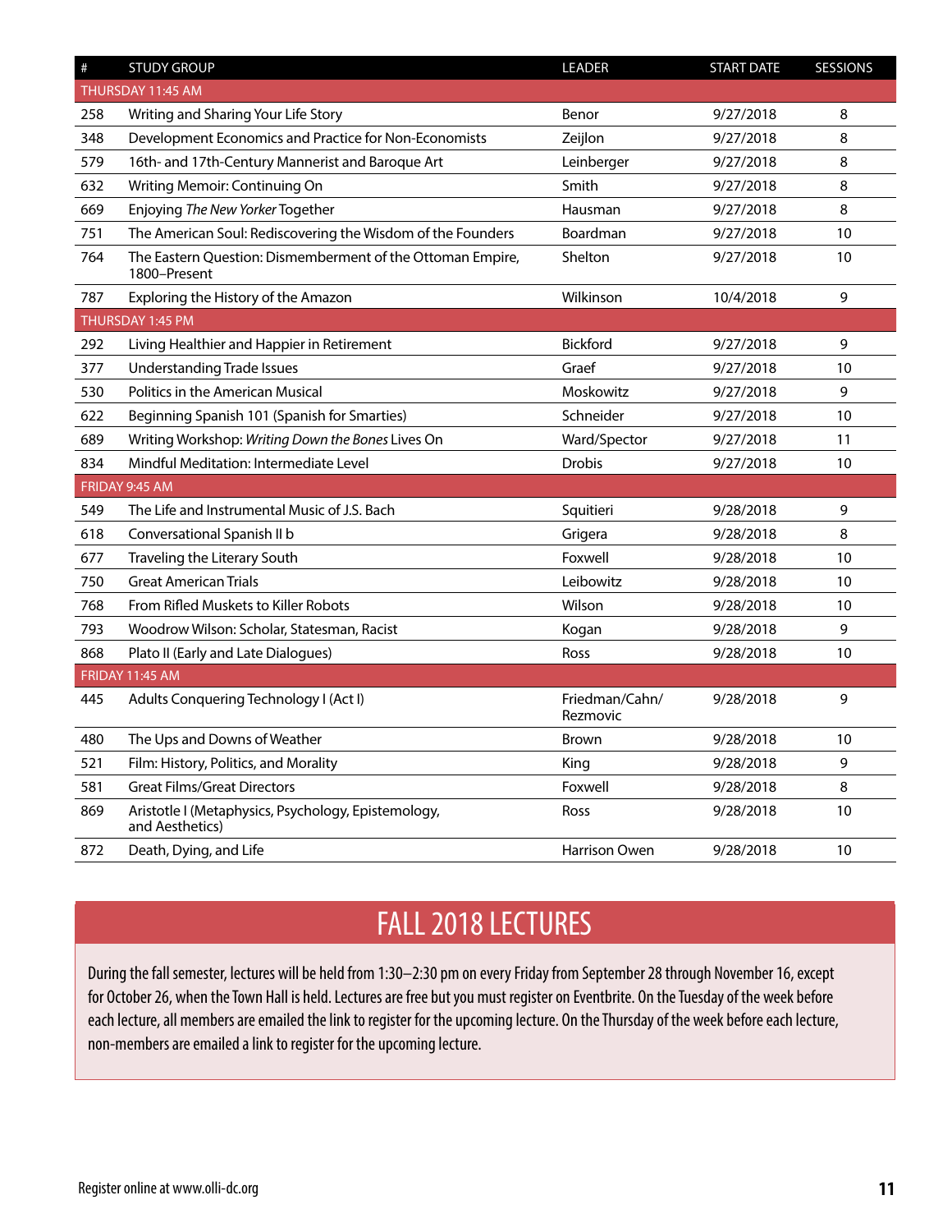| # | STUDY GROUP | LEADER | START DATE | SESSIONS |
|---|---|---|---|---|
| THURSDAY 11:45 AM | | | | |
| 258 | Writing and Sharing Your Life Story | Benor | 9/27/2018 | 8 |
| 348 | Development Economics and Practice for Non-Economists | Zeijlon | 9/27/2018 | 8 |
| 579 | 16th- and 17th-Century Mannerist and Baroque Art | Leinberger | 9/27/2018 | 8 |
| 632 | Writing Memoir: Continuing On | Smith | 9/27/2018 | 8 |
| 669 | Enjoying *The New Yorker* Together | Hausman | 9/27/2018 | 8 |
| 751 | The American Soul: Rediscovering the Wisdom of the Founders | Boardman | 9/27/2018 | 10 |
| 764 | The Eastern Question: Dismemberment of the Ottoman Empire, 1800–Present | Shelton | 9/27/2018 | 10 |
| 787 | Exploring the History of the Amazon | Wilkinson | 10/4/2018 | 9 |
| THURSDAY 1:45 PM | | | | |
| 292 | Living Healthier and Happier in Retirement | Bickford | 9/27/2018 | 9 |
| 377 | Understanding Trade Issues | Graef | 9/27/2018 | 10 |
| 530 | Politics in the American Musical | Moskowitz | 9/27/2018 | 9 |
| 622 | Beginning Spanish 101 (Spanish for Smarties) | Schneider | 9/27/2018 | 10 |
| 689 | Writing Workshop: *Writing Down the Bones* Lives On | Ward/Spector | 9/27/2018 | 11 |
| 834 | Mindful Meditation: Intermediate Level | Drobis | 9/27/2018 | 10 |
| FRIDAY 9:45 AM | | | | |
| 549 | The Life and Instrumental Music of J.S. Bach | Squitieri | 9/28/2018 | 9 |
| 618 | Conversational Spanish II b | Grigera | 9/28/2018 | 8 |
| 677 | Traveling the Literary South | Foxwell | 9/28/2018 | 10 |
| 750 | Great American Trials | Leibowitz | 9/28/2018 | 10 |
| 768 | From Rifled Muskets to Killer Robots | Wilson | 9/28/2018 | 10 |
| 793 | Woodrow Wilson: Scholar, Statesman, Racist | Kogan | 9/28/2018 | 9 |
| 868 | Plato II (Early and Late Dialogues) | Ross | 9/28/2018 | 10 |
| FRIDAY 11:45 AM | | | | |
| 445 | Adults Conquering Technology I (Act I) | Friedman/Cahn/Rezmovic | 9/28/2018 | 9 |
| 480 | The Ups and Downs of Weather | Brown | 9/28/2018 | 10 |
| 521 | Film: History, Politics, and Morality | King | 9/28/2018 | 9 |
| 581 | Great Films/Great Directors | Foxwell | 9/28/2018 | 8 |
| 869 | Aristotle I (Metaphysics, Psychology, Epistemology, and Aesthetics) | Ross | 9/28/2018 | 10 |
| 872 | Death, Dying, and Life | Harrison Owen | 9/28/2018 | 10 |

## FALL 2018 LECTURES

During the fall semester, lectures will be held from 1:30–2:30 pm on every Friday from September 28 through November 16, except for October 26, when the Town Hall is held. Lectures are free but you must register on Eventbrite. On the Tuesday of the week before each lecture, all members are emailed the link to register for the upcoming lecture. On the Thursday of the week before each lecture, non-members are emailed a link to register for the upcoming lecture.

Register online at www.olli-dc.org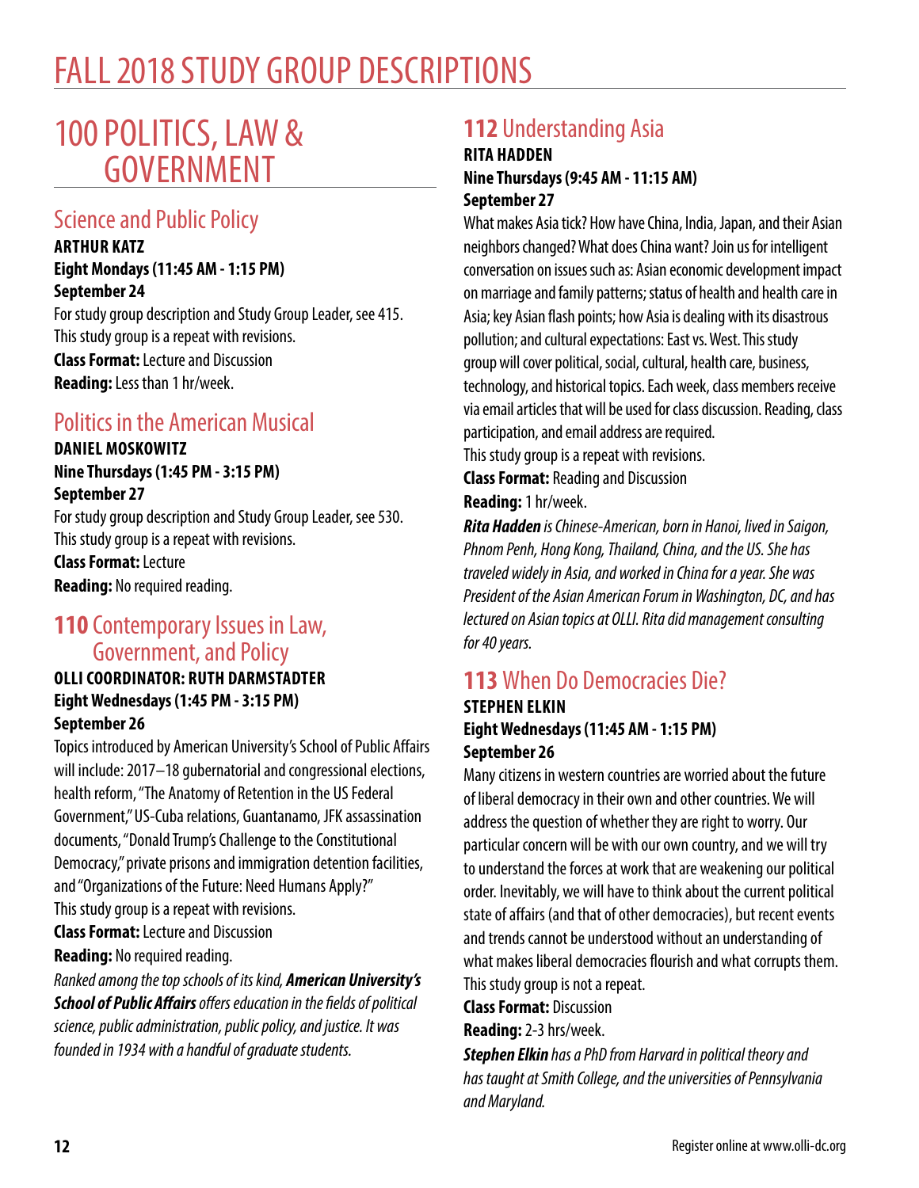# FALL 2018 STUDY GROUP DESCRIPTIONS

## 100 POLITICS, LAW & GOVERNMENT

### Science and Public Policy

**ARTHUR KATZ**
**Eight Mondays (11:45 AM - 1:15 PM)**
**September 24**

For study group description and Study Group Leader, see 415.
This study group is a repeat with revisions.

**Class Format:** Lecture and Discussion
**Reading:** Less than 1 hr/week.

### Politics in the American Musical

**DANIEL MOSKOWITZ**
**Nine Thursdays (1:45 PM - 3:15 PM)**
**September 27**

For study group description and Study Group Leader, see 530.
This study group is a repeat with revisions.

**Class Format:** Lecture
**Reading:** No required reading.

### **110** Contemporary Issues in Law, Government, and Policy

**OLLI COORDINATOR: RUTH DARMSTADTER**
**Eight Wednesdays (1:45 PM - 3:15 PM)**
**September 26**

Topics introduced by American University's School of Public Affairs will include: 2017–18 gubernatorial and congressional elections, health reform, "The Anatomy of Retention in the US Federal Government," US-Cuba relations, Guantanamo, JFK assassination documents, "Donald Trump's Challenge to the Constitutional Democracy," private prisons and immigration detention facilities, and "Organizations of the Future: Need Humans Apply?"
This study group is a repeat with revisions.

**Class Format:** Lecture and Discussion
**Reading:** No required reading.

*Ranked among the top schools of its kind, **American University's School of Public Affairs** offers education in the fields of political science, public administration, public policy, and justice. It was founded in 1934 with a handful of graduate students.*

### **112** Understanding Asia

**RITA HADDEN**
**Nine Thursdays (9:45 AM - 11:15 AM)**
**September 27**

What makes Asia tick? How have China, India, Japan, and their Asian neighbors changed? What does China want? Join us for intelligent conversation on issues such as: Asian economic development impact on marriage and family patterns; status of health and health care in Asia; key Asian flash points; how Asia is dealing with its disastrous pollution; and cultural expectations: East vs. West. This study group will cover political, social, cultural, health care, business, technology, and historical topics. Each week, class members receive via email articles that will be used for class discussion. Reading, class participation, and email address are required.
This study group is a repeat with revisions.

**Class Format:** Reading and Discussion
**Reading:** 1 hr/week.

***Rita Hadden** is Chinese-American, born in Hanoi, lived in Saigon, Phnom Penh, Hong Kong, Thailand, China, and the US. She has traveled widely in Asia, and worked in China for a year. She was President of the Asian American Forum in Washington, DC, and has lectured on Asian topics at OLLI. Rita did management consulting for 40 years.*

### **113** When Do Democracies Die?

**STEPHEN ELKIN**
**Eight Wednesdays (11:45 AM - 1:15 PM)**
**September 26**

Many citizens in western countries are worried about the future of liberal democracy in their own and other countries. We will address the question of whether they are right to worry. Our particular concern will be with our own country, and we will try to understand the forces at work that are weakening our political order. Inevitably, we will have to think about the current political state of affairs (and that of other democracies), but recent events and trends cannot be understood without an understanding of what makes liberal democracies flourish and what corrupts them.
This study group is not a repeat.

**Class Format:** Discussion
**Reading:** 2-3 hrs/week.

***Stephen Elkin** has a PhD from Harvard in political theory and has taught at Smith College, and the universities of Pennsylvania and Maryland.*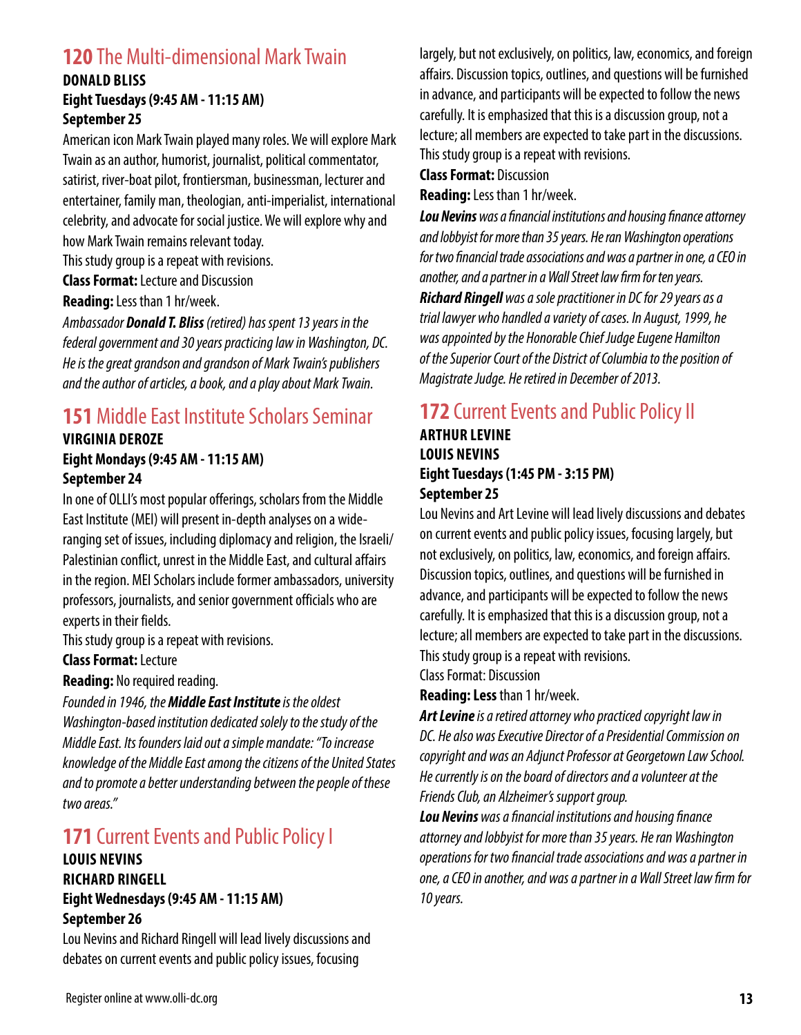## **120** The Multi-dimensional Mark Twain

**DONALD BLISS**
**Eight Tuesdays (9:45 AM - 11:15 AM)**
**September 25**

American icon Mark Twain played many roles. We will explore Mark Twain as an author, humorist, journalist, political commentator, satirist, river-boat pilot, frontiersman, businessman, lecturer and entertainer, family man, theologian, anti-imperialist, international celebrity, and advocate for social justice. We will explore why and how Mark Twain remains relevant today.

This study group is a repeat with revisions.

**Class Format:** Lecture and Discussion

**Reading:** Less than 1 hr/week.

*Ambassador **Donald T. Bliss** (retired) has spent 13 years in the federal government and 30 years practicing law in Washington, DC. He is the great grandson and grandson of Mark Twain's publishers and the author of articles, a book, and a play about Mark Twain.*

## **151** Middle East Institute Scholars Seminar

**VIRGINIA DEROZE**
**Eight Mondays (9:45 AM - 11:15 AM)**
**September 24**

In one of OLLI's most popular offerings, scholars from the Middle East Institute (MEI) will present in-depth analyses on a wide-ranging set of issues, including diplomacy and religion, the Israeli/Palestinian conflict, unrest in the Middle East, and cultural affairs in the region. MEI Scholars include former ambassadors, university professors, journalists, and senior government officials who are experts in their fields.

This study group is a repeat with revisions.

**Class Format:** Lecture

**Reading:** No required reading.

*Founded in 1946, the **Middle East Institute** is the oldest Washington-based institution dedicated solely to the study of the Middle East. Its founders laid out a simple mandate: "To increase knowledge of the Middle East among the citizens of the United States and to promote a better understanding between the people of these two areas."*

## **171** Current Events and Public Policy I

**LOUIS NEVINS**
**RICHARD RINGELL**
**Eight Wednesdays (9:45 AM - 11:15 AM)**
**September 26**

Lou Nevins and Richard Ringell will lead lively discussions and debates on current events and public policy issues, focusing largely, but not exclusively, on politics, law, economics, and foreign affairs. Discussion topics, outlines, and questions will be furnished in advance, and participants will be expected to follow the news carefully. It is emphasized that this is a discussion group, not a lecture; all members are expected to take part in the discussions.

This study group is a repeat with revisions.

**Class Format:** Discussion

**Reading:** Less than 1 hr/week.

***Lou Nevins** was a financial institutions and housing finance attorney and lobbyist for more than 35 years. He ran Washington operations for two financial trade associations and was a partner in one, a CEO in another, and a partner in a Wall Street law firm for ten years.*

***Richard Ringell** was a sole practitioner in DC for 29 years as a trial lawyer who handled a variety of cases. In August, 1999, he was appointed by the Honorable Chief Judge Eugene Hamilton of the Superior Court of the District of Columbia to the position of Magistrate Judge. He retired in December of 2013.*

## **172** Current Events and Public Policy II

**ARTHUR LEVINE**
**LOUIS NEVINS**
**Eight Tuesdays (1:45 PM - 3:15 PM)**
**September 25**

Lou Nevins and Art Levine will lead lively discussions and debates on current events and public policy issues, focusing largely, but not exclusively, on politics, law, economics, and foreign affairs. Discussion topics, outlines, and questions will be furnished in advance, and participants will be expected to follow the news carefully. It is emphasized that this is a discussion group, not a lecture; all members are expected to take part in the discussions.

This study group is a repeat with revisions.

Class Format: Discussion

**Reading: Less** than 1 hr/week.

***Art Levine** is a retired attorney who practiced copyright law in DC. He also was Executive Director of a Presidential Commission on copyright and was an Adjunct Professor at Georgetown Law School. He currently is on the board of directors and a volunteer at the Friends Club, an Alzheimer's support group.*

***Lou Nevins** was a financial institutions and housing finance attorney and lobbyist for more than 35 years. He ran Washington operations for two financial trade associations and was a partner in one, a CEO in another, and was a partner in a Wall Street law firm for 10 years.*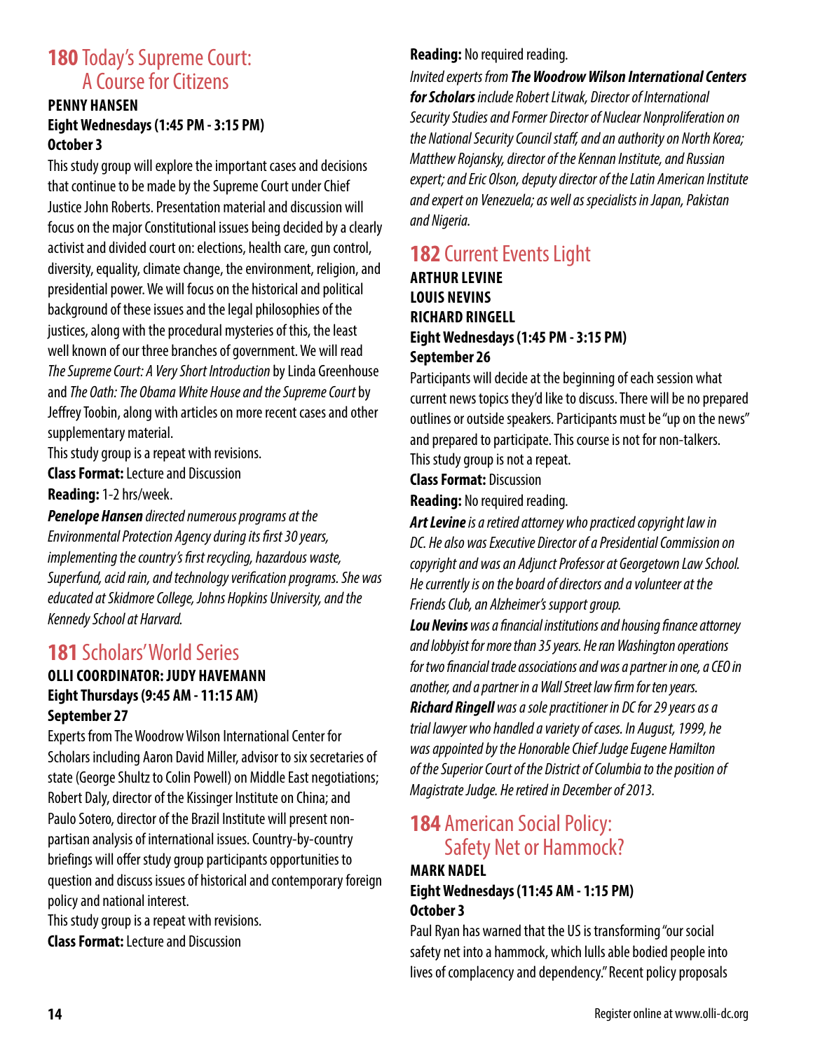## 180 Today's Supreme Court: A Course for Citizens

**PENNY HANSEN**
**Eight Wednesdays (1:45 PM - 3:15 PM)**
**October 3**

This study group will explore the important cases and decisions that continue to be made by the Supreme Court under Chief Justice John Roberts. Presentation material and discussion will focus on the major Constitutional issues being decided by a clearly activist and divided court on: elections, health care, gun control, diversity, equality, climate change, the environment, religion, and presidential power. We will focus on the historical and political background of these issues and the legal philosophies of the justices, along with the procedural mysteries of this, the least well known of our three branches of government. We will read *The Supreme Court: A Very Short Introduction* by Linda Greenhouse and *The Oath: The Obama White House and the Supreme Court* by Jeffrey Toobin, along with articles on more recent cases and other supplementary material.

This study group is a repeat with revisions.

**Class Format:** Lecture and Discussion

**Reading:** 1-2 hrs/week.

***Penelope Hansen** directed numerous programs at the Environmental Protection Agency during its first 30 years, implementing the country's first recycling, hazardous waste, Superfund, acid rain, and technology verification programs. She was educated at Skidmore College, Johns Hopkins University, and the Kennedy School at Harvard.*

## 181 Scholars' World Series

**OLLI COORDINATOR: JUDY HAVEMANN**
**Eight Thursdays (9:45 AM - 11:15 AM)**
**September 27**

Experts from The Woodrow Wilson International Center for Scholars including Aaron David Miller, advisor to six secretaries of state (George Shultz to Colin Powell) on Middle East negotiations; Robert Daly, director of the Kissinger Institute on China; and Paulo Sotero, director of the Brazil Institute will present non-partisan analysis of international issues. Country-by-country briefings will offer study group participants opportunities to question and discuss issues of historical and contemporary foreign policy and national interest.

This study group is a repeat with revisions.

**Class Format:** Lecture and Discussion

**Reading:** No required reading.

*Invited experts from **The Woodrow Wilson International Centers for Scholars** include Robert Litwak, Director of International Security Studies and Former Director of Nuclear Nonproliferation on the National Security Council staff, and an authority on North Korea; Matthew Rojansky, director of the Kennan Institute, and Russian expert; and Eric Olson, deputy director of the Latin American Institute and expert on Venezuela; as well as specialists in Japan, Pakistan and Nigeria.*

## 182 Current Events Light

**ARTHUR LEVINE**
**LOUIS NEVINS**
**RICHARD RINGELL**
**Eight Wednesdays (1:45 PM - 3:15 PM)**
**September 26**

Participants will decide at the beginning of each session what current news topics they'd like to discuss. There will be no prepared outlines or outside speakers. Participants must be "up on the news" and prepared to participate. This course is not for non-talkers.

This study group is not a repeat.

**Class Format:** Discussion

**Reading:** No required reading.

***Art Levine** is a retired attorney who practiced copyright law in DC. He also was Executive Director of a Presidential Commission on copyright and was an Adjunct Professor at Georgetown Law School. He currently is on the board of directors and a volunteer at the Friends Club, an Alzheimer's support group.*

***Lou Nevins** was a financial institutions and housing finance attorney and lobbyist for more than 35 years. He ran Washington operations for two financial trade associations and was a partner in one, a CEO in another, and a partner in a Wall Street law firm for ten years.*

***Richard Ringell** was a sole practitioner in DC for 29 years as a trial lawyer who handled a variety of cases. In August, 1999, he was appointed by the Honorable Chief Judge Eugene Hamilton of the Superior Court of the District of Columbia to the position of Magistrate Judge. He retired in December of 2013.*

## 184 American Social Policy: Safety Net or Hammock?

**MARK NADEL**
**Eight Wednesdays (11:45 AM - 1:15 PM)**
**October 3**

Paul Ryan has warned that the US is transforming "our social safety net into a hammock, which lulls able bodied people into lives of complacency and dependency." Recent policy proposals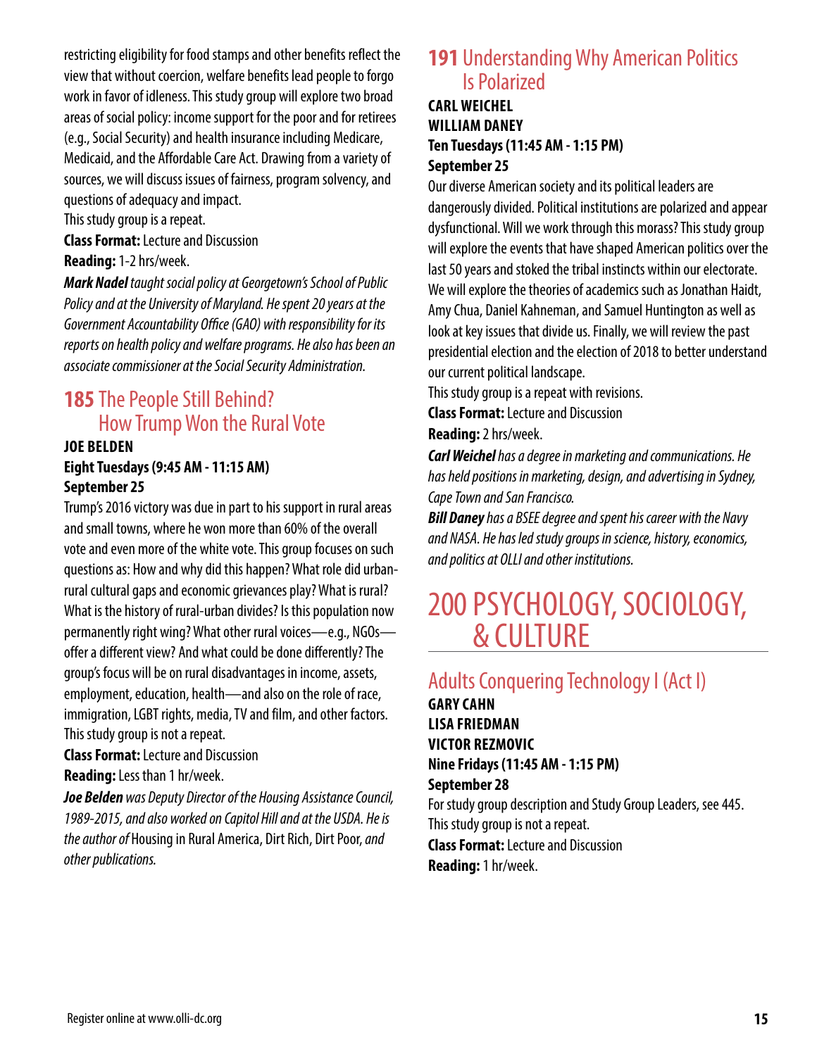restricting eligibility for food stamps and other benefits reflect the view that without coercion, welfare benefits lead people to forgo work in favor of idleness. This study group will explore two broad areas of social policy: income support for the poor and for retirees (e.g., Social Security) and health insurance including Medicare, Medicaid, and the Affordable Care Act. Drawing from a variety of sources, we will discuss issues of fairness, program solvency, and questions of adequacy and impact.

This study group is a repeat.

**Class Format:** Lecture and Discussion

**Reading:** 1-2 hrs/week.

***Mark Nadel*** *taught social policy at Georgetown's School of Public Policy and at the University of Maryland. He spent 20 years at the Government Accountability Office (GAO) with responsibility for its reports on health policy and welfare programs. He also has been an associate commissioner at the Social Security Administration.*

## 185 The People Still Behind? How Trump Won the Rural Vote

**JOE BELDEN**

**Eight Tuesdays (9:45 AM - 11:15 AM)**

**September 25**

Trump's 2016 victory was due in part to his support in rural areas and small towns, where he won more than 60% of the overall vote and even more of the white vote. This group focuses on such questions as: How and why did this happen? What role did urban-rural cultural gaps and economic grievances play? What is rural? What is the history of rural-urban divides? Is this population now permanently right wing? What other rural voices—e.g., NGOs—offer a different view? And what could be done differently? The group's focus will be on rural disadvantages in income, assets, employment, education, health—and also on the role of race, immigration, LGBT rights, media, TV and film, and other factors.

This study group is not a repeat.

**Class Format:** Lecture and Discussion

**Reading:** Less than 1 hr/week.

***Joe Belden*** *was Deputy Director of the Housing Assistance Council, 1989-2015, and also worked on Capitol Hill and at the USDA. He is the author of* Housing in Rural America, Dirt Rich, Dirt Poor, *and other publications.*

## 191 Understanding Why American Politics Is Polarized

**CARL WEICHEL**

**WILLIAM DANEY**

**Ten Tuesdays (11:45 AM - 1:15 PM)**

**September 25**

Our diverse American society and its political leaders are dangerously divided. Political institutions are polarized and appear dysfunctional. Will we work through this morass? This study group will explore the events that have shaped American politics over the last 50 years and stoked the tribal instincts within our electorate. We will explore the theories of academics such as Jonathan Haidt, Amy Chua, Daniel Kahneman, and Samuel Huntington as well as look at key issues that divide us. Finally, we will review the past presidential election and the election of 2018 to better understand our current political landscape.

This study group is a repeat with revisions.

**Class Format:** Lecture and Discussion

**Reading:** 2 hrs/week.

***Carl Weichel*** *has a degree in marketing and communications. He has held positions in marketing, design, and advertising in Sydney, Cape Town and San Francisco.*

***Bill Daney*** *has a BSEE degree and spent his career with the Navy and NASA. He has led study groups in science, history, economics, and politics at OLLI and other institutions.*

# 200 PSYCHOLOGY, SOCIOLOGY, & CULTURE

## Adults Conquering Technology I (Act I)

**GARY CAHN**

**LISA FRIEDMAN**

**VICTOR REZMOVIC**

**Nine Fridays (11:45 AM - 1:15 PM)**

**September 28**

For study group description and Study Group Leaders, see 445.

This study group is not a repeat.

**Class Format:** Lecture and Discussion

**Reading:** 1 hr/week.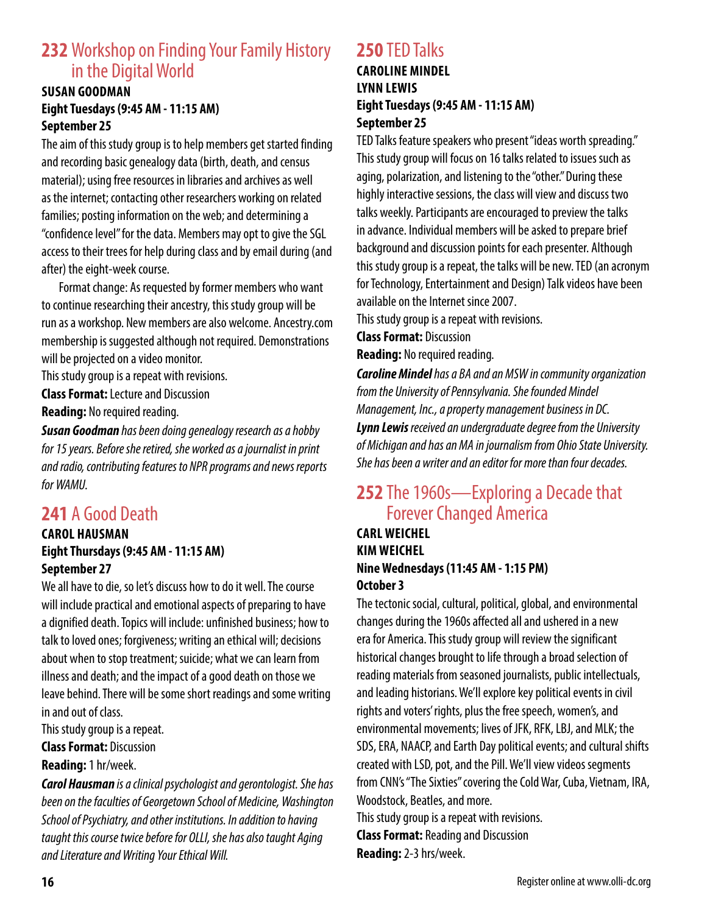## 232 Workshop on Finding Your Family History in the Digital World

**SUSAN GOODMAN**
**Eight Tuesdays (9:45 AM - 11:15 AM)**
**September 25**

The aim of this study group is to help members get started finding and recording basic genealogy data (birth, death, and census material); using free resources in libraries and archives as well as the internet; contacting other researchers working on related families; posting information on the web; and determining a "confidence level" for the data. Members may opt to give the SGL access to their trees for help during class and by email during (and after) the eight-week course.

Format change: As requested by former members who want to continue researching their ancestry, this study group will be run as a workshop. New members are also welcome. Ancestry.com membership is suggested although not required. Demonstrations will be projected on a video monitor.

This study group is a repeat with revisions.

**Class Format:** Lecture and Discussion

**Reading:** No required reading.

***Susan Goodman*** *has been doing genealogy research as a hobby for 15 years. Before she retired, she worked as a journalist in print and radio, contributing features to NPR programs and news reports for WAMU.*

## 241 A Good Death

**CAROL HAUSMAN**
**Eight Thursdays (9:45 AM - 11:15 AM)**
**September 27**

We all have to die, so let's discuss how to do it well. The course will include practical and emotional aspects of preparing to have a dignified death. Topics will include: unfinished business; how to talk to loved ones; forgiveness; writing an ethical will; decisions about when to stop treatment; suicide; what we can learn from illness and death; and the impact of a good death on those we leave behind. There will be some short readings and some writing in and out of class.

This study group is a repeat.

**Class Format:** Discussion

**Reading:** 1 hr/week.

***Carol Hausman*** *is a clinical psychologist and gerontologist. She has been on the faculties of Georgetown School of Medicine, Washington School of Psychiatry, and other institutions. In addition to having taught this course twice before for OLLI, she has also taught Aging and Literature and Writing Your Ethical Will.*

## 250 TED Talks

**CAROLINE MINDEL**
**LYNN LEWIS**
**Eight Tuesdays (9:45 AM - 11:15 AM)**
**September 25**

TED Talks feature speakers who present "ideas worth spreading." This study group will focus on 16 talks related to issues such as aging, polarization, and listening to the "other." During these highly interactive sessions, the class will view and discuss two talks weekly. Participants are encouraged to preview the talks in advance. Individual members will be asked to prepare brief background and discussion points for each presenter. Although this study group is a repeat, the talks will be new. TED (an acronym for Technology, Entertainment and Design) Talk videos have been available on the Internet since 2007.

This study group is a repeat with revisions.

**Class Format:** Discussion

**Reading:** No required reading.

***Caroline Mindel*** *has a BA and an MSW in community organization from the University of Pennsylvania. She founded Mindel Management, Inc., a property management business in DC.*

***Lynn Lewis*** *received an undergraduate degree from the University of Michigan and has an MA in journalism from Ohio State University. She has been a writer and an editor for more than four decades.*

## 252 The 1960s—Exploring a Decade that Forever Changed America

**CARL WEICHEL**
**KIM WEICHEL**
**Nine Wednesdays (11:45 AM - 1:15 PM)**
**October 3**

The tectonic social, cultural, political, global, and environmental changes during the 1960s affected all and ushered in a new era for America. This study group will review the significant historical changes brought to life through a broad selection of reading materials from seasoned journalists, public intellectuals, and leading historians. We'll explore key political events in civil rights and voters' rights, plus the free speech, women's, and environmental movements; lives of JFK, RFK, LBJ, and MLK; the SDS, ERA, NAACP, and Earth Day political events; and cultural shifts created with LSD, pot, and the Pill. We'll view videos segments from CNN's "The Sixties" covering the Cold War, Cuba, Vietnam, IRA, Woodstock, Beatles, and more.

This study group is a repeat with revisions.

**Class Format:** Reading and Discussion

**Reading:** 2-3 hrs/week.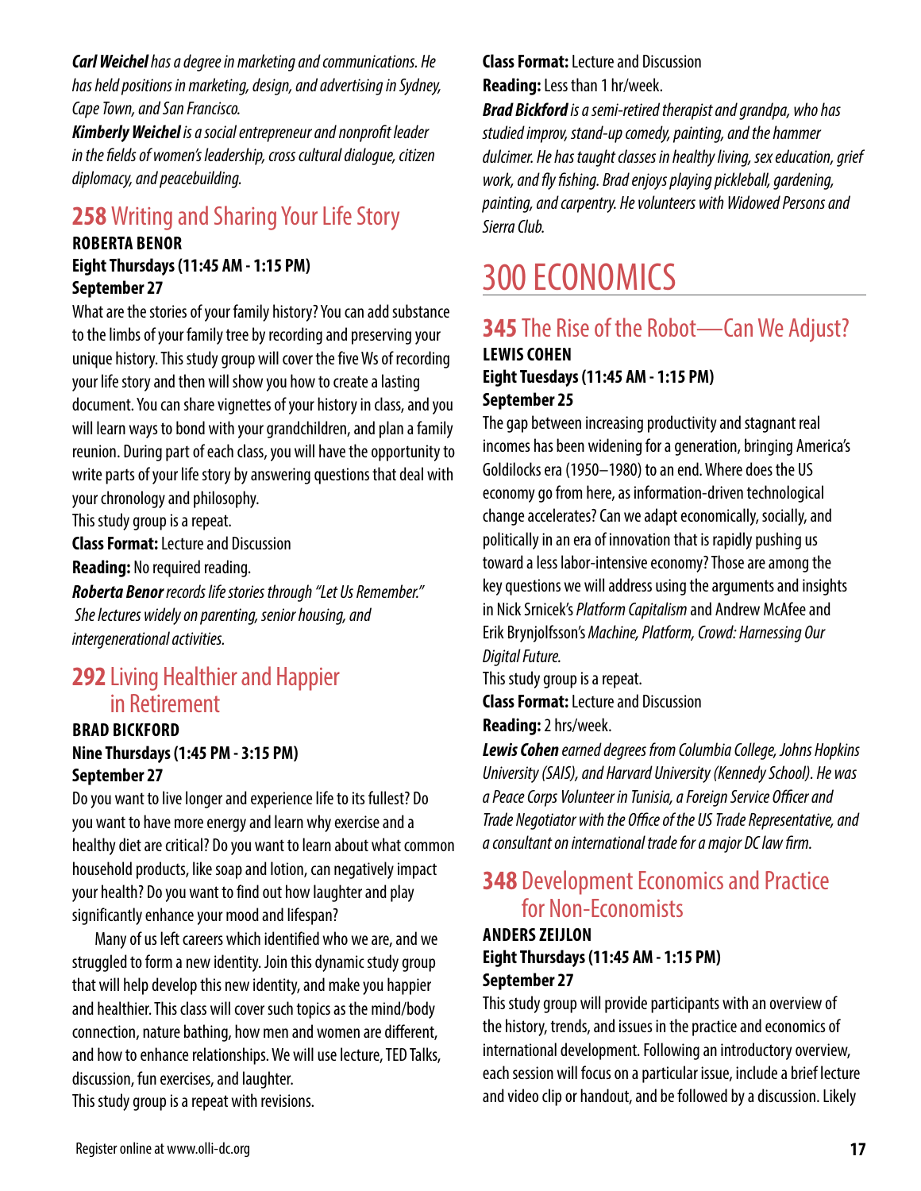***Carl Weichel*** *has a degree in marketing and communications. He has held positions in marketing, design, and advertising in Sydney, Cape Town, and San Francisco.*

***Kimberly Weichel*** *is a social entrepreneur and nonprofit leader in the fields of women's leadership, cross cultural dialogue, citizen diplomacy, and peacebuilding.*

## **258** Writing and Sharing Your Life Story

**ROBERTA BENOR**
**Eight Thursdays (11:45 AM - 1:15 PM)**
**September 27**

What are the stories of your family history? You can add substance to the limbs of your family tree by recording and preserving your unique history. This study group will cover the five Ws of recording your life story and then will show you how to create a lasting document. You can share vignettes of your history in class, and you will learn ways to bond with your grandchildren, and plan a family reunion. During part of each class, you will have the opportunity to write parts of your life story by answering questions that deal with your chronology and philosophy.

This study group is a repeat.

**Class Format:** Lecture and Discussion

**Reading:** No required reading.

***Roberta Benor*** *records life stories through "Let Us Remember." She lectures widely on parenting, senior housing, and intergenerational activities.*

## **292** Living Healthier and Happier in Retirement

**BRAD BICKFORD**
**Nine Thursdays (1:45 PM - 3:15 PM)**
**September 27**

Do you want to live longer and experience life to its fullest? Do you want to have more energy and learn why exercise and a healthy diet are critical? Do you want to learn about what common household products, like soap and lotion, can negatively impact your health? Do you want to find out how laughter and play significantly enhance your mood and lifespan?

Many of us left careers which identified who we are, and we struggled to form a new identity. Join this dynamic study group that will help develop this new identity, and make you happier and healthier. This class will cover such topics as the mind/body connection, nature bathing, how men and women are different, and how to enhance relationships. We will use lecture, TED Talks, discussion, fun exercises, and laughter.

This study group is a repeat with revisions.

**Class Format:** Lecture and Discussion

**Reading:** Less than 1 hr/week.

***Brad Bickford*** *is a semi-retired therapist and grandpa, who has studied improv, stand-up comedy, painting, and the hammer dulcimer. He has taught classes in healthy living, sex education, grief work, and fly fishing. Brad enjoys playing pickleball, gardening, painting, and carpentry. He volunteers with Widowed Persons and Sierra Club.*

# 300 ECONOMICS

## **345** The Rise of the Robot—Can We Adjust?

**LEWIS COHEN**
**Eight Tuesdays (11:45 AM - 1:15 PM)**
**September 25**

The gap between increasing productivity and stagnant real incomes has been widening for a generation, bringing America's Goldilocks era (1950–1980) to an end. Where does the US economy go from here, as information-driven technological change accelerates? Can we adapt economically, socially, and politically in an era of innovation that is rapidly pushing us toward a less labor-intensive economy? Those are among the key questions we will address using the arguments and insights in Nick Srnicek's *Platform Capitalism* and Andrew McAfee and Erik Brynjolfsson's *Machine, Platform, Crowd: Harnessing Our Digital Future.*

This study group is a repeat.

**Class Format:** Lecture and Discussion

**Reading:** 2 hrs/week.

***Lewis Cohen*** *earned degrees from Columbia College, Johns Hopkins University (SAIS), and Harvard University (Kennedy School). He was a Peace Corps Volunteer in Tunisia, a Foreign Service Officer and Trade Negotiator with the Office of the US Trade Representative, and a consultant on international trade for a major DC law firm.*

## **348** Development Economics and Practice for Non-Economists

**ANDERS ZEIJLON**
**Eight Thursdays (11:45 AM - 1:15 PM)**
**September 27**

This study group will provide participants with an overview of the history, trends, and issues in the practice and economics of international development. Following an introductory overview, each session will focus on a particular issue, include a brief lecture and video clip or handout, and be followed by a discussion. Likely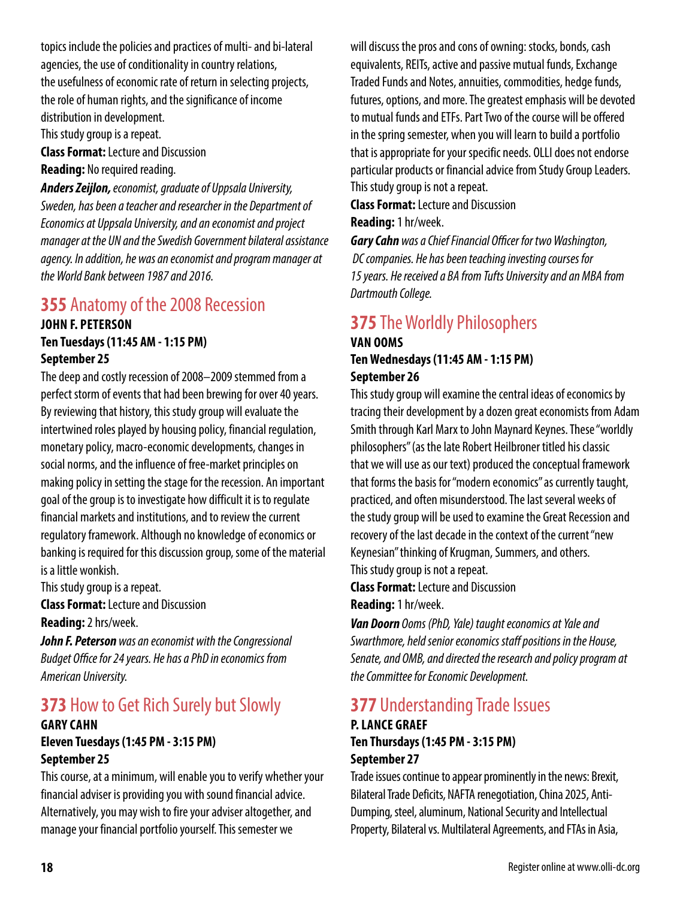topics include the policies and practices of multi- and bi-lateral agencies, the use of conditionality in country relations, the usefulness of economic rate of return in selecting projects, the role of human rights, and the significance of income distribution in development.

This study group is a repeat.

**Class Format:** Lecture and Discussion

**Reading:** No required reading.

***Anders Zeijlon,*** *economist, graduate of Uppsala University, Sweden, has been a teacher and researcher in the Department of Economics at Uppsala University, and an economist and project manager at the UN and the Swedish Government bilateral assistance agency. In addition, he was an economist and program manager at the World Bank between 1987 and 2016.*

## **355** Anatomy of the 2008 Recession

**JOHN F. PETERSON**
**Ten Tuesdays (11:45 AM - 1:15 PM)**
**September 25**

The deep and costly recession of 2008–2009 stemmed from a perfect storm of events that had been brewing for over 40 years. By reviewing that history, this study group will evaluate the intertwined roles played by housing policy, financial regulation, monetary policy, macro-economic developments, changes in social norms, and the influence of free-market principles on making policy in setting the stage for the recession. An important goal of the group is to investigate how difficult it is to regulate financial markets and institutions, and to review the current regulatory framework. Although no knowledge of economics or banking is required for this discussion group, some of the material is a little wonkish.

This study group is a repeat.

**Class Format:** Lecture and Discussion

**Reading:** 2 hrs/week.

***John F. Peterson*** *was an economist with the Congressional Budget Office for 24 years. He has a PhD in economics from American University.*

## **373** How to Get Rich Surely but Slowly

**GARY CAHN**
**Eleven Tuesdays (1:45 PM - 3:15 PM)**
**September 25**

This course, at a minimum, will enable you to verify whether your financial adviser is providing you with sound financial advice. Alternatively, you may wish to fire your adviser altogether, and manage your financial portfolio yourself. This semester we will discuss the pros and cons of owning: stocks, bonds, cash equivalents, REITs, active and passive mutual funds, Exchange Traded Funds and Notes, annuities, commodities, hedge funds, futures, options, and more. The greatest emphasis will be devoted to mutual funds and ETFs. Part Two of the course will be offered in the spring semester, when you will learn to build a portfolio that is appropriate for your specific needs. OLLI does not endorse particular products or financial advice from Study Group Leaders.

This study group is not a repeat.

**Class Format:** Lecture and Discussion

**Reading:** 1 hr/week.

***Gary Cahn*** *was a Chief Financial Officer for two Washington, DC companies. He has been teaching investing courses for 15 years. He received a BA from Tufts University and an MBA from Dartmouth College.*

## **375** The Worldly Philosophers

**VAN OOMS**
**Ten Wednesdays (11:45 AM - 1:15 PM)**
**September 26**

This study group will examine the central ideas of economics by tracing their development by a dozen great economists from Adam Smith through Karl Marx to John Maynard Keynes. These "worldly philosophers" (as the late Robert Heilbroner titled his classic that we will use as our text) produced the conceptual framework that forms the basis for "modern economics" as currently taught, practiced, and often misunderstood. The last several weeks of the study group will be used to examine the Great Recession and recovery of the last decade in the context of the current "new Keynesian" thinking of Krugman, Summers, and others.

This study group is not a repeat.

**Class Format:** Lecture and Discussion

**Reading:** 1 hr/week.

***Van Doorn*** *Ooms (PhD, Yale) taught economics at Yale and Swarthmore, held senior economics staff positions in the House, Senate, and OMB, and directed the research and policy program at the Committee for Economic Development.*

## **377** Understanding Trade Issues

**P. LANCE GRAEF**
**Ten Thursdays (1:45 PM - 3:15 PM)**
**September 27**

Trade issues continue to appear prominently in the news: Brexit, Bilateral Trade Deficits, NAFTA renegotiation, China 2025, Anti-Dumping, steel, aluminum, National Security and Intellectual Property, Bilateral vs. Multilateral Agreements, and FTAs in Asia,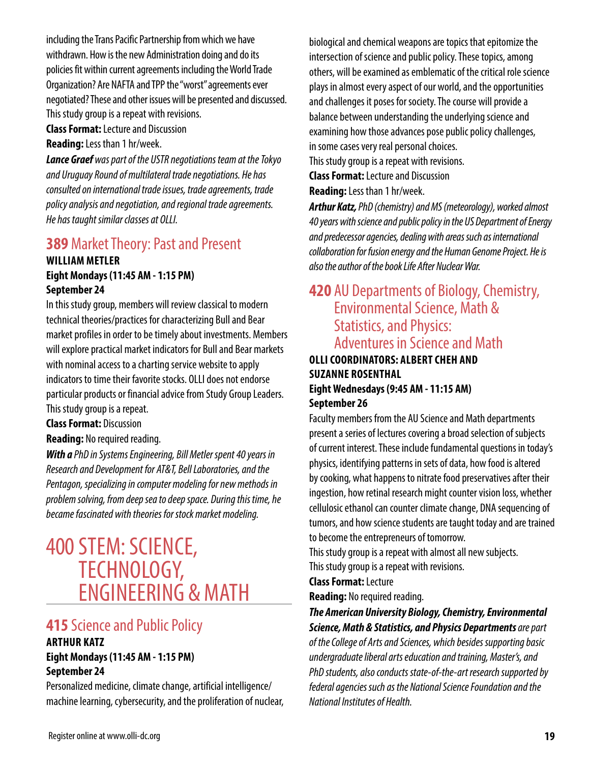including the Trans Pacific Partnership from which we have withdrawn. How is the new Administration doing and do its policies fit within current agreements including the World Trade Organization? Are NAFTA and TPP the "worst" agreements ever negotiated? These and other issues will be presented and discussed. This study group is a repeat with revisions.

**Class Format:** Lecture and Discussion

**Reading:** Less than 1 hr/week.

***Lance Graef*** *was part of the USTR negotiations team at the Tokyo and Uruguay Round of multilateral trade negotiations. He has consulted on international trade issues, trade agreements, trade policy analysis and negotiation, and regional trade agreements. He has taught similar classes at OLLI.*

## **389** Market Theory: Past and Present

**WILLIAM METLER**
**Eight Mondays (11:45 AM - 1:15 PM)**
**September 24**

In this study group, members will review classical to modern technical theories/practices for characterizing Bull and Bear market profiles in order to be timely about investments. Members will explore practical market indicators for Bull and Bear markets with nominal access to a charting service website to apply indicators to time their favorite stocks. OLLI does not endorse particular products or financial advice from Study Group Leaders. This study group is a repeat.

**Class Format:** Discussion

**Reading:** No required reading.

***With a*** *PhD in Systems Engineering, Bill Metler spent 40 years in Research and Development for AT&T, Bell Laboratories, and the Pentagon, specializing in computer modeling for new methods in problem solving, from deep sea to deep space. During this time, he became fascinated with theories for stock market modeling.*

# 400 STEM: SCIENCE, TECHNOLOGY, ENGINEERING & MATH

## **415** Science and Public Policy

**ARTHUR KATZ**
**Eight Mondays (11:45 AM - 1:15 PM)**
**September 24**

Personalized medicine, climate change, artificial intelligence/machine learning, cybersecurity, and the proliferation of nuclear, biological and chemical weapons are topics that epitomize the intersection of science and public policy. These topics, among others, will be examined as emblematic of the critical role science plays in almost every aspect of our world, and the opportunities and challenges it poses for society. The course will provide a balance between understanding the underlying science and examining how those advances pose public policy challenges, in some cases very real personal choices.

This study group is a repeat with revisions.

**Class Format:** Lecture and Discussion

**Reading:** Less than 1 hr/week.

***Arthur Katz,*** *PhD (chemistry) and MS (meteorology), worked almost 40 years with science and public policy in the US Department of Energy and predecessor agencies, dealing with areas such as international collaboration for fusion energy and the Human Genome Project. He is also the author of the book Life After Nuclear War.*

## **420** AU Departments of Biology, Chemistry, Environmental Science, Math & Statistics, and Physics: Adventures in Science and Math

**OLLI COORDINATORS: ALBERT CHEH AND SUZANNE ROSENTHAL**
**Eight Wednesdays (9:45 AM - 11:15 AM)**
**September 26**

Faculty members from the AU Science and Math departments present a series of lectures covering a broad selection of subjects of current interest. These include fundamental questions in today's physics, identifying patterns in sets of data, how food is altered by cooking, what happens to nitrate food preservatives after their ingestion, how retinal research might counter vision loss, whether cellulosic ethanol can counter climate change, DNA sequencing of tumors, and how science students are taught today and are trained to become the entrepreneurs of tomorrow.

This study group is a repeat with almost all new subjects.

This study group is a repeat with revisions.

**Class Format:** Lecture

**Reading:** No required reading.

***The American University Biology, Chemistry, Environmental Science, Math & Statistics, and Physics Departments*** *are part of the College of Arts and Sciences, which besides supporting basic undergraduate liberal arts education and training, Master's, and PhD students, also conducts state-of-the-art research supported by federal agencies such as the National Science Foundation and the National Institutes of Health.*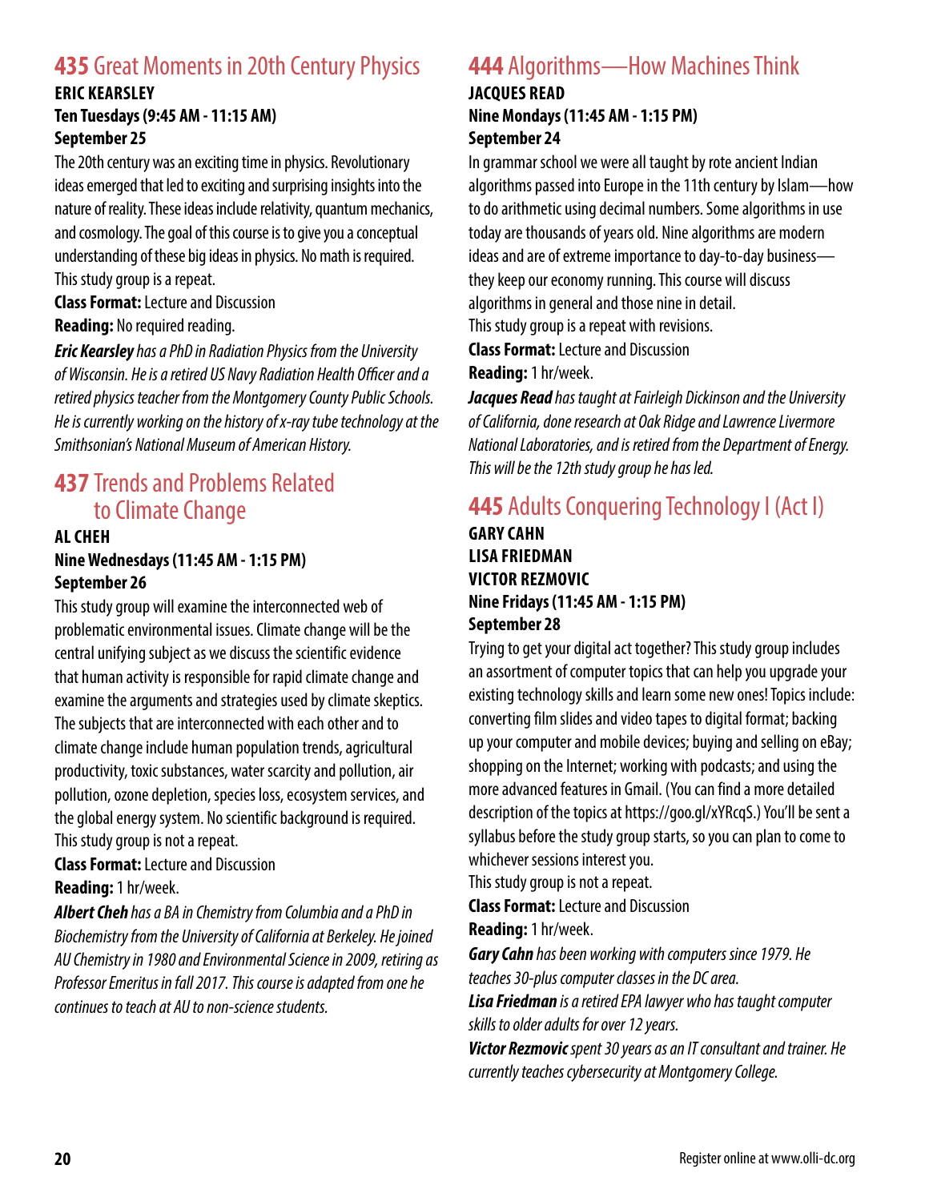## 435 Great Moments in 20th Century Physics

**ERIC KEARSLEY**
**Ten Tuesdays (9:45 AM - 11:15 AM)**
**September 25**

The 20th century was an exciting time in physics. Revolutionary ideas emerged that led to exciting and surprising insights into the nature of reality. These ideas include relativity, quantum mechanics, and cosmology. The goal of this course is to give you a conceptual understanding of these big ideas in physics. No math is required. This study group is a repeat.

**Class Format:** Lecture and Discussion
**Reading:** No required reading.

***Eric Kearsley*** *has a PhD in Radiation Physics from the University of Wisconsin. He is a retired US Navy Radiation Health Officer and a retired physics teacher from the Montgomery County Public Schools. He is currently working on the history of x-ray tube technology at the Smithsonian's National Museum of American History.*

## 437 Trends and Problems Related to Climate Change

**AL CHEH**
**Nine Wednesdays (11:45 AM - 1:15 PM)**
**September 26**

This study group will examine the interconnected web of problematic environmental issues. Climate change will be the central unifying subject as we discuss the scientific evidence that human activity is responsible for rapid climate change and examine the arguments and strategies used by climate skeptics. The subjects that are interconnected with each other and to climate change include human population trends, agricultural productivity, toxic substances, water scarcity and pollution, air pollution, ozone depletion, species loss, ecosystem services, and the global energy system. No scientific background is required. This study group is not a repeat.

**Class Format:** Lecture and Discussion
**Reading:** 1 hr/week.

***Albert Cheh*** *has a BA in Chemistry from Columbia and a PhD in Biochemistry from the University of California at Berkeley. He joined AU Chemistry in 1980 and Environmental Science in 2009, retiring as Professor Emeritus in fall 2017. This course is adapted from one he continues to teach at AU to non-science students.*

## 444 Algorithms—How Machines Think

**JACQUES READ**
**Nine Mondays (11:45 AM - 1:15 PM)**
**September 24**

In grammar school we were all taught by rote ancient Indian algorithms passed into Europe in the 11th century by Islam—how to do arithmetic using decimal numbers. Some algorithms in use today are thousands of years old. Nine algorithms are modern ideas and are of extreme importance to day-to-day business—they keep our economy running. This course will discuss algorithms in general and those nine in detail.
This study group is a repeat with revisions.

**Class Format:** Lecture and Discussion
**Reading:** 1 hr/week.

***Jacques Read*** *has taught at Fairleigh Dickinson and the University of California, done research at Oak Ridge and Lawrence Livermore National Laboratories, and is retired from the Department of Energy. This will be the 12th study group he has led.*

## 445 Adults Conquering Technology I (Act I)

**GARY CAHN**
**LISA FRIEDMAN**
**VICTOR REZMOVIC**
**Nine Fridays (11:45 AM - 1:15 PM)**
**September 28**

Trying to get your digital act together? This study group includes an assortment of computer topics that can help you upgrade your existing technology skills and learn some new ones! Topics include: converting film slides and video tapes to digital format; backing up your computer and mobile devices; buying and selling on eBay; shopping on the Internet; working with podcasts; and using the more advanced features in Gmail. (You can find a more detailed description of the topics at https://goo.gl/xYRcqS.) You'll be sent a syllabus before the study group starts, so you can plan to come to whichever sessions interest you.
This study group is not a repeat.

**Class Format:** Lecture and Discussion
**Reading:** 1 hr/week.

***Gary Cahn*** *has been working with computers since 1979. He teaches 30-plus computer classes in the DC area.*

***Lisa Friedman*** *is a retired EPA lawyer who has taught computer skills to older adults for over 12 years.*

***Victor Rezmovic*** *spent 30 years as an IT consultant and trainer. He currently teaches cybersecurity at Montgomery College.*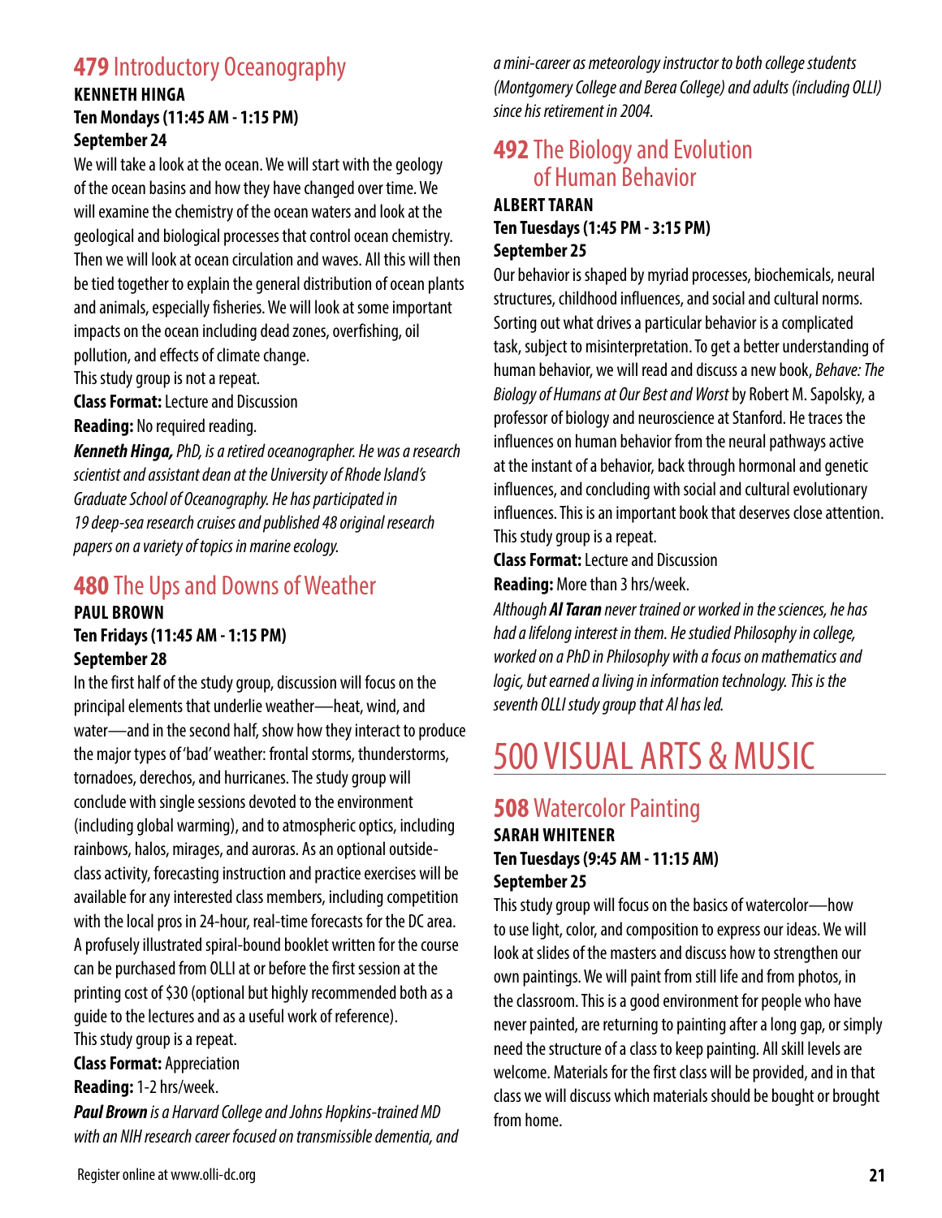## **479** Introductory Oceanography

**KENNETH HINGA**
**Ten Mondays (11:45 AM - 1:15 PM)**
**September 24**

We will take a look at the ocean. We will start with the geology of the ocean basins and how they have changed over time. We will examine the chemistry of the ocean waters and look at the geological and biological processes that control ocean chemistry. Then we will look at ocean circulation and waves. All this will then be tied together to explain the general distribution of ocean plants and animals, especially fisheries. We will look at some important impacts on the ocean including dead zones, overfishing, oil pollution, and effects of climate change.

This study group is not a repeat.

**Class Format:** Lecture and Discussion

**Reading:** No required reading.

***Kenneth Hinga,** PhD, is a retired oceanographer. He was a research scientist and assistant dean at the University of Rhode Island's Graduate School of Oceanography. He has participated in 19 deep-sea research cruises and published 48 original research papers on a variety of topics in marine ecology.*

## **480** The Ups and Downs of Weather

**PAUL BROWN**
**Ten Fridays (11:45 AM - 1:15 PM)**
**September 28**

In the first half of the study group, discussion will focus on the principal elements that underlie weather—heat, wind, and water—and in the second half, show how they interact to produce the major types of 'bad' weather: frontal storms, thunderstorms, tornadoes, derechos, and hurricanes. The study group will conclude with single sessions devoted to the environment (including global warming), and to atmospheric optics, including rainbows, halos, mirages, and auroras. As an optional outside-class activity, forecasting instruction and practice exercises will be available for any interested class members, including competition with the local pros in 24-hour, real-time forecasts for the DC area. A profusely illustrated spiral-bound booklet written for the course can be purchased from OLLI at or before the first session at the printing cost of $30 (optional but highly recommended both as a guide to the lectures and as a useful work of reference).

This study group is a repeat.

**Class Format:** Appreciation

**Reading:** 1-2 hrs/week.

***Paul Brown** is a Harvard College and Johns Hopkins-trained MD with an NIH research career focused on transmissible dementia, and a mini-career as meteorology instructor to both college students (Montgomery College and Berea College) and adults (including OLLI) since his retirement in 2004.*

## **492** The Biology and Evolution of Human Behavior

**ALBERT TARAN**
**Ten Tuesdays (1:45 PM - 3:15 PM)**
**September 25**

Our behavior is shaped by myriad processes, biochemicals, neural structures, childhood influences, and social and cultural norms. Sorting out what drives a particular behavior is a complicated task, subject to misinterpretation. To get a better understanding of human behavior, we will read and discuss a new book, *Behave: The Biology of Humans at Our Best and Worst* by Robert M. Sapolsky, a professor of biology and neuroscience at Stanford. He traces the influences on human behavior from the neural pathways active at the instant of a behavior, back through hormonal and genetic influences, and concluding with social and cultural evolutionary influences. This is an important book that deserves close attention.

This study group is a repeat.

**Class Format:** Lecture and Discussion

**Reading:** More than 3 hrs/week.

*Although **Al Taran** never trained or worked in the sciences, he has had a lifelong interest in them. He studied Philosophy in college, worked on a PhD in Philosophy with a focus on mathematics and logic, but earned a living in information technology. This is the seventh OLLI study group that Al has led.*

# 500 VISUAL ARTS & MUSIC

## **508** Watercolor Painting

**SARAH WHITENER**
**Ten Tuesdays (9:45 AM - 11:15 AM)**
**September 25**

This study group will focus on the basics of watercolor—how to use light, color, and composition to express our ideas. We will look at slides of the masters and discuss how to strengthen our own paintings. We will paint from still life and from photos, in the classroom. This is a good environment for people who have never painted, are returning to painting after a long gap, or simply need the structure of a class to keep painting. All skill levels are welcome. Materials for the first class will be provided, and in that class we will discuss which materials should be bought or brought from home.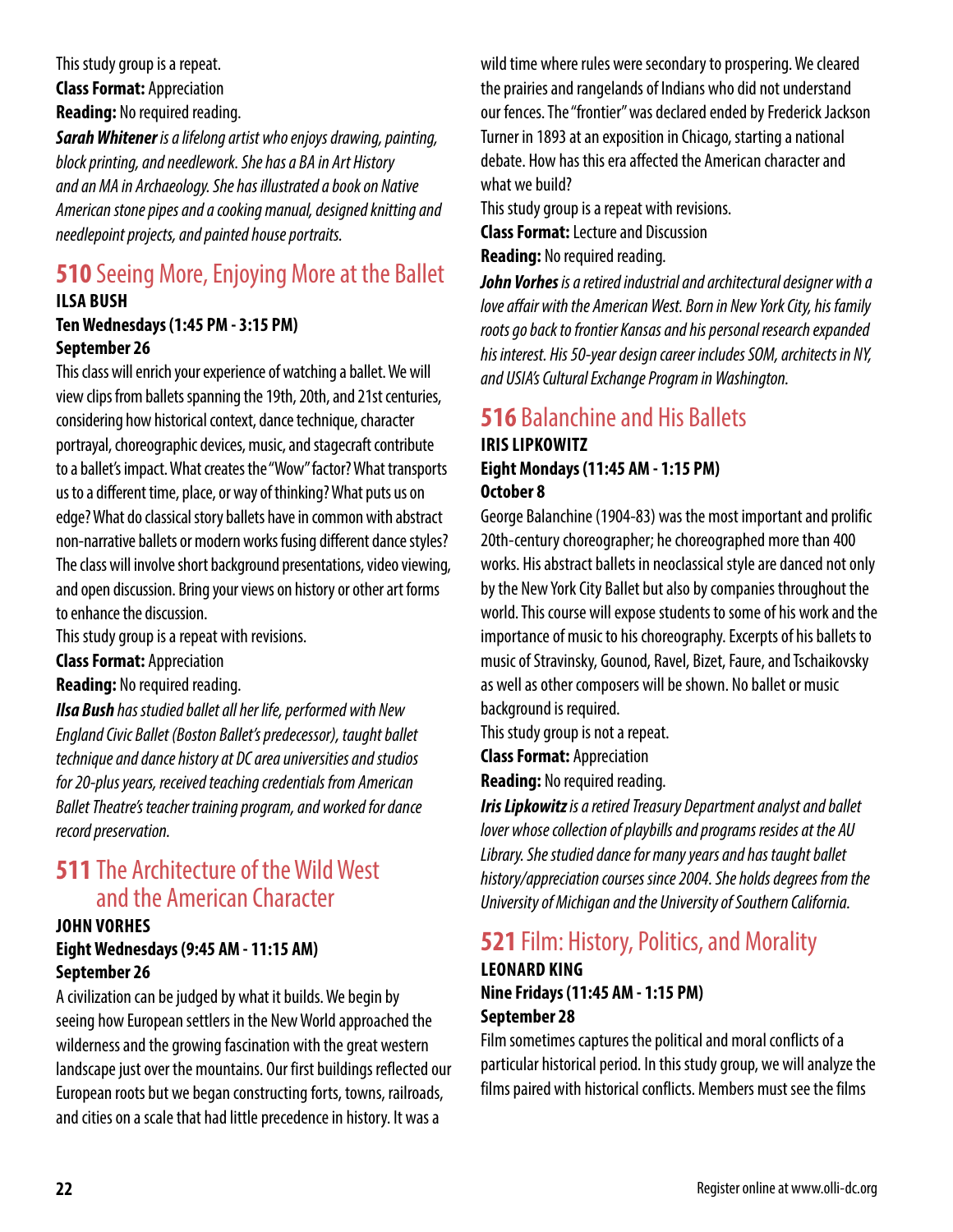This study group is a repeat.

**Class Format:** Appreciation

**Reading:** No required reading.

***Sarah Whitener*** *is a lifelong artist who enjoys drawing, painting, block printing, and needlework. She has a BA in Art History and an MA in Archaeology. She has illustrated a book on Native American stone pipes and a cooking manual, designed knitting and needlepoint projects, and painted house portraits.*

## **510** Seeing More, Enjoying More at the Ballet

**ILSA BUSH**

**Ten Wednesdays (1:45 PM - 3:15 PM)**

**September 26**

This class will enrich your experience of watching a ballet. We will view clips from ballets spanning the 19th, 20th, and 21st centuries, considering how historical context, dance technique, character portrayal, choreographic devices, music, and stagecraft contribute to a ballet's impact. What creates the "Wow" factor? What transports us to a different time, place, or way of thinking? What puts us on edge? What do classical story ballets have in common with abstract non-narrative ballets or modern works fusing different dance styles? The class will involve short background presentations, video viewing, and open discussion. Bring your views on history or other art forms to enhance the discussion.

This study group is a repeat with revisions.

**Class Format:** Appreciation

**Reading:** No required reading.

***Ilsa Bush*** *has studied ballet all her life, performed with New England Civic Ballet (Boston Ballet's predecessor), taught ballet technique and dance history at DC area universities and studios for 20-plus years, received teaching credentials from American Ballet Theatre's teacher training program, and worked for dance record preservation.*

## **511** The Architecture of the Wild West and the American Character

**JOHN VORHES**

**Eight Wednesdays (9:45 AM - 11:15 AM)**

**September 26**

A civilization can be judged by what it builds. We begin by seeing how European settlers in the New World approached the wilderness and the growing fascination with the great western landscape just over the mountains. Our first buildings reflected our European roots but we began constructing forts, towns, railroads, and cities on a scale that had little precedence in history. It was a wild time where rules were secondary to prospering. We cleared the prairies and rangelands of Indians who did not understand our fences. The "frontier" was declared ended by Frederick Jackson Turner in 1893 at an exposition in Chicago, starting a national debate. How has this era affected the American character and what we build?

This study group is a repeat with revisions.

**Class Format:** Lecture and Discussion

**Reading:** No required reading.

***John Vorhes*** *is a retired industrial and architectural designer with a love affair with the American West. Born in New York City, his family roots go back to frontier Kansas and his personal research expanded his interest. His 50-year design career includes SOM, architects in NY, and USIA's Cultural Exchange Program in Washington.*

## **516** Balanchine and His Ballets

**IRIS LIPKOWITZ**

**Eight Mondays (11:45 AM - 1:15 PM)**

**October 8**

George Balanchine (1904-83) was the most important and prolific 20th-century choreographer; he choreographed more than 400 works. His abstract ballets in neoclassical style are danced not only by the New York City Ballet but also by companies throughout the world. This course will expose students to some of his work and the importance of music to his choreography. Excerpts of his ballets to music of Stravinsky, Gounod, Ravel, Bizet, Faure, and Tschaikovsky as well as other composers will be shown. No ballet or music background is required.

This study group is not a repeat.

**Class Format:** Appreciation

**Reading:** No required reading.

***Iris Lipkowitz*** *is a retired Treasury Department analyst and ballet lover whose collection of playbills and programs resides at the AU Library. She studied dance for many years and has taught ballet history/appreciation courses since 2004. She holds degrees from the University of Michigan and the University of Southern California.*

## **521** Film: History, Politics, and Morality

**LEONARD KING**

**Nine Fridays (11:45 AM - 1:15 PM)**

**September 28**

Film sometimes captures the political and moral conflicts of a particular historical period. In this study group, we will analyze the films paired with historical conflicts. Members must see the films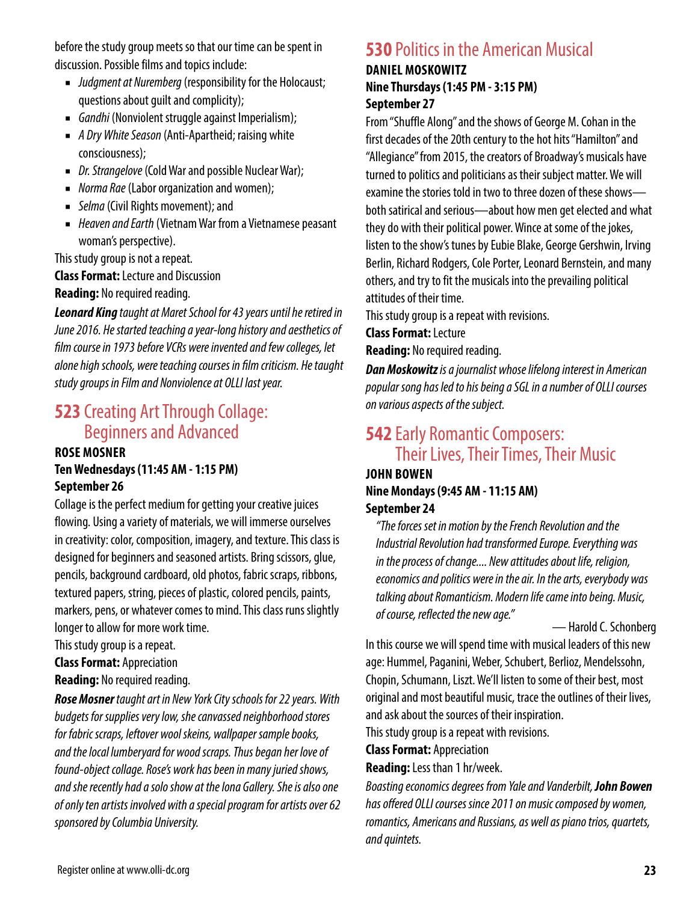before the study group meets so that our time can be spent in discussion. Possible films and topics include:

- *Judgment at Nuremberg* (responsibility for the Holocaust; questions about guilt and complicity);
- *Gandhi* (Nonviolent struggle against Imperialism);
- *A Dry White Season* (Anti-Apartheid; raising white consciousness);
- *Dr. Strangelove* (Cold War and possible Nuclear War);
- *Norma Rae* (Labor organization and women);
- *Selma* (Civil Rights movement); and
- *Heaven and Earth* (Vietnam War from a Vietnamese peasant woman's perspective).

This study group is not a repeat.

**Class Format:** Lecture and Discussion

**Reading:** No required reading.

***Leonard King*** *taught at Maret School for 43 years until he retired in June 2016. He started teaching a year-long history and aesthetics of film course in 1973 before VCRs were invented and few colleges, let alone high schools, were teaching courses in film criticism. He taught study groups in Film and Nonviolence at OLLI last year.*

## 523 Creating Art Through Collage: Beginners and Advanced

**ROSE MOSNER**
**Ten Wednesdays (11:45 AM - 1:15 PM)**
**September 26**

Collage is the perfect medium for getting your creative juices flowing. Using a variety of materials, we will immerse ourselves in creativity: color, composition, imagery, and texture. This class is designed for beginners and seasoned artists. Bring scissors, glue, pencils, background cardboard, old photos, fabric scraps, ribbons, textured papers, string, pieces of plastic, colored pencils, paints, markers, pens, or whatever comes to mind. This class runs slightly longer to allow for more work time.

This study group is a repeat.

**Class Format:** Appreciation

**Reading:** No required reading.

***Rose Mosner*** *taught art in New York City schools for 22 years. With budgets for supplies very low, she canvassed neighborhood stores for fabric scraps, leftover wool skeins, wallpaper sample books, and the local lumberyard for wood scraps. Thus began her love of found-object collage. Rose's work has been in many juried shows, and she recently had a solo show at the Iona Gallery. She is also one of only ten artists involved with a special program for artists over 62 sponsored by Columbia University.*

## 530 Politics in the American Musical

**DANIEL MOSKOWITZ**
**Nine Thursdays (1:45 PM - 3:15 PM)**
**September 27**

From "Shuffle Along" and the shows of George M. Cohan in the first decades of the 20th century to the hot hits "Hamilton" and "Allegiance" from 2015, the creators of Broadway's musicals have turned to politics and politicians as their subject matter. We will examine the stories told in two to three dozen of these shows—both satirical and serious—about how men get elected and what they do with their political power. Wince at some of the jokes, listen to the show's tunes by Eubie Blake, George Gershwin, Irving Berlin, Richard Rodgers, Cole Porter, Leonard Bernstein, and many others, and try to fit the musicals into the prevailing political attitudes of their time.

This study group is a repeat with revisions.

**Class Format:** Lecture

**Reading:** No required reading.

***Dan Moskowitz*** *is a journalist whose lifelong interest in American popular song has led to his being a SGL in a number of OLLI courses on various aspects of the subject.*

## 542 Early Romantic Composers: Their Lives, Their Times, Their Music

**JOHN BOWEN**
**Nine Mondays (9:45 AM - 11:15 AM)**
**September 24**

> *"The forces set in motion by the French Revolution and the Industrial Revolution had transformed Europe. Everything was in the process of change.... New attitudes about life, religion, economics and politics were in the air. In the arts, everybody was talking about Romanticism. Modern life came into being. Music, of course, reflected the new age."*
>
> — Harold C. Schonberg

In this course we will spend time with musical leaders of this new age: Hummel, Paganini, Weber, Schubert, Berlioz, Mendelssohn, Chopin, Schumann, Liszt. We'll listen to some of their best, most original and most beautiful music, trace the outlines of their lives, and ask about the sources of their inspiration.

This study group is a repeat with revisions.

**Class Format:** Appreciation

**Reading:** Less than 1 hr/week.

*Boasting economics degrees from Yale and Vanderbilt,* ***John Bowen*** *has offered OLLI courses since 2011 on music composed by women, romantics, Americans and Russians, as well as piano trios, quartets, and quintets.*

Register online at www.olli-dc.org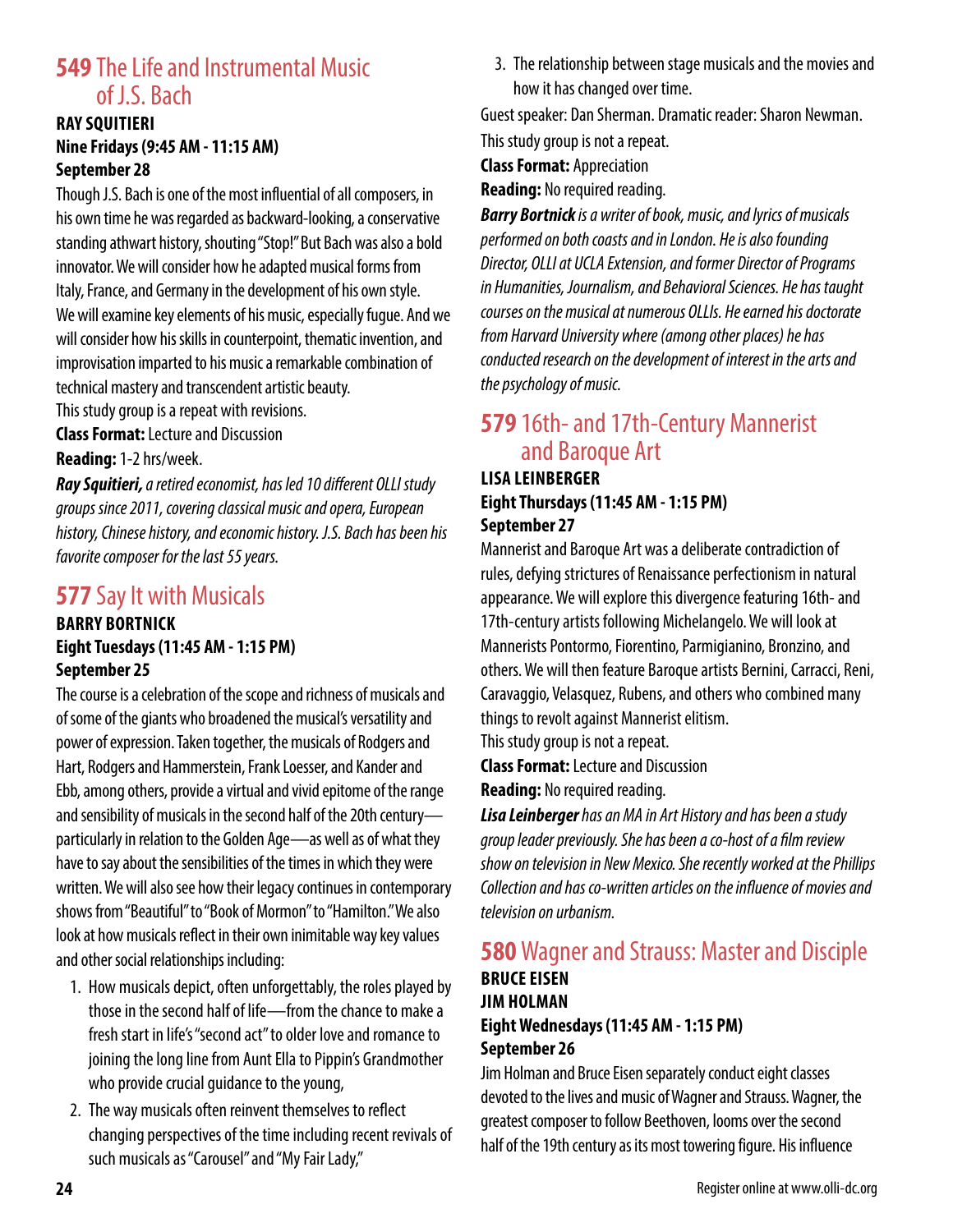## **549** The Life and Instrumental Music of J.S. Bach

**RAY SQUITIERI**
**Nine Fridays (9:45 AM - 11:15 AM)**
**September 28**

Though J.S. Bach is one of the most influential of all composers, in his own time he was regarded as backward-looking, a conservative standing athwart history, shouting "Stop!" But Bach was also a bold innovator. We will consider how he adapted musical forms from Italy, France, and Germany in the development of his own style. We will examine key elements of his music, especially fugue. And we will consider how his skills in counterpoint, thematic invention, and improvisation imparted to his music a remarkable combination of technical mastery and transcendent artistic beauty.

This study group is a repeat with revisions.

**Class Format:** Lecture and Discussion

**Reading:** 1-2 hrs/week.

***Ray Squitieri,*** *a retired economist, has led 10 different OLLI study groups since 2011, covering classical music and opera, European history, Chinese history, and economic history. J.S. Bach has been his favorite composer for the last 55 years.*

## **577** Say It with Musicals

**BARRY BORTNICK**
**Eight Tuesdays (11:45 AM - 1:15 PM)**
**September 25**

The course is a celebration of the scope and richness of musicals and of some of the giants who broadened the musical's versatility and power of expression. Taken together, the musicals of Rodgers and Hart, Rodgers and Hammerstein, Frank Loesser, and Kander and Ebb, among others, provide a virtual and vivid epitome of the range and sensibility of musicals in the second half of the 20th century—particularly in relation to the Golden Age—as well as of what they have to say about the sensibilities of the times in which they were written. We will also see how their legacy continues in contemporary shows from "Beautiful" to "Book of Mormon" to "Hamilton." We also look at how musicals reflect in their own inimitable way key values and other social relationships including:

1. How musicals depict, often unforgettably, the roles played by those in the second half of life—from the chance to make a fresh start in life's "second act" to older love and romance to joining the long line from Aunt Ella to Pippin's Grandmother who provide crucial guidance to the young,
2. The way musicals often reinvent themselves to reflect changing perspectives of the time including recent revivals of such musicals as "Carousel" and "My Fair Lady,"
3. The relationship between stage musicals and the movies and how it has changed over time.

Guest speaker: Dan Sherman. Dramatic reader: Sharon Newman.

This study group is not a repeat.

**Class Format:** Appreciation

**Reading:** No required reading.

***Barry Bortnick*** *is a writer of book, music, and lyrics of musicals performed on both coasts and in London. He is also founding Director, OLLI at UCLA Extension, and former Director of Programs in Humanities, Journalism, and Behavioral Sciences. He has taught courses on the musical at numerous OLLIs. He earned his doctorate from Harvard University where (among other places) he has conducted research on the development of interest in the arts and the psychology of music.*

## **579** 16th- and 17th-Century Mannerist and Baroque Art

**LISA LEINBERGER**
**Eight Thursdays (11:45 AM - 1:15 PM)**
**September 27**

Mannerist and Baroque Art was a deliberate contradiction of rules, defying strictures of Renaissance perfectionism in natural appearance. We will explore this divergence featuring 16th- and 17th-century artists following Michelangelo. We will look at Mannerists Pontormo, Fiorentino, Parmigianino, Bronzino, and others. We will then feature Baroque artists Bernini, Carracci, Reni, Caravaggio, Velasquez, Rubens, and others who combined many things to revolt against Mannerist elitism.

This study group is not a repeat.

**Class Format:** Lecture and Discussion

**Reading:** No required reading.

***Lisa Leinberger*** *has an MA in Art History and has been a study group leader previously. She has been a co-host of a film review show on television in New Mexico. She recently worked at the Phillips Collection and has co-written articles on the influence of movies and television on urbanism.*

## **580** Wagner and Strauss: Master and Disciple

**BRUCE EISEN**
**JIM HOLMAN**
**Eight Wednesdays (11:45 AM - 1:15 PM)**
**September 26**

Jim Holman and Bruce Eisen separately conduct eight classes devoted to the lives and music of Wagner and Strauss. Wagner, the greatest composer to follow Beethoven, looms over the second half of the 19th century as its most towering figure. His influence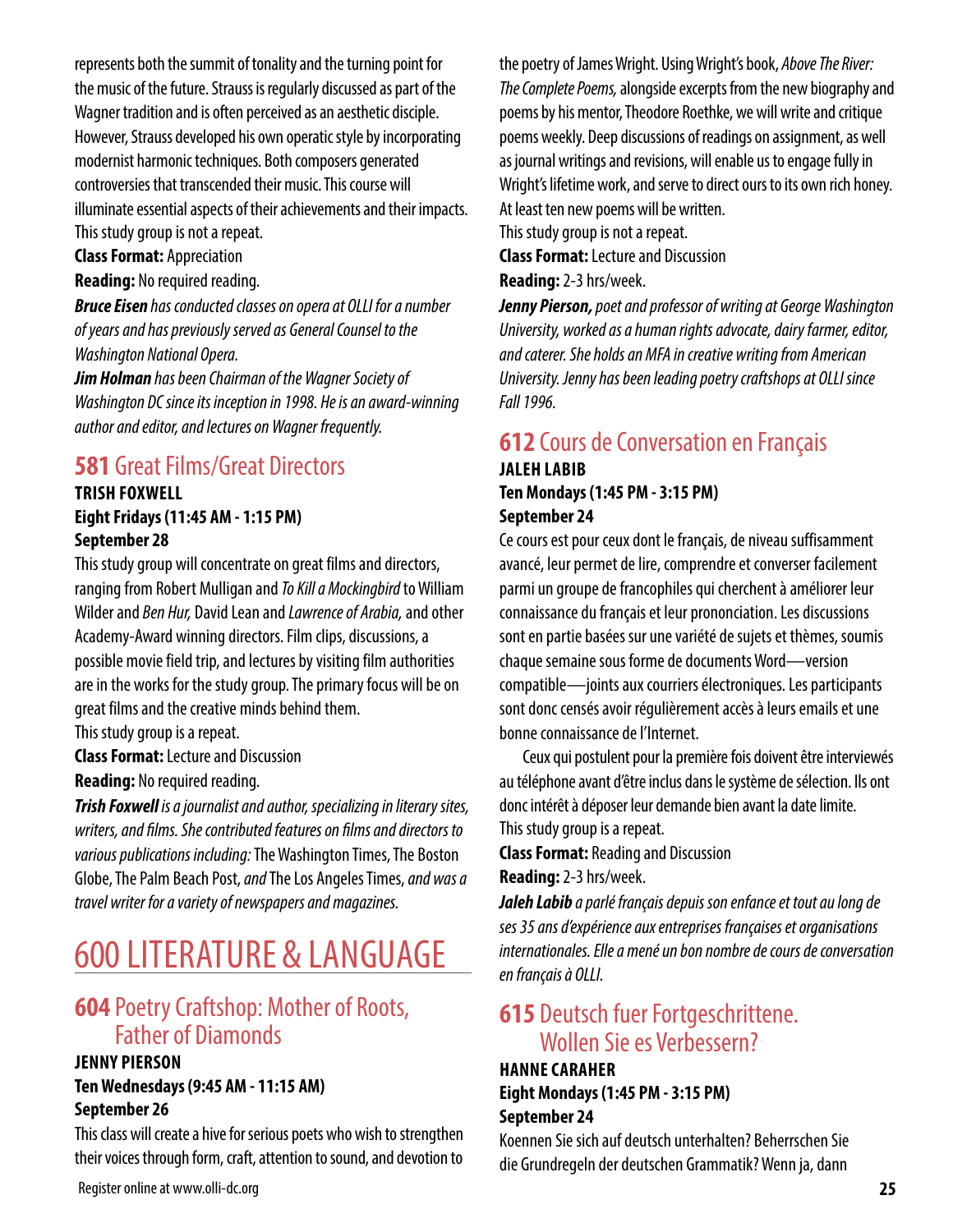represents both the summit of tonality and the turning point for the music of the future. Strauss is regularly discussed as part of the Wagner tradition and is often perceived as an aesthetic disciple. However, Strauss developed his own operatic style by incorporating modernist harmonic techniques. Both composers generated controversies that transcended their music. This course will illuminate essential aspects of their achievements and their impacts. This study group is not a repeat.

**Class Format:** Appreciation

**Reading:** No required reading.

***Bruce Eisen** has conducted classes on opera at OLLI for a number of years and has previously served as General Counsel to the Washington National Opera.*

***Jim Holman** has been Chairman of the Wagner Society of Washington DC since its inception in 1998. He is an award-winning author and editor, and lectures on Wagner frequently.*

## 581 Great Films/Great Directors

**TRISH FOXWELL**
**Eight Fridays (11:45 AM - 1:15 PM)**
**September 28**

This study group will concentrate on great films and directors, ranging from Robert Mulligan and *To Kill a Mockingbird* to William Wilder and *Ben Hur,* David Lean and *Lawrence of Arabia,* and other Academy-Award winning directors. Film clips, discussions, a possible movie field trip, and lectures by visiting film authorities are in the works for the study group. The primary focus will be on great films and the creative minds behind them.
This study group is a repeat.

**Class Format:** Lecture and Discussion

**Reading:** No required reading.

***Trish Foxwell** is a journalist and author, specializing in literary sites, writers, and films. She contributed features on films and directors to various publications including:* The Washington Times, The Boston Globe, The Palm Beach Post, *and* The Los Angeles Times, *and was a travel writer for a variety of newspapers and magazines.*

# 600 LITERATURE & LANGUAGE

## 604 Poetry Craftshop: Mother of Roots, Father of Diamonds

**JENNY PIERSON**
**Ten Wednesdays (9:45 AM - 11:15 AM)**
**September 26**

This class will create a hive for serious poets who wish to strengthen their voices through form, craft, attention to sound, and devotion to the poetry of James Wright. Using Wright's book, *Above The River: The Complete Poems,* alongside excerpts from the new biography and poems by his mentor, Theodore Roethke, we will write and critique poems weekly. Deep discussions of readings on assignment, as well as journal writings and revisions, will enable us to engage fully in Wright's lifetime work, and serve to direct ours to its own rich honey. At least ten new poems will be written.
This study group is not a repeat.

**Class Format:** Lecture and Discussion

**Reading:** 2-3 hrs/week.

***Jenny Pierson,** poet and professor of writing at George Washington University, worked as a human rights advocate, dairy farmer, editor, and caterer. She holds an MFA in creative writing from American University. Jenny has been leading poetry craftshops at OLLI since Fall 1996.*

## 612 Cours de Conversation en Français

**JALEH LABIB**
**Ten Mondays (1:45 PM - 3:15 PM)**
**September 24**

Ce cours est pour ceux dont le français, de niveau suffisamment avancé, leur permet de lire, comprendre et converser facilement parmi un groupe de francophiles qui cherchent à améliorer leur connaissance du français et leur prononciation. Les discussions sont en partie basées sur une variété de sujets et thèmes, soumis chaque semaine sous forme de documents Word—version compatible—joints aux courriers électroniques. Les participants sont donc censés avoir régulièrement accès à leurs emails et une bonne connaissance de l'Internet.

Ceux qui postulent pour la première fois doivent être interviewés au téléphone avant d'être inclus dans le système de sélection. Ils ont donc intérêt à déposer leur demande bien avant la date limite.
This study group is a repeat.

**Class Format:** Reading and Discussion

**Reading:** 2-3 hrs/week.

***Jaleh Labib** a parlé français depuis son enfance et tout au long de ses 35 ans d'expérience aux entreprises françaises et organisations internationales. Elle a mené un bon nombre de cours de conversation en français à OLLI.*

## 615 Deutsch fuer Fortgeschrittene. Wollen Sie es Verbessern?

**HANNE CARAHER**
**Eight Mondays (1:45 PM - 3:15 PM)**
**September 24**

Koennen Sie sich auf deutsch unterhalten? Beherrschen Sie die Grundregeln der deutschen Grammatik? Wenn ja, dann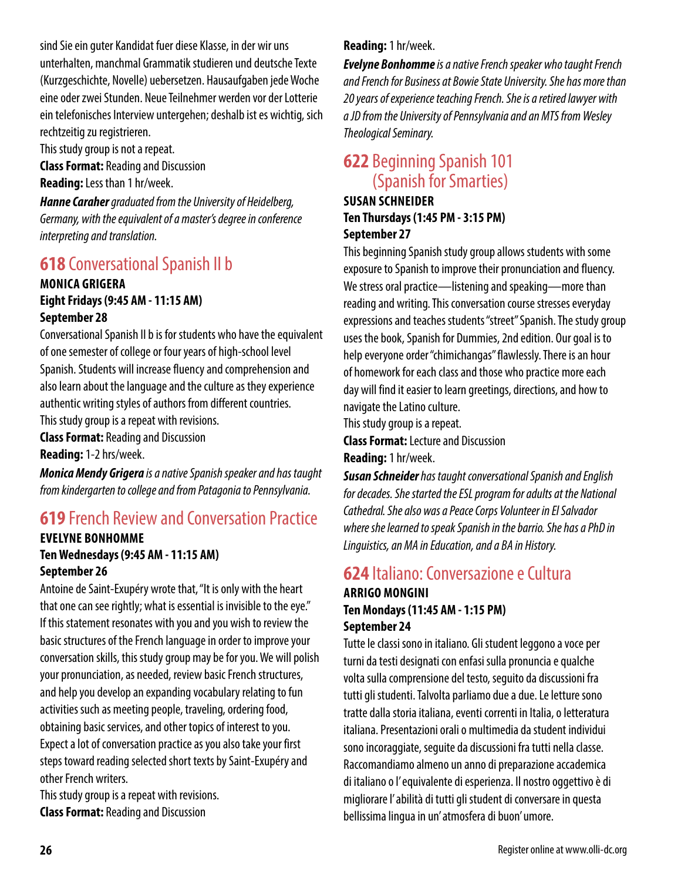sind Sie ein guter Kandidat fuer diese Klasse, in der wir uns unterhalten, manchmal Grammatik studieren und deutsche Texte (Kurzgeschichte, Novelle) uebersetzen. Hausaufgaben jede Woche eine oder zwei Stunden. Neue Teilnehmer werden vor der Lotterie ein telefonisches Interview untergehen; deshalb ist es wichtig, sich rechtzeitig zu registrieren.

This study group is not a repeat.

**Class Format:** Reading and Discussion

**Reading:** Less than 1 hr/week.

***Hanne Caraher*** *graduated from the University of Heidelberg, Germany, with the equivalent of a master's degree in conference interpreting and translation.*

## 618 Conversational Spanish II b

**MONICA GRIGERA**
**Eight Fridays (9:45 AM - 11:15 AM)**
**September 28**

Conversational Spanish II b is for students who have the equivalent of one semester of college or four years of high-school level Spanish. Students will increase fluency and comprehension and also learn about the language and the culture as they experience authentic writing styles of authors from different countries.

This study group is a repeat with revisions.

**Class Format:** Reading and Discussion

**Reading:** 1-2 hrs/week.

***Monica Mendy Grigera*** *is a native Spanish speaker and has taught from kindergarten to college and from Patagonia to Pennsylvania.*

## 619 French Review and Conversation Practice

**EVELYNE BONHOMME**
**Ten Wednesdays (9:45 AM - 11:15 AM)**
**September 26**

Antoine de Saint-Exupéry wrote that, "It is only with the heart that one can see rightly; what is essential is invisible to the eye." If this statement resonates with you and you wish to review the basic structures of the French language in order to improve your conversation skills, this study group may be for you. We will polish your pronunciation, as needed, review basic French structures, and help you develop an expanding vocabulary relating to fun activities such as meeting people, traveling, ordering food, obtaining basic services, and other topics of interest to you. Expect a lot of conversation practice as you also take your first steps toward reading selected short texts by Saint-Exupéry and other French writers.

This study group is a repeat with revisions.

**Class Format:** Reading and Discussion

**Reading:** 1 hr/week.

***Evelyne Bonhomme*** *is a native French speaker who taught French and French for Business at Bowie State University. She has more than 20 years of experience teaching French. She is a retired lawyer with a JD from the University of Pennsylvania and an MTS from Wesley Theological Seminary.*

## 622 Beginning Spanish 101 (Spanish for Smarties)

**SUSAN SCHNEIDER**
**Ten Thursdays (1:45 PM - 3:15 PM)**
**September 27**

This beginning Spanish study group allows students with some exposure to Spanish to improve their pronunciation and fluency. We stress oral practice—listening and speaking—more than reading and writing. This conversation course stresses everyday expressions and teaches students "street" Spanish. The study group uses the book, Spanish for Dummies, 2nd edition. Our goal is to help everyone order "chimichangas" flawlessly. There is an hour of homework for each class and those who practice more each day will find it easier to learn greetings, directions, and how to navigate the Latino culture.

This study group is a repeat.

**Class Format:** Lecture and Discussion

**Reading:** 1 hr/week.

***Susan Schneider*** *has taught conversational Spanish and English for decades. She started the ESL program for adults at the National Cathedral. She also was a Peace Corps Volunteer in El Salvador where she learned to speak Spanish in the barrio. She has a PhD in Linguistics, an MA in Education, and a BA in History.*

## 624 Italiano: Conversazione e Cultura

**ARRIGO MONGINI**
**Ten Mondays (11:45 AM - 1:15 PM)**
**September 24**

Tutte le classi sono in italiano. Gli student leggono a voce per turni da testi designati con enfasi sulla pronuncia e qualche volta sulla comprensione del testo, seguito da discussioni fra tutti gli studenti. Talvolta parliamo due a due. Le letture sono tratte dalla storia italiana, eventi correnti in Italia, o letteratura italiana. Presentazioni orali o multimedia da student individui sono incoraggiate, seguite da discussioni fra tutti nella classe. Raccomandiamo almeno un anno di preparazione accademica di italiano o l' equivalente di esperienza. Il nostro oggettivo è di migliorare l' abilità di tutti gli student di conversare in questa bellissima lingua in un' atmosfera di buon' umore.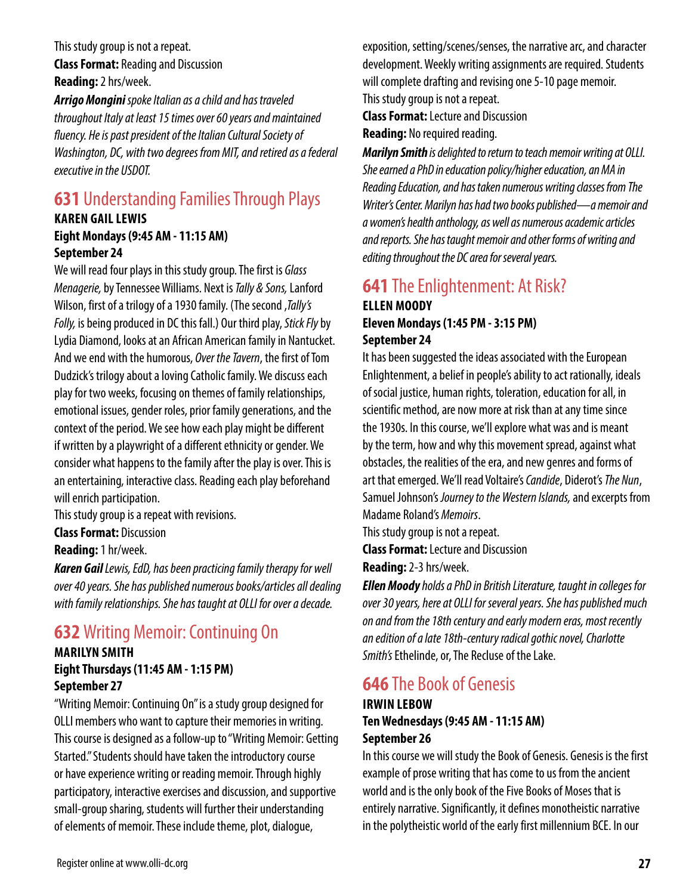This study group is not a repeat.

**Class Format:** Reading and Discussion

**Reading:** 2 hrs/week.

***Arrigo Mongini*** *spoke Italian as a child and has traveled throughout Italy at least 15 times over 60 years and maintained fluency. He is past president of the Italian Cultural Society of Washington, DC, with two degrees from MIT, and retired as a federal executive in the USDOT.*

## 631 Understanding Families Through Plays

**KAREN GAIL LEWIS**

**Eight Mondays (9:45 AM - 11:15 AM)**

**September 24**

We will read four plays in this study group. The first is *Glass Menagerie,* by Tennessee Williams. Next is *Tally & Sons,* Lanford Wilson, first of a trilogy of a 1930 family. (The second ,*Tally's Folly,* is being produced in DC this fall.) Our third play, *Stick Fly* by Lydia Diamond, looks at an African American family in Nantucket. And we end with the humorous, *Over the Tavern*, the first of Tom Dudzick's trilogy about a loving Catholic family. We discuss each play for two weeks, focusing on themes of family relationships, emotional issues, gender roles, prior family generations, and the context of the period. We see how each play might be different if written by a playwright of a different ethnicity or gender. We consider what happens to the family after the play is over. This is an entertaining, interactive class. Reading each play beforehand will enrich participation.

This study group is a repeat with revisions.

**Class Format:** Discussion

**Reading:** 1 hr/week.

***Karen Gail*** *Lewis, EdD, has been practicing family therapy for well over 40 years. She has published numerous books/articles all dealing with family relationships. She has taught at OLLI for over a decade.*

## 632 Writing Memoir: Continuing On

**MARILYN SMITH**

**Eight Thursdays (11:45 AM - 1:15 PM)**

**September 27**

"Writing Memoir: Continuing On" is a study group designed for OLLI members who want to capture their memories in writing. This course is designed as a follow-up to "Writing Memoir: Getting Started." Students should have taken the introductory course or have experience writing or reading memoir. Through highly participatory, interactive exercises and discussion, and supportive small-group sharing, students will further their understanding of elements of memoir. These include theme, plot, dialogue, exposition, setting/scenes/senses, the narrative arc, and character development. Weekly writing assignments are required. Students will complete drafting and revising one 5-10 page memoir.

This study group is not a repeat.

**Class Format:** Lecture and Discussion

**Reading:** No required reading.

***Marilyn Smith*** *is delighted to return to teach memoir writing at OLLI. She earned a PhD in education policy/higher education, an MA in Reading Education, and has taken numerous writing classes from The Writer's Center. Marilyn has had two books published—a memoir and a women's health anthology, as well as numerous academic articles and reports. She has taught memoir and other forms of writing and editing throughout the DC area for several years.*

## 641 The Enlightenment: At Risk?

**ELLEN MOODY**

**Eleven Mondays (1:45 PM - 3:15 PM)**

**September 24**

It has been suggested the ideas associated with the European Enlightenment, a belief in people's ability to act rationally, ideals of social justice, human rights, toleration, education for all, in scientific method, are now more at risk than at any time since the 1930s. In this course, we'll explore what was and is meant by the term, how and why this movement spread, against what obstacles, the realities of the era, and new genres and forms of art that emerged. We'll read Voltaire's *Candide*, Diderot's *The Nun*, Samuel Johnson's *Journey to the Western Islands,* and excerpts from Madame Roland's *Memoirs*.

This study group is not a repeat.

**Class Format:** Lecture and Discussion

**Reading:** 2-3 hrs/week.

***Ellen Moody*** *holds a PhD in British Literature, taught in colleges for over 30 years, here at OLLI for several years. She has published much on and from the 18th century and early modern eras, most recently an edition of a late 18th-century radical gothic novel, Charlotte Smith's* Ethelinde, or, The Recluse of the Lake.

## 646 The Book of Genesis

**IRWIN LEBOW**

**Ten Wednesdays (9:45 AM - 11:15 AM)**

**September 26**

In this course we will study the Book of Genesis. Genesis is the first example of prose writing that has come to us from the ancient world and is the only book of the Five Books of Moses that is entirely narrative. Significantly, it defines monotheistic narrative in the polytheistic world of the early first millennium BCE. In our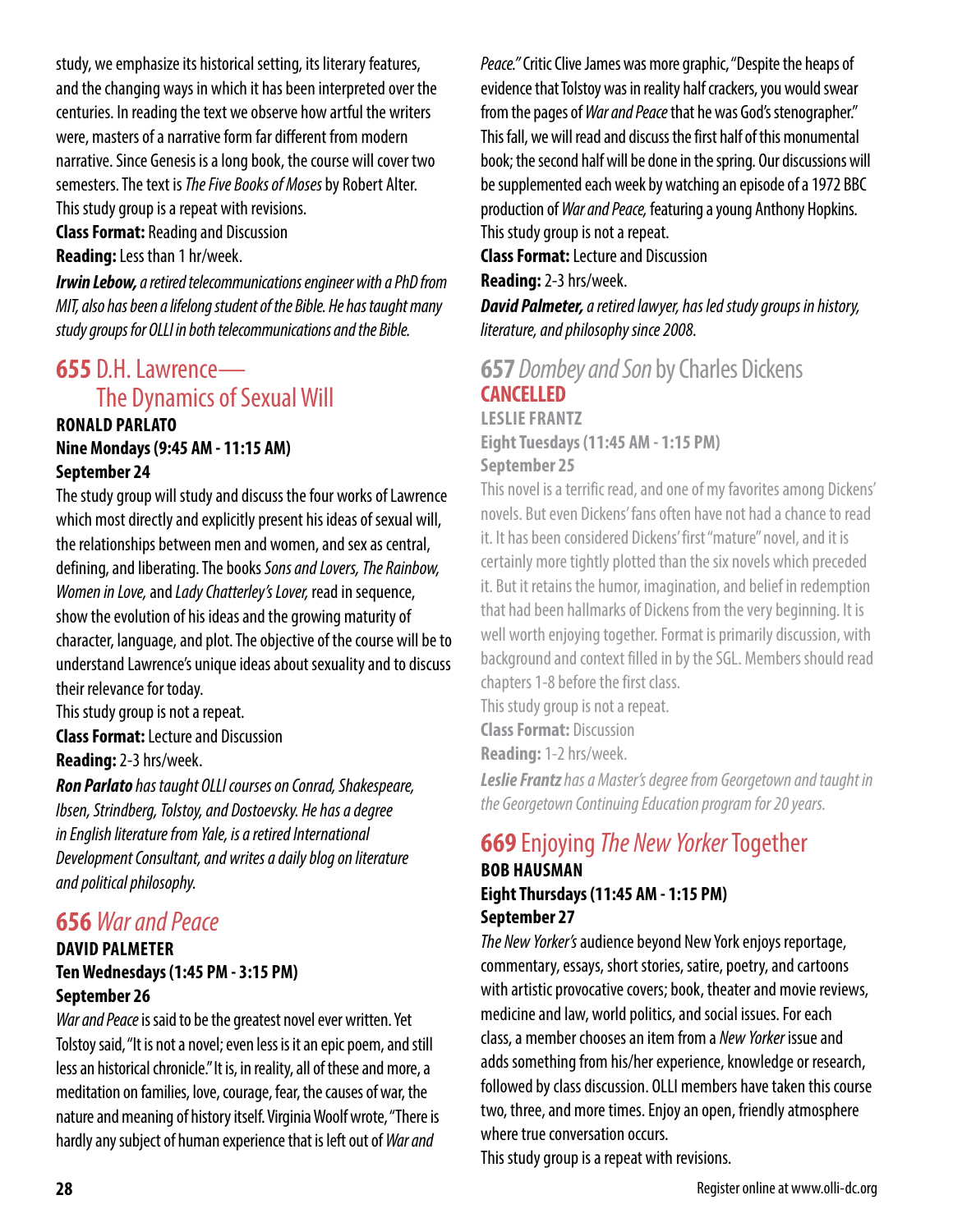study, we emphasize its historical setting, its literary features, and the changing ways in which it has been interpreted over the centuries. In reading the text we observe how artful the writers were, masters of a narrative form far different from modern narrative. Since Genesis is a long book, the course will cover two semesters. The text is *The Five Books of Moses* by Robert Alter.
This study group is a repeat with revisions.
**Class Format:** Reading and Discussion
**Reading:** Less than 1 hr/week.

***Irwin Lebow,*** *a retired telecommunications engineer with a PhD from MIT, also has been a lifelong student of the Bible. He has taught many study groups for OLLI in both telecommunications and the Bible.*

## 655 D.H. Lawrence— The Dynamics of Sexual Will

**RONALD PARLATO**
**Nine Mondays (9:45 AM - 11:15 AM)**
**September 24**

The study group will study and discuss the four works of Lawrence which most directly and explicitly present his ideas of sexual will, the relationships between men and women, and sex as central, defining, and liberating. The books *Sons and Lovers, The Rainbow, Women in Love,* and *Lady Chatterley's Lover,* read in sequence, show the evolution of his ideas and the growing maturity of character, language, and plot. The objective of the course will be to understand Lawrence's unique ideas about sexuality and to discuss their relevance for today.
This study group is not a repeat.
**Class Format:** Lecture and Discussion
**Reading:** 2-3 hrs/week.

***Ron Parlato*** *has taught OLLI courses on Conrad, Shakespeare, Ibsen, Strindberg, Tolstoy, and Dostoevsky. He has a degree in English literature from Yale, is a retired International Development Consultant, and writes a daily blog on literature and political philosophy.*

## 656 *War and Peace*

**DAVID PALMETER**
**Ten Wednesdays (1:45 PM - 3:15 PM)**
**September 26**

*War and Peace* is said to be the greatest novel ever written. Yet Tolstoy said, "It is not a novel; even less is it an epic poem, and still less an historical chronicle." It is, in reality, all of these and more, a meditation on families, love, courage, fear, the causes of war, the nature and meaning of history itself. Virginia Woolf wrote, "There is hardly any subject of human experience that is left out of *War and Peace.*" Critic Clive James was more graphic, "Despite the heaps of evidence that Tolstoy was in reality half crackers, you would swear from the pages of *War and Peace* that he was God's stenographer." This fall, we will read and discuss the first half of this monumental book; the second half will be done in the spring. Our discussions will be supplemented each week by watching an episode of a 1972 BBC production of *War and Peace,* featuring a young Anthony Hopkins.
This study group is not a repeat.
**Class Format:** Lecture and Discussion
**Reading:** 2-3 hrs/week.

***David Palmeter,*** *a retired lawyer, has led study groups in history, literature, and philosophy since 2008.*

## 657 *Dombey and Son* by Charles Dickens
## CANCELLED

**LESLIE FRANTZ**
**Eight Tuesdays (11:45 AM - 1:15 PM)**
**September 25**

This novel is a terrific read, and one of my favorites among Dickens' novels. But even Dickens' fans often have not had a chance to read it. It has been considered Dickens' first "mature" novel, and it is certainly more tightly plotted than the six novels which preceded it. But it retains the humor, imagination, and belief in redemption that had been hallmarks of Dickens from the very beginning. It is well worth enjoying together. Format is primarily discussion, with background and context filled in by the SGL. Members should read chapters 1-8 before the first class.
This study group is not a repeat.
**Class Format:** Discussion
**Reading:** 1-2 hrs/week.

***Leslie Frantz*** *has a Master's degree from Georgetown and taught in the Georgetown Continuing Education program for 20 years.*

## 669 Enjoying *The New Yorker* Together

**BOB HAUSMAN**
**Eight Thursdays (11:45 AM - 1:15 PM)**
**September 27**

*The New Yorker's* audience beyond New York enjoys reportage, commentary, essays, short stories, satire, poetry, and cartoons with artistic provocative covers; book, theater and movie reviews, medicine and law, world politics, and social issues. For each class, a member chooses an item from a *New Yorker* issue and adds something from his/her experience, knowledge or research, followed by class discussion. OLLI members have taken this course two, three, and more times. Enjoy an open, friendly atmosphere where true conversation occurs.
This study group is a repeat with revisions.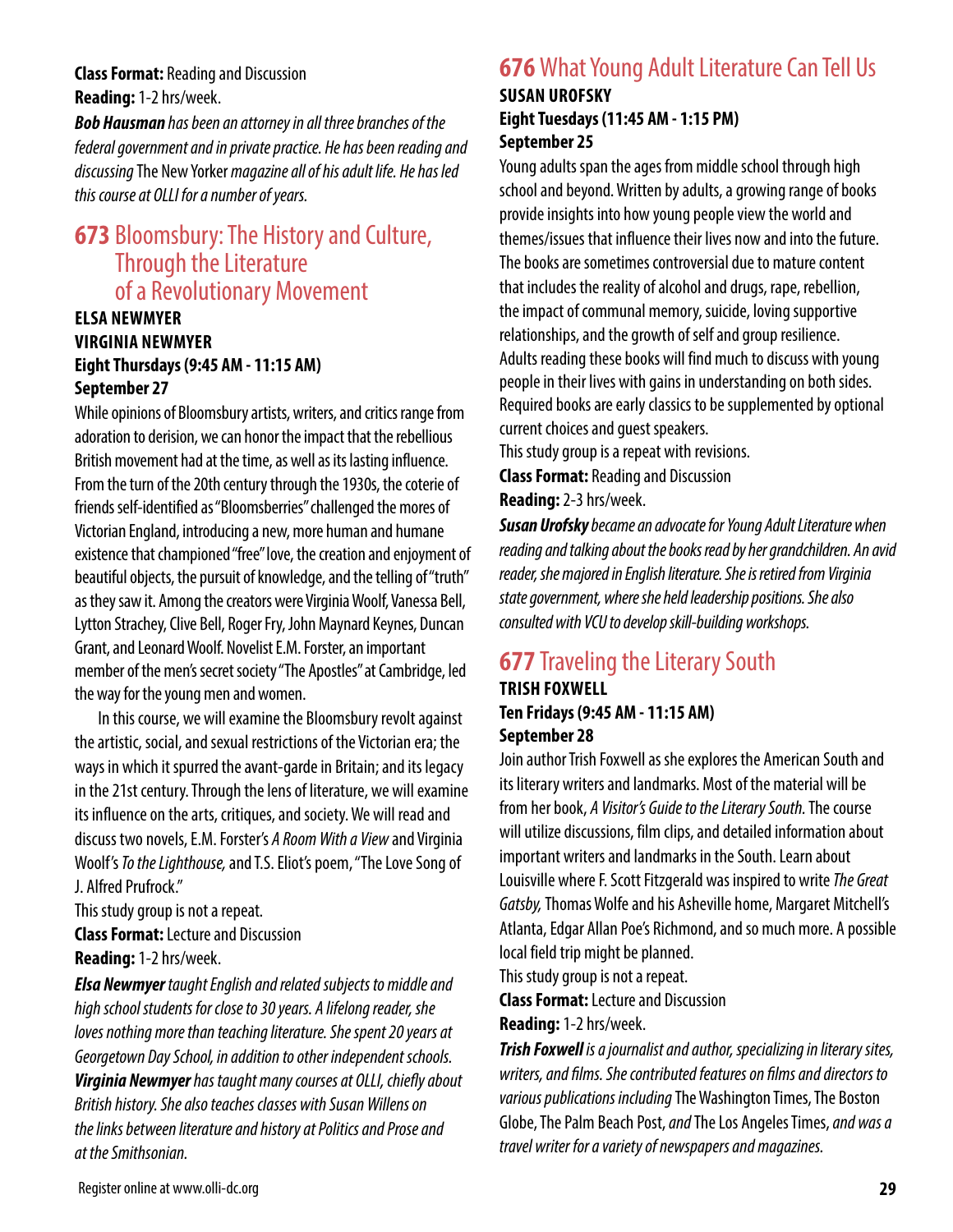**Class Format:** Reading and Discussion
**Reading:** 1-2 hrs/week.

***Bob Hausman*** *has been an attorney in all three branches of the federal government and in private practice. He has been reading and discussing* The New Yorker *magazine all of his adult life. He has led this course at OLLI for a number of years.*

## 673 Bloomsbury: The History and Culture, Through the Literature of a Revolutionary Movement

**ELSA NEWMYER**
**VIRGINIA NEWMYER**
**Eight Thursdays (9:45 AM - 11:15 AM)**
**September 27**

While opinions of Bloomsbury artists, writers, and critics range from adoration to derision, we can honor the impact that the rebellious British movement had at the time, as well as its lasting influence. From the turn of the 20th century through the 1930s, the coterie of friends self-identified as "Bloomsberries" challenged the mores of Victorian England, introducing a new, more human and humane existence that championed "free" love, the creation and enjoyment of beautiful objects, the pursuit of knowledge, and the telling of "truth" as they saw it. Among the creators were Virginia Woolf, Vanessa Bell, Lytton Strachey, Clive Bell, Roger Fry, John Maynard Keynes, Duncan Grant, and Leonard Woolf. Novelist E.M. Forster, an important member of the men's secret society "The Apostles" at Cambridge, led the way for the young men and women.

In this course, we will examine the Bloomsbury revolt against the artistic, social, and sexual restrictions of the Victorian era; the ways in which it spurred the avant-garde in Britain; and its legacy in the 21st century. Through the lens of literature, we will examine its influence on the arts, critiques, and society. We will read and discuss two novels, E.M. Forster's *A Room With a View* and Virginia Woolf's *To the Lighthouse,* and T.S. Eliot's poem, "The Love Song of J. Alfred Prufrock."

This study group is not a repeat.
**Class Format:** Lecture and Discussion
**Reading:** 1-2 hrs/week.

***Elsa Newmyer*** *taught English and related subjects to middle and high school students for close to 30 years. A lifelong reader, she loves nothing more than teaching literature. She spent 20 years at Georgetown Day School, in addition to other independent schools.*
***Virginia Newmyer*** *has taught many courses at OLLI, chiefly about British history. She also teaches classes with Susan Willens on the links between literature and history at Politics and Prose and at the Smithsonian.*

## 676 What Young Adult Literature Can Tell Us

**SUSAN UROFSKY**
**Eight Tuesdays (11:45 AM - 1:15 PM)**
**September 25**

Young adults span the ages from middle school through high school and beyond. Written by adults, a growing range of books provide insights into how young people view the world and themes/issues that influence their lives now and into the future. The books are sometimes controversial due to mature content that includes the reality of alcohol and drugs, rape, rebellion, the impact of communal memory, suicide, loving supportive relationships, and the growth of self and group resilience. Adults reading these books will find much to discuss with young people in their lives with gains in understanding on both sides. Required books are early classics to be supplemented by optional current choices and guest speakers.

This study group is a repeat with revisions.
**Class Format:** Reading and Discussion
**Reading:** 2-3 hrs/week.

***Susan Urofsky*** *became an advocate for Young Adult Literature when reading and talking about the books read by her grandchildren. An avid reader, she majored in English literature. She is retired from Virginia state government, where she held leadership positions. She also consulted with VCU to develop skill-building workshops.*

## 677 Traveling the Literary South

**TRISH FOXWELL**
**Ten Fridays (9:45 AM - 11:15 AM)**
**September 28**

Join author Trish Foxwell as she explores the American South and its literary writers and landmarks. Most of the material will be from her book, *A Visitor's Guide to the Literary South.* The course will utilize discussions, film clips, and detailed information about important writers and landmarks in the South. Learn about Louisville where F. Scott Fitzgerald was inspired to write *The Great Gatsby,* Thomas Wolfe and his Asheville home, Margaret Mitchell's Atlanta, Edgar Allan Poe's Richmond, and so much more. A possible local field trip might be planned.

This study group is not a repeat.
**Class Format:** Lecture and Discussion
**Reading:** 1-2 hrs/week.

***Trish Foxwell*** *is a journalist and author, specializing in literary sites, writers, and films. She contributed features on films and directors to various publications including* The Washington Times, The Boston Globe, The Palm Beach Post, *and* The Los Angeles Times, *and was a travel writer for a variety of newspapers and magazines.*

Register online at www.olli-dc.org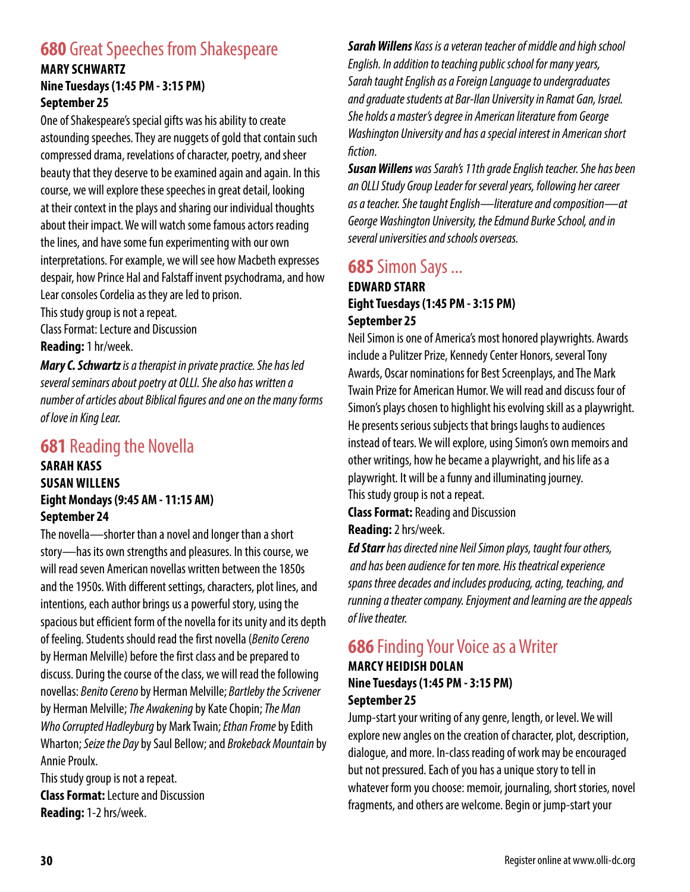## 680 Great Speeches from Shakespeare

**MARY SCHWARTZ**
**Nine Tuesdays (1:45 PM - 3:15 PM)**
**September 25**

One of Shakespeare's special gifts was his ability to create astounding speeches. They are nuggets of gold that contain such compressed drama, revelations of character, poetry, and sheer beauty that they deserve to be examined again and again. In this course, we will explore these speeches in great detail, looking at their context in the plays and sharing our individual thoughts about their impact. We will watch some famous actors reading the lines, and have some fun experimenting with our own interpretations. For example, we will see how Macbeth expresses despair, how Prince Hal and Falstaff invent psychodrama, and how Lear consoles Cordelia as they are led to prison.

This study group is not a repeat.

Class Format: Lecture and Discussion

**Reading:** 1 hr/week.

***Mary C. Schwartz*** *is a therapist in private practice. She has led several seminars about poetry at OLLI. She also has written a number of articles about Biblical figures and one on the many forms of love in King Lear.*

## 681 Reading the Novella

**SARAH KASS**
**SUSAN WILLENS**
**Eight Mondays (9:45 AM - 11:15 AM)**
**September 24**

The novella—shorter than a novel and longer than a short story—has its own strengths and pleasures. In this course, we will read seven American novellas written between the 1850s and the 1950s. With different settings, characters, plot lines, and intentions, each author brings us a powerful story, using the spacious but efficient form of the novella for its unity and its depth of feeling. Students should read the first novella (*Benito Cereno* by Herman Melville) before the first class and be prepared to discuss. During the course of the class, we will read the following novellas: *Benito Cereno* by Herman Melville; *Bartleby the Scrivener* by Herman Melville; *The Awakening* by Kate Chopin; *The Man Who Corrupted Hadleyburg* by Mark Twain; *Ethan Frome* by Edith Wharton; *Seize the Day* by Saul Bellow; and *Brokeback Mountain* by Annie Proulx.

This study group is not a repeat.

**Class Format:** Lecture and Discussion

**Reading:** 1-2 hrs/week.

***Sarah Willens*** *Kass is a veteran teacher of middle and high school English. In addition to teaching public school for many years, Sarah taught English as a Foreign Language to undergraduates and graduate students at Bar-Ilan University in Ramat Gan, Israel. She holds a master's degree in American literature from George Washington University and has a special interest in American short fiction.*

***Susan Willens*** *was Sarah's 11th grade English teacher. She has been an OLLI Study Group Leader for several years, following her career as a teacher. She taught English—literature and composition—at George Washington University, the Edmund Burke School, and in several universities and schools overseas.*

## 685 Simon Says ...

**EDWARD STARR**
**Eight Tuesdays (1:45 PM - 3:15 PM)**
**September 25**

Neil Simon is one of America's most honored playwrights. Awards include a Pulitzer Prize, Kennedy Center Honors, several Tony Awards, Oscar nominations for Best Screenplays, and The Mark Twain Prize for American Humor. We will read and discuss four of Simon's plays chosen to highlight his evolving skill as a playwright. He presents serious subjects that brings laughs to audiences instead of tears. We will explore, using Simon's own memoirs and other writings, how he became a playwright, and his life as a playwright. It will be a funny and illuminating journey.

This study group is not a repeat.

**Class Format:** Reading and Discussion

**Reading:** 2 hrs/week.

***Ed Starr*** *has directed nine Neil Simon plays, taught four others, and has been audience for ten more. His theatrical experience spans three decades and includes producing, acting, teaching, and running a theater company. Enjoyment and learning are the appeals of live theater.*

## 686 Finding Your Voice as a Writer

**MARCY HEIDISH DOLAN**
**Nine Tuesdays (1:45 PM - 3:15 PM)**
**September 25**

Jump-start your writing of any genre, length, or level. We will explore new angles on the creation of character, plot, description, dialogue, and more. In-class reading of work may be encouraged but not pressured. Each of you has a unique story to tell in whatever form you choose: memoir, journaling, short stories, novel fragments, and others are welcome. Begin or jump-start your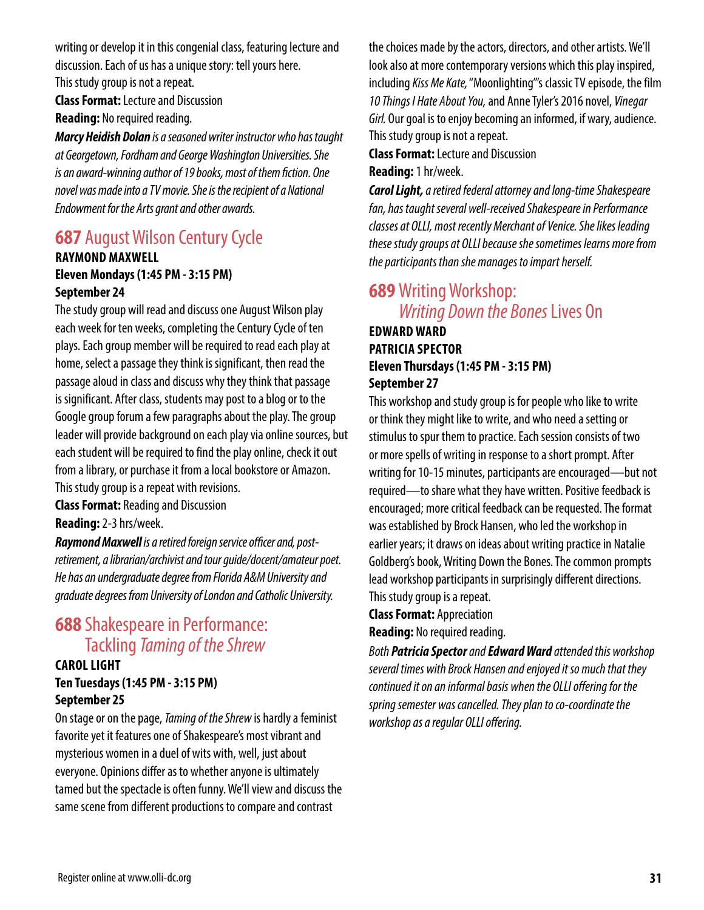writing or develop it in this congenial class, featuring lecture and discussion. Each of us has a unique story: tell yours here.
This study group is not a repeat.

**Class Format:** Lecture and Discussion

**Reading:** No required reading.

***Marcy Heidish Dolan*** *is a seasoned writer instructor who has taught at Georgetown, Fordham and George Washington Universities. She is an award-winning author of 19 books, most of them fiction. One novel was made into a TV movie. She is the recipient of a National Endowment for the Arts grant and other awards.*

## 687 August Wilson Century Cycle

**RAYMOND MAXWELL**
**Eleven Mondays (1:45 PM - 3:15 PM)**
**September 24**

The study group will read and discuss one August Wilson play each week for ten weeks, completing the Century Cycle of ten plays. Each group member will be required to read each play at home, select a passage they think is significant, then read the passage aloud in class and discuss why they think that passage is significant. After class, students may post to a blog or to the Google group forum a few paragraphs about the play. The group leader will provide background on each play via online sources, but each student will be required to find the play online, check it out from a library, or purchase it from a local bookstore or Amazon.
This study group is a repeat with revisions.

**Class Format:** Reading and Discussion

**Reading:** 2-3 hrs/week.

***Raymond Maxwell*** *is a retired foreign service officer and, post-retirement, a librarian/archivist and tour guide/docent/amateur poet. He has an undergraduate degree from Florida A&M University and graduate degrees from University of London and Catholic University.*

## 688 Shakespeare in Performance: Tackling *Taming of the Shrew*

**CAROL LIGHT**
**Ten Tuesdays (1:45 PM - 3:15 PM)**
**September 25**

On stage or on the page, *Taming of the Shrew* is hardly a feminist favorite yet it features one of Shakespeare's most vibrant and mysterious women in a duel of wits with, well, just about everyone. Opinions differ as to whether anyone is ultimately tamed but the spectacle is often funny. We'll view and discuss the same scene from different productions to compare and contrast the choices made by the actors, directors, and other artists. We'll look also at more contemporary versions which this play inspired, including *Kiss Me Kate,* "Moonlighting"'s classic TV episode, the film *10 Things I Hate About You,* and Anne Tyler's 2016 novel, *Vinegar Girl.* Our goal is to enjoy becoming an informed, if wary, audience.
This study group is not a repeat.

**Class Format:** Lecture and Discussion

**Reading:** 1 hr/week.

***Carol Light,*** *a retired federal attorney and long-time Shakespeare fan, has taught several well-received Shakespeare in Performance classes at OLLI, most recently Merchant of Venice. She likes leading these study groups at OLLI because she sometimes learns more from the participants than she manages to impart herself.*

## 689 Writing Workshop: *Writing Down the Bones* Lives On

**EDWARD WARD**
**PATRICIA SPECTOR**
**Eleven Thursdays (1:45 PM - 3:15 PM)**
**September 27**

This workshop and study group is for people who like to write or think they might like to write, and who need a setting or stimulus to spur them to practice. Each session consists of two or more spells of writing in response to a short prompt. After writing for 10-15 minutes, participants are encouraged—but not required—to share what they have written. Positive feedback is encouraged; more critical feedback can be requested. The format was established by Brock Hansen, who led the workshop in earlier years; it draws on ideas about writing practice in Natalie Goldberg's book, Writing Down the Bones. The common prompts lead workshop participants in surprisingly different directions.
This study group is a repeat.

**Class Format:** Appreciation

**Reading:** No required reading.

*Both* ***Patricia Spector*** *and* ***Edward Ward*** *attended this workshop several times with Brock Hansen and enjoyed it so much that they continued it on an informal basis when the OLLI offering for the spring semester was cancelled. They plan to co-coordinate the workshop as a regular OLLI offering.*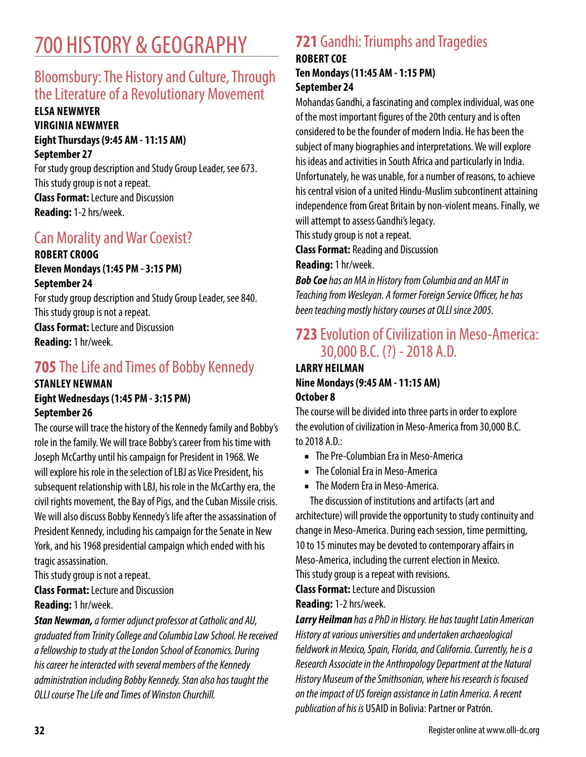# 700 HISTORY & GEOGRAPHY

## Bloomsbury: The History and Culture, Through the Literature of a Revolutionary Movement

**ELSA NEWMYER**
**VIRGINIA NEWMYER**
**Eight Thursdays (9:45 AM - 11:15 AM)**
**September 27**

For study group description and Study Group Leader, see 673.
This study group is not a repeat.
**Class Format:** Lecture and Discussion
**Reading:** 1-2 hrs/week.

## Can Morality and War Coexist?

**ROBERT CROOG**
**Eleven Mondays (1:45 PM - 3:15 PM)**
**September 24**

For study group description and Study Group Leader, see 840.
This study group is not a repeat.
**Class Format:** Lecture and Discussion
**Reading:** 1 hr/week.

## 705 The Life and Times of Bobby Kennedy

**STANLEY NEWMAN**
**Eight Wednesdays (1:45 PM - 3:15 PM)**
**September 26**

The course will trace the history of the Kennedy family and Bobby's role in the family. We will trace Bobby's career from his time with Joseph McCarthy until his campaign for President in 1968. We will explore his role in the selection of LBJ as Vice President, his subsequent relationship with LBJ, his role in the McCarthy era, the civil rights movement, the Bay of Pigs, and the Cuban Missile crisis. We will also discuss Bobby Kennedy's life after the assassination of President Kennedy, including his campaign for the Senate in New York, and his 1968 presidential campaign which ended with his tragic assassination.
This study group is not a repeat.
**Class Format:** Lecture and Discussion
**Reading:** 1 hr/week.

***Stan Newman,*** *a former adjunct professor at Catholic and AU, graduated from Trinity College and Columbia Law School. He received a fellowship to study at the London School of Economics. During his career he interacted with several members of the Kennedy administration including Bobby Kennedy. Stan also has taught the OLLI course The Life and Times of Winston Churchill.*

## 721 Gandhi: Triumphs and Tragedies

**ROBERT COE**
**Ten Mondays (11:45 AM - 1:15 PM)**
**September 24**

Mohandas Gandhi, a fascinating and complex individual, was one of the most important figures of the 20th century and is often considered to be the founder of modern India. He has been the subject of many biographies and interpretations. We will explore his ideas and activities in South Africa and particularly in India. Unfortunately, he was unable, for a number of reasons, to achieve his central vision of a united Hindu-Muslim subcontinent attaining independence from Great Britain by non-violent means. Finally, we will attempt to assess Gandhi's legacy.
This study group is not a repeat.
**Class Format:** Reading and Discussion
**Reading:** 1 hr/week.

***Bob Coe*** *has an MA in History from Columbia and an MAT in Teaching from Wesleyan. A former Foreign Service Officer, he has been teaching mostly history courses at OLLI since 2005.*

## 723 Evolution of Civilization in Meso-America: 30,000 B.C. (?) - 2018 A.D.

**LARRY HEILMAN**
**Nine Mondays (9:45 AM - 11:15 AM)**
**October 8**

The course will be divided into three parts in order to explore the evolution of civilization in Meso-America from 30,000 B.C. to 2018 A.D.:

- The Pre-Columbian Era in Meso-America
- The Colonial Era in Meso-America
- The Modern Era in Meso-America.

The discussion of institutions and artifacts (art and architecture) will provide the opportunity to study continuity and change in Meso-America. During each session, time permitting, 10 to 15 minutes may be devoted to contemporary affairs in Meso-America, including the current election in Mexico.
This study group is a repeat with revisions.
**Class Format:** Lecture and Discussion
**Reading:** 1-2 hrs/week.

***Larry Heilman*** *has a PhD in History. He has taught Latin American History at various universities and undertaken archaeological fieldwork in Mexico, Spain, Florida, and California. Currently, he is a Research Associate in the Anthropology Department at the Natural History Museum of the Smithsonian, where his research is focused on the impact of US foreign assistance in Latin America. A recent publication of his is* USAID in Bolivia: Partner or Patrón.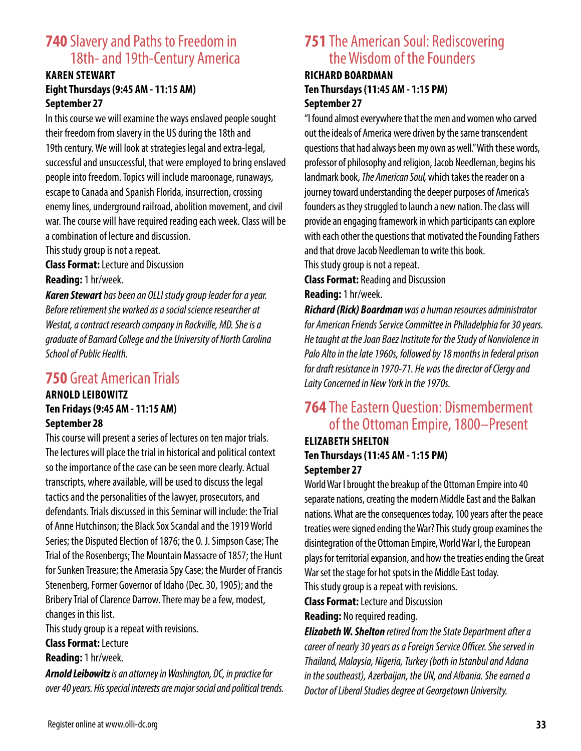## 740 Slavery and Paths to Freedom in 18th- and 19th-Century America

**KAREN STEWART**
**Eight Thursdays (9:45 AM - 11:15 AM)**
**September 27**

In this course we will examine the ways enslaved people sought their freedom from slavery in the US during the 18th and 19th century. We will look at strategies legal and extra-legal, successful and unsuccessful, that were employed to bring enslaved people into freedom. Topics will include maroonage, runaways, escape to Canada and Spanish Florida, insurrection, crossing enemy lines, underground railroad, abolition movement, and civil war. The course will have required reading each week. Class will be a combination of lecture and discussion.

This study group is not a repeat.

**Class Format:** Lecture and Discussion

**Reading:** 1 hr/week.

***Karen Stewart*** *has been an OLLI study group leader for a year. Before retirement she worked as a social science researcher at Westat, a contract research company in Rockville, MD. She is a graduate of Barnard College and the University of North Carolina School of Public Health.*

## 750 Great American Trials

**ARNOLD LEIBOWITZ**
**Ten Fridays (9:45 AM - 11:15 AM)**
**September 28**

This course will present a series of lectures on ten major trials. The lectures will place the trial in historical and political context so the importance of the case can be seen more clearly. Actual transcripts, where available, will be used to discuss the legal tactics and the personalities of the lawyer, prosecutors, and defendants. Trials discussed in this Seminar will include: the Trial of Anne Hutchinson; the Black Sox Scandal and the 1919 World Series; the Disputed Election of 1876; the O. J. Simpson Case; The Trial of the Rosenbergs; The Mountain Massacre of 1857; the Hunt for Sunken Treasure; the Amerasia Spy Case; the Murder of Francis Stenenberg, Former Governor of Idaho (Dec. 30, 1905); and the Bribery Trial of Clarence Darrow. There may be a few, modest, changes in this list.

This study group is a repeat with revisions.

**Class Format:** Lecture

**Reading:** 1 hr/week.

***Arnold Leibowitz*** *is an attorney in Washington, DC, in practice for over 40 years. His special interests are major social and political trends.*

## 751 The American Soul: Rediscovering the Wisdom of the Founders

**RICHARD BOARDMAN**
**Ten Thursdays (11:45 AM - 1:15 PM)**
**September 27**

"I found almost everywhere that the men and women who carved out the ideals of America were driven by the same transcendent questions that had always been my own as well." With these words, professor of philosophy and religion, Jacob Needleman, begins his landmark book, *The American Soul,* which takes the reader on a journey toward understanding the deeper purposes of America's founders as they struggled to launch a new nation. The class will provide an engaging framework in which participants can explore with each other the questions that motivated the Founding Fathers and that drove Jacob Needleman to write this book.

This study group is not a repeat.

**Class Format:** Reading and Discussion

**Reading:** 1 hr/week.

***Richard (Rick) Boardman*** *was a human resources administrator for American Friends Service Committee in Philadelphia for 30 years. He taught at the Joan Baez Institute for the Study of Nonviolence in Palo Alto in the late 1960s, followed by 18 months in federal prison for draft resistance in 1970-71. He was the director of Clergy and Laity Concerned in New York in the 1970s.*

## 764 The Eastern Question: Dismemberment of the Ottoman Empire, 1800–Present

**ELIZABETH SHELTON**
**Ten Thursdays (11:45 AM - 1:15 PM)**
**September 27**

World War I brought the breakup of the Ottoman Empire into 40 separate nations, creating the modern Middle East and the Balkan nations. What are the consequences today, 100 years after the peace treaties were signed ending the War? This study group examines the disintegration of the Ottoman Empire, World War I, the European plays for territorial expansion, and how the treaties ending the Great War set the stage for hot spots in the Middle East today.

This study group is a repeat with revisions.

**Class Format:** Lecture and Discussion

**Reading:** No required reading.

***Elizabeth W. Shelton*** *retired from the State Department after a career of nearly 30 years as a Foreign Service Officer. She served in Thailand, Malaysia, Nigeria, Turkey (both in Istanbul and Adana in the southeast), Azerbaijan, the UN, and Albania. She earned a Doctor of Liberal Studies degree at Georgetown University.*

Register online at www.olli-dc.org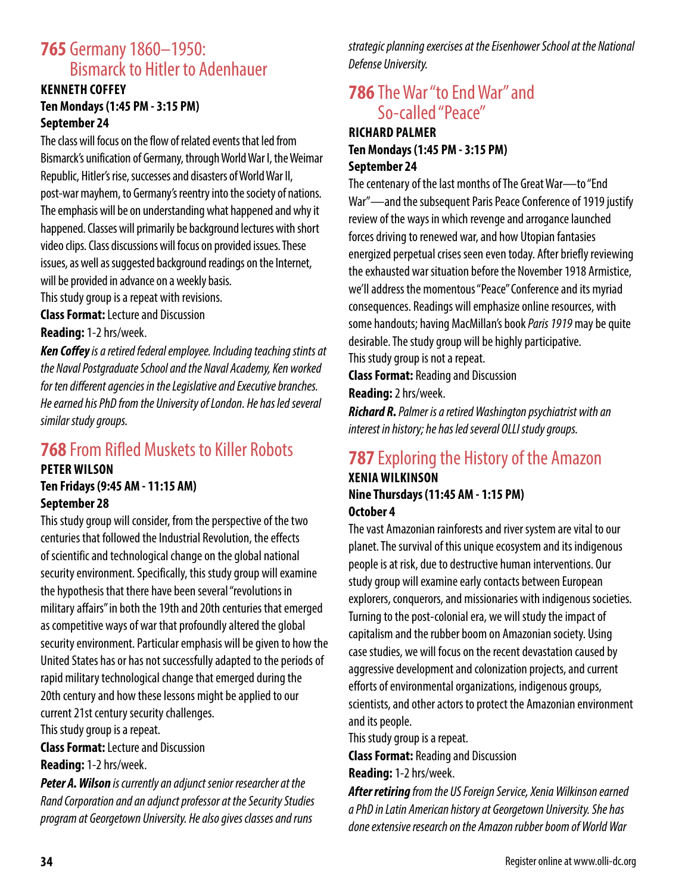## 765 Germany 1860–1950: Bismarck to Hitler to Adenhauer

**KENNETH COFFEY**
**Ten Mondays (1:45 PM - 3:15 PM)**
**September 24**

The class will focus on the flow of related events that led from Bismarck's unification of Germany, through World War I, the Weimar Republic, Hitler's rise, successes and disasters of World War II, post-war mayhem, to Germany's reentry into the society of nations. The emphasis will be on understanding what happened and why it happened. Classes will primarily be background lectures with short video clips. Class discussions will focus on provided issues. These issues, as well as suggested background readings on the Internet, will be provided in advance on a weekly basis.

This study group is a repeat with revisions.

**Class Format:** Lecture and Discussion

**Reading:** 1-2 hrs/week.

***Ken Coffey*** *is a retired federal employee. Including teaching stints at the Naval Postgraduate School and the Naval Academy, Ken worked for ten different agencies in the Legislative and Executive branches. He earned his PhD from the University of London. He has led several similar study groups.*

## 768 From Rifled Muskets to Killer Robots

**PETER WILSON**
**Ten Fridays (9:45 AM - 11:15 AM)**
**September 28**

This study group will consider, from the perspective of the two centuries that followed the Industrial Revolution, the effects of scientific and technological change on the global national security environment. Specifically, this study group will examine the hypothesis that there have been several "revolutions in military affairs" in both the 19th and 20th centuries that emerged as competitive ways of war that profoundly altered the global security environment. Particular emphasis will be given to how the United States has or has not successfully adapted to the periods of rapid military technological change that emerged during the 20th century and how these lessons might be applied to our current 21st century security challenges.

This study group is a repeat.

**Class Format:** Lecture and Discussion

**Reading:** 1-2 hrs/week.

***Peter A. Wilson*** *is currently an adjunct senior researcher at the Rand Corporation and an adjunct professor at the Security Studies program at Georgetown University. He also gives classes and runs strategic planning exercises at the Eisenhower School at the National Defense University.*

## 786 The War "to End War" and So-called "Peace"

**RICHARD PALMER**
**Ten Mondays (1:45 PM - 3:15 PM)**
**September 24**

The centenary of the last months of The Great War—to "End War"—and the subsequent Paris Peace Conference of 1919 justify review of the ways in which revenge and arrogance launched forces driving to renewed war, and how Utopian fantasies energized perpetual crises seen even today. After briefly reviewing the exhausted war situation before the November 1918 Armistice, we'll address the momentous "Peace" Conference and its myriad consequences. Readings will emphasize online resources, with some handouts; having MacMillan's book *Paris 1919* may be quite desirable. The study group will be highly participative.

This study group is not a repeat.

**Class Format:** Reading and Discussion

**Reading:** 2 hrs/week.

***Richard R.*** *Palmer is a retired Washington psychiatrist with an interest in history; he has led several OLLI study groups.*

## 787 Exploring the History of the Amazon

**XENIA WILKINSON**
**Nine Thursdays (11:45 AM - 1:15 PM)**
**October 4**

The vast Amazonian rainforests and river system are vital to our planet. The survival of this unique ecosystem and its indigenous people is at risk, due to destructive human interventions. Our study group will examine early contacts between European explorers, conquerors, and missionaries with indigenous societies. Turning to the post-colonial era, we will study the impact of capitalism and the rubber boom on Amazonian society. Using case studies, we will focus on the recent devastation caused by aggressive development and colonization projects, and current efforts of environmental organizations, indigenous groups, scientists, and other actors to protect the Amazonian environment and its people.

This study group is a repeat.

**Class Format:** Reading and Discussion

**Reading:** 1-2 hrs/week.

***After retiring*** *from the US Foreign Service, Xenia Wilkinson earned a PhD in Latin American history at Georgetown University. She has done extensive research on the Amazon rubber boom of World War*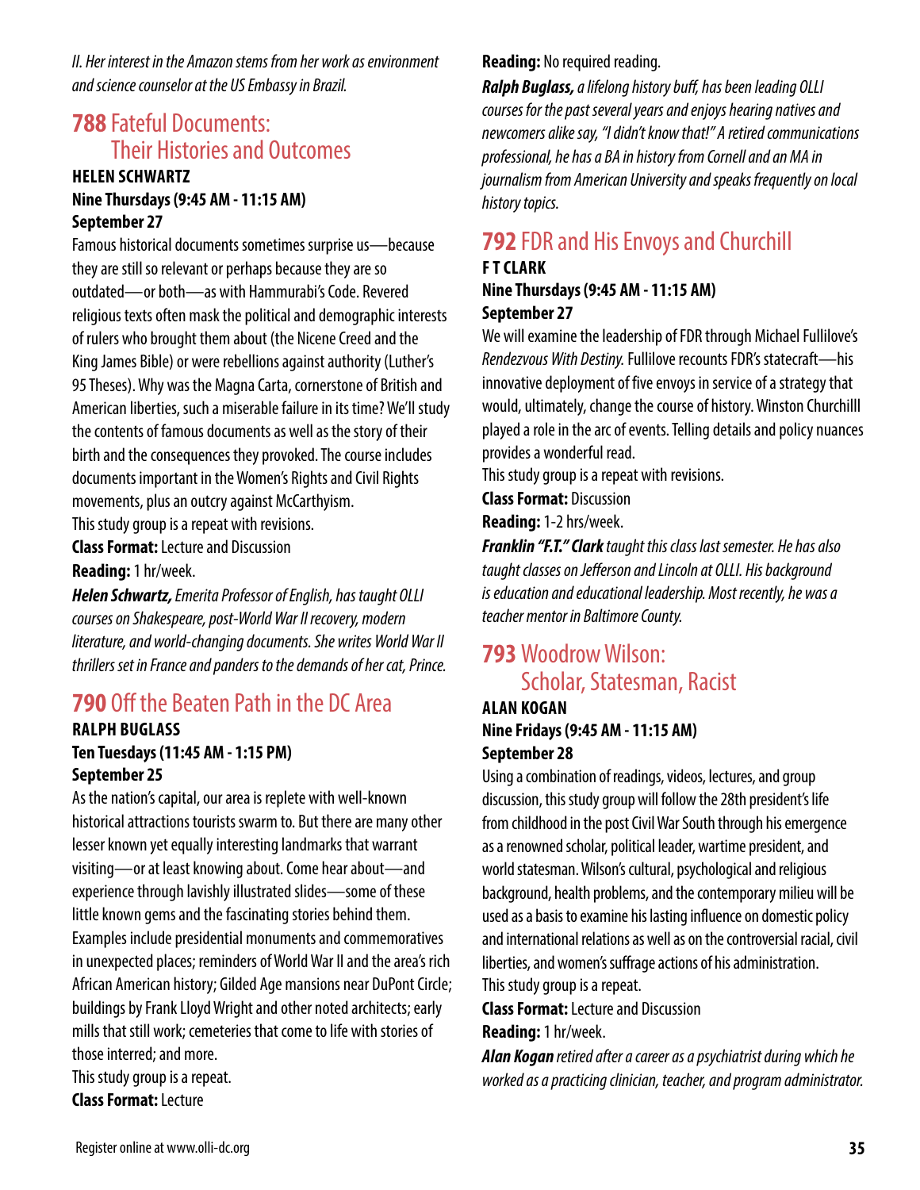*II. Her interest in the Amazon stems from her work as environment and science counselor at the US Embassy in Brazil.*

## 788 Fateful Documents: Their Histories and Outcomes

**HELEN SCHWARTZ**
**Nine Thursdays (9:45 AM - 11:15 AM)**
**September 27**

Famous historical documents sometimes surprise us—because they are still so relevant or perhaps because they are so outdated—or both—as with Hammurabi's Code. Revered religious texts often mask the political and demographic interests of rulers who brought them about (the Nicene Creed and the King James Bible) or were rebellions against authority (Luther's 95 Theses). Why was the Magna Carta, cornerstone of British and American liberties, such a miserable failure in its time? We'll study the contents of famous documents as well as the story of their birth and the consequences they provoked. The course includes documents important in the Women's Rights and Civil Rights movements, plus an outcry against McCarthyism.

This study group is a repeat with revisions.

**Class Format:** Lecture and Discussion

**Reading:** 1 hr/week.

***Helen Schwartz,*** *Emerita Professor of English, has taught OLLI courses on Shakespeare, post-World War II recovery, modern literature, and world-changing documents. She writes World War II thrillers set in France and panders to the demands of her cat, Prince.*

## 790 Off the Beaten Path in the DC Area

**RALPH BUGLASS**
**Ten Tuesdays (11:45 AM - 1:15 PM)**
**September 25**

As the nation's capital, our area is replete with well-known historical attractions tourists swarm to. But there are many other lesser known yet equally interesting landmarks that warrant visiting—or at least knowing about. Come hear about—and experience through lavishly illustrated slides—some of these little known gems and the fascinating stories behind them. Examples include presidential monuments and commemoratives in unexpected places; reminders of World War II and the area's rich African American history; Gilded Age mansions near DuPont Circle; buildings by Frank Lloyd Wright and other noted architects; early mills that still work; cemeteries that come to life with stories of those interred; and more.

This study group is a repeat.

**Class Format:** Lecture

**Reading:** No required reading.

***Ralph Buglass,*** *a lifelong history buff, has been leading OLLI courses for the past several years and enjoys hearing natives and newcomers alike say, "I didn't know that!" A retired communications professional, he has a BA in history from Cornell and an MA in journalism from American University and speaks frequently on local history topics.*

## 792 FDR and His Envoys and Churchill

**F T CLARK**
**Nine Thursdays (9:45 AM - 11:15 AM)**
**September 27**

We will examine the leadership of FDR through Michael Fullilove's *Rendezvous With Destiny.* Fullilove recounts FDR's statecraft—his innovative deployment of five envoys in service of a strategy that would, ultimately, change the course of history. Winston Churchilll played a role in the arc of events. Telling details and policy nuances provides a wonderful read.

This study group is a repeat with revisions.

**Class Format:** Discussion

**Reading:** 1-2 hrs/week.

***Franklin "F.T." Clark*** *taught this class last semester. He has also taught classes on Jefferson and Lincoln at OLLI. His background is education and educational leadership. Most recently, he was a teacher mentor in Baltimore County.*

## 793 Woodrow Wilson: Scholar, Statesman, Racist

**ALAN KOGAN**
**Nine Fridays (9:45 AM - 11:15 AM)**
**September 28**

Using a combination of readings, videos, lectures, and group discussion, this study group will follow the 28th president's life from childhood in the post Civil War South through his emergence as a renowned scholar, political leader, wartime president, and world statesman. Wilson's cultural, psychological and religious background, health problems, and the contemporary milieu will be used as a basis to examine his lasting influence on domestic policy and international relations as well as on the controversial racial, civil liberties, and women's suffrage actions of his administration.

This study group is a repeat.

**Class Format:** Lecture and Discussion

**Reading:** 1 hr/week.

***Alan Kogan*** *retired after a career as a psychiatrist during which he worked as a practicing clinician, teacher, and program administrator.*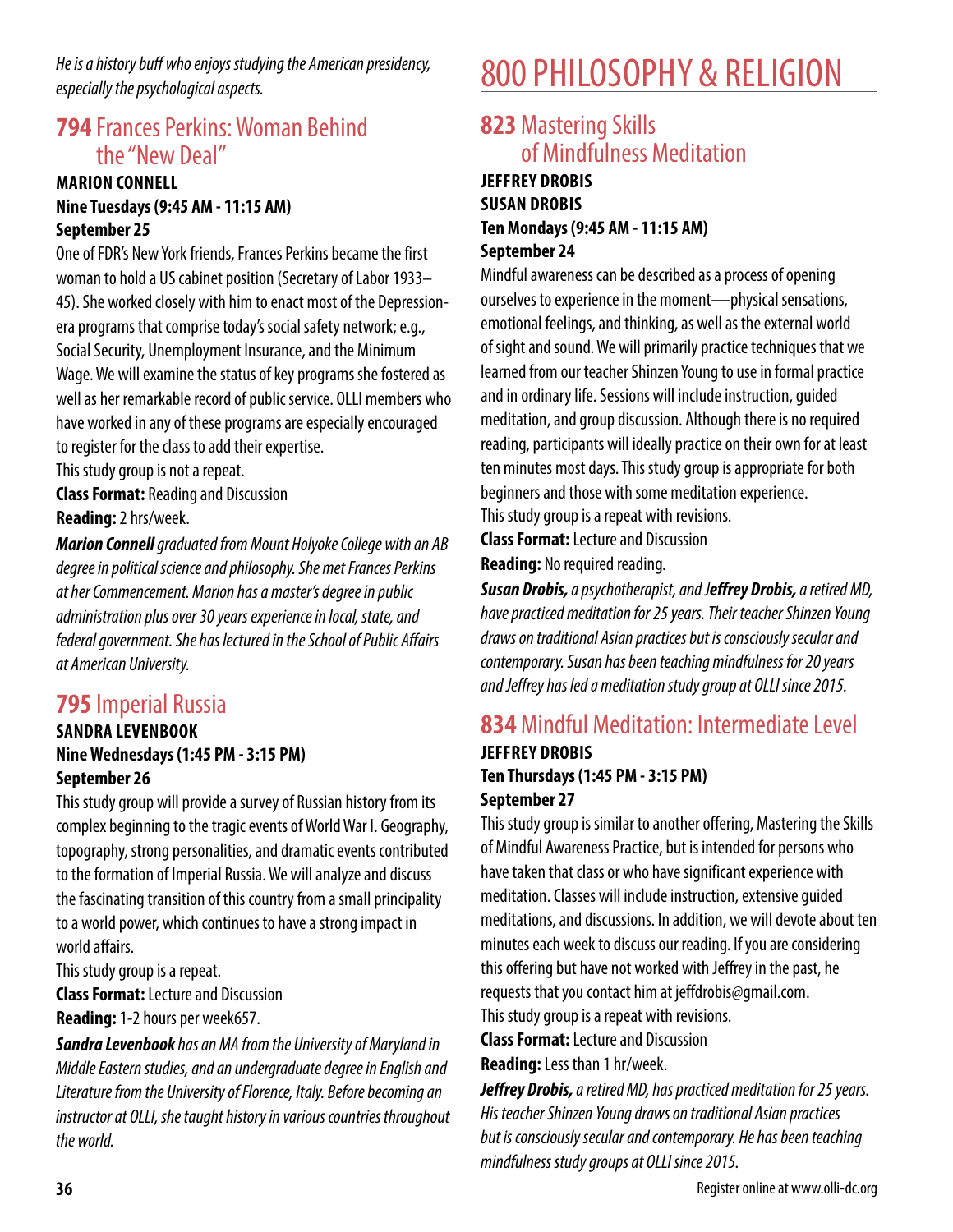*He is a history buff who enjoys studying the American presidency, especially the psychological aspects.*

## **794** Frances Perkins: Woman Behind the "New Deal"

**MARION CONNELL**
**Nine Tuesdays (9:45 AM - 11:15 AM)**
**September 25**

One of FDR's New York friends, Frances Perkins became the first woman to hold a US cabinet position (Secretary of Labor 1933–45). She worked closely with him to enact most of the Depression-era programs that comprise today's social safety network; e.g., Social Security, Unemployment Insurance, and the Minimum Wage. We will examine the status of key programs she fostered as well as her remarkable record of public service. OLLI members who have worked in any of these programs are especially encouraged to register for the class to add their expertise.

This study group is not a repeat.

**Class Format:** Reading and Discussion

**Reading:** 2 hrs/week.

***Marion Connell*** *graduated from Mount Holyoke College with an AB degree in political science and philosophy. She met Frances Perkins at her Commencement. Marion has a master's degree in public administration plus over 30 years experience in local, state, and federal government. She has lectured in the School of Public Affairs at American University.*

## **795** Imperial Russia

**SANDRA LEVENBOOK**
**Nine Wednesdays (1:45 PM - 3:15 PM)**
**September 26**

This study group will provide a survey of Russian history from its complex beginning to the tragic events of World War I. Geography, topography, strong personalities, and dramatic events contributed to the formation of Imperial Russia. We will analyze and discuss the fascinating transition of this country from a small principality to a world power, which continues to have a strong impact in world affairs.

This study group is a repeat.

**Class Format:** Lecture and Discussion

**Reading:** 1-2 hours per week657.

***Sandra Levenbook*** *has an MA from the University of Maryland in Middle Eastern studies, and an undergraduate degree in English and Literature from the University of Florence, Italy. Before becoming an instructor at OLLI, she taught history in various countries throughout the world.*

# 800 PHILOSOPHY & RELIGION

## **823** Mastering Skills of Mindfulness Meditation

**JEFFREY DROBIS**
**SUSAN DROBIS**
**Ten Mondays (9:45 AM - 11:15 AM)**
**September 24**

Mindful awareness can be described as a process of opening ourselves to experience in the moment—physical sensations, emotional feelings, and thinking, as well as the external world of sight and sound. We will primarily practice techniques that we learned from our teacher Shinzen Young to use in formal practice and in ordinary life. Sessions will include instruction, guided meditation, and group discussion. Although there is no required reading, participants will ideally practice on their own for at least ten minutes most days. This study group is appropriate for both beginners and those with some meditation experience.

This study group is a repeat with revisions.

**Class Format:** Lecture and Discussion

**Reading:** No required reading.

***Susan Drobis,*** *a psychotherapist, and* ***Jeffrey Drobis,*** *a retired MD, have practiced meditation for 25 years. Their teacher Shinzen Young draws on traditional Asian practices but is consciously secular and contemporary. Susan has been teaching mindfulness for 20 years and Jeffrey has led a meditation study group at OLLI since 2015.*

## **834** Mindful Meditation: Intermediate Level

**JEFFREY DROBIS**
**Ten Thursdays (1:45 PM - 3:15 PM)**
**September 27**

This study group is similar to another offering, Mastering the Skills of Mindful Awareness Practice, but is intended for persons who have taken that class or who have significant experience with meditation. Classes will include instruction, extensive guided meditations, and discussions. In addition, we will devote about ten minutes each week to discuss our reading. If you are considering this offering but have not worked with Jeffrey in the past, he requests that you contact him at jeffdrobis@gmail.com.

This study group is a repeat with revisions.

**Class Format:** Lecture and Discussion

**Reading:** Less than 1 hr/week.

***Jeffrey Drobis,*** *a retired MD, has practiced meditation for 25 years. His teacher Shinzen Young draws on traditional Asian practices but is consciously secular and contemporary. He has been teaching mindfulness study groups at OLLI since 2015.*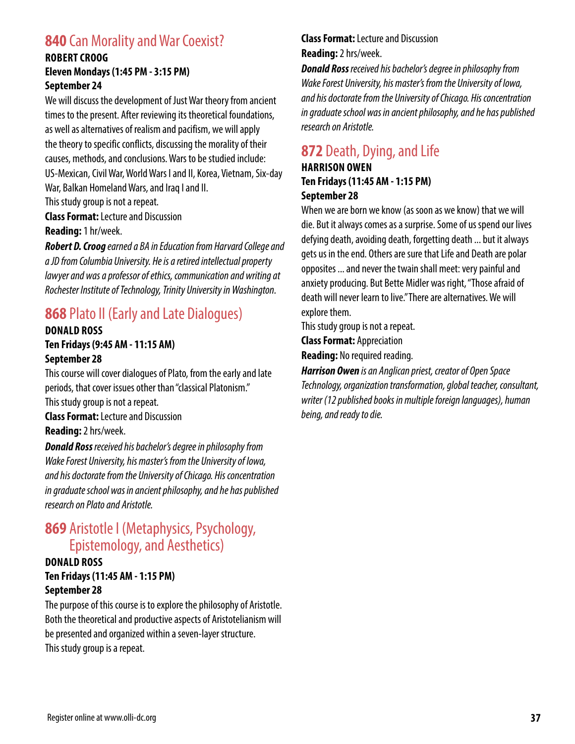## 840 Can Morality and War Coexist?

**ROBERT CROOG**
**Eleven Mondays (1:45 PM - 3:15 PM)**
**September 24**

We will discuss the development of Just War theory from ancient times to the present. After reviewing its theoretical foundations, as well as alternatives of realism and pacifism, we will apply the theory to specific conflicts, discussing the morality of their causes, methods, and conclusions. Wars to be studied include: US-Mexican, Civil War, World Wars I and II, Korea, Vietnam, Six-day War, Balkan Homeland Wars, and Iraq I and II.
This study group is not a repeat.

**Class Format:** Lecture and Discussion
**Reading:** 1 hr/week.

***Robert D. Croog*** *earned a BA in Education from Harvard College and a JD from Columbia University. He is a retired intellectual property lawyer and was a professor of ethics, communication and writing at Rochester Institute of Technology, Trinity University in Washington.*

## 868 Plato II (Early and Late Dialogues)

**DONALD ROSS**
**Ten Fridays (9:45 AM - 11:15 AM)**
**September 28**

This course will cover dialogues of Plato, from the early and late periods, that cover issues other than "classical Platonism."
This study group is not a repeat.

**Class Format:** Lecture and Discussion
**Reading:** 2 hrs/week.

***Donald Ross*** *received his bachelor's degree in philosophy from Wake Forest University, his master's from the University of Iowa, and his doctorate from the University of Chicago. His concentration in graduate school was in ancient philosophy, and he has published research on Plato and Aristotle.*

## 869 Aristotle I (Metaphysics, Psychology, Epistemology, and Aesthetics)

**DONALD ROSS**
**Ten Fridays (11:45 AM - 1:15 PM)**
**September 28**

The purpose of this course is to explore the philosophy of Aristotle. Both the theoretical and productive aspects of Aristotelianism will be presented and organized within a seven-layer structure.
This study group is a repeat.

**Class Format:** Lecture and Discussion
**Reading:** 2 hrs/week.

***Donald Ross*** *received his bachelor's degree in philosophy from Wake Forest University, his master's from the University of Iowa, and his doctorate from the University of Chicago. His concentration in graduate school was in ancient philosophy, and he has published research on Aristotle.*

## 872 Death, Dying, and Life

**HARRISON OWEN**
**Ten Fridays (11:45 AM - 1:15 PM)**
**September 28**

When we are born we know (as soon as we know) that we will die. But it always comes as a surprise. Some of us spend our lives defying death, avoiding death, forgetting death ... but it always gets us in the end. Others are sure that Life and Death are polar opposites ... and never the twain shall meet: very painful and anxiety producing. But Bette Midler was right, "Those afraid of death will never learn to live." There are alternatives. We will explore them.
This study group is not a repeat.

**Class Format:** Appreciation
**Reading:** No required reading.

***Harrison Owen*** *is an Anglican priest, creator of Open Space Technology, organization transformation, global teacher, consultant, writer (12 published books in multiple foreign languages), human being, and ready to die.*

Register online at www.olli-dc.org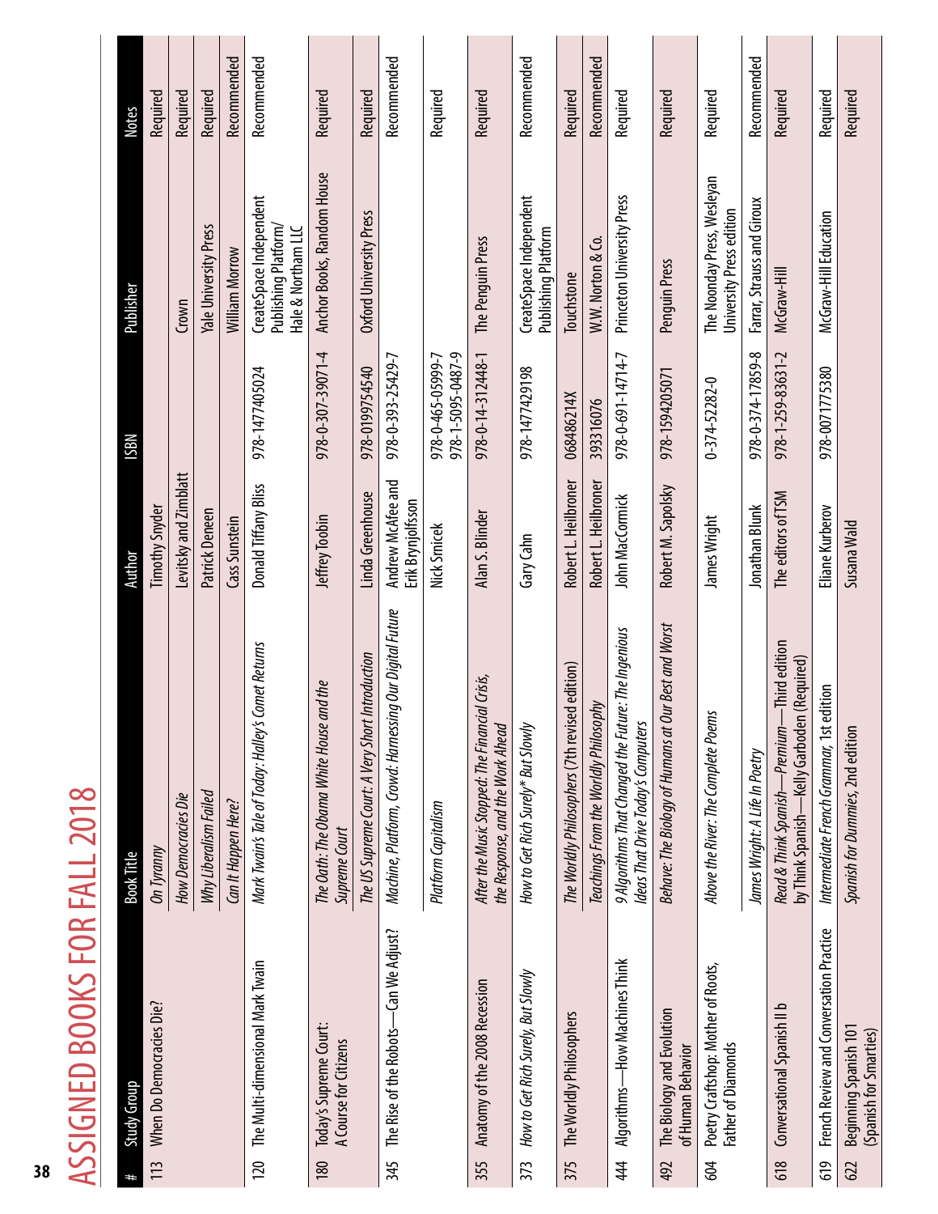# ASSIGNED BOOKS FOR FALL 2018

| # | Study Group | Book Title | Author | ISBN | Publisher | Notes |
|---|---|---|---|---|---|---|
| 113 | When Do Democracies Die? | *On Tyranny* | Timothy Snyder | | | Required |
| | | *How Democracies Die* | Levitsky and Zimblatt | | Crown | Required |
| | | *Why Liberalism Failed* | Patrick Deneen | | Yale University Press | Required |
| | | *Can It Happen Here?* | Cass Sunstein | | William Morrow | Recommended |
| 120 | The Multi-dimensional Mark Twain | *Mark Twain's Tale of Today: Halley's Comet Returns* | Donald Tiffany Bliss | 978-1477405024 | CreateSpace Independent Publishing Platform/ Hale & Northam LLC | Recommended |
| 180 | Today's Supreme Court: A Course for Citizens | *The Oath: The Obama White House and the Supreme Court* | Jeffrey Toobin | 978-0-307-39071-4 | Anchor Books, Random House | Required |
| | | *The US Supreme Court: A Very Short Introduction* | Linda Greenhouse | 978-0199754540 | Oxford University Press | Required |
| 345 | The Rise of the Robots—Can We Adjust? | *Machine, Platform, Crowd: Harnessing Our Digital Future* | Andrew McAfee and Erik Brynjolfsson | 978-0-393-25429-7 | | Recommended |
| | | *Platform Capitalism* | Nick Srnicek | 978-0-465-05999-7 978-1-5095-0487-9 | | Required |
| 355 | Anatomy of the 2008 Recession | *After the Music Stopped: The Financial Crisis, the Response, and the Work Ahead* | Alan S. Blinder | 978-0-14-312448-1 | The Penguin Press | Required |
| 373 | *How to Get Rich Surely, But Slowly* | *How to Get Rich Surely\* But Slowly* | Gary Cahn | 978-1477429198 | CreateSpace Independent Publishing Platform | Recommended |
| 375 | The Worldly Philosophers | *The Worldly Philosophers (7th revised edition)* | Robert L. Heilbroner | 068486214X | Touchstone | Required |
| | | *Teachings From the Worldly Philosophy* | Robert L. Heilbroner | 393316076 | W.W. Norton & Co. | Recommended |
| 444 | Algorithms—How Machines Think | *9 Algorithms That Changed the Future: The Ingenious Ideas That Drive Today's Computers* | John MacCormick | 978-0-691-14714-7 | Princeton University Press | Required |
| 492 | The Biology and Evolution of Human Behavior | *Behave: The Biology of Humans at Our Best and Worst* | Robert M. Sapolsky | 978-1594205071 | Penguin Press | Required |
| 604 | Poetry Craftshop: Mother of Roots, Father of Diamonds | *Above the River: The Complete Poems* | James Wright | 0-374-52282-0 | The Noonday Press, Wesleyan University Press edition | Required |
| | | *James Wright: A Life In Poetry* | Jonathan Blunk | 978-0-374-17859-8 | Farrar, Strauss and Giroux | Recommended |
| 618 | Conversational Spanish II b | *Read & Think Spanish—Premium*—Third edition by Think Spanish—Kelly Garboden (Required) | The editors of TSM | 978-1-259-83631-2 | McGraw-Hill | Required |
| 619 | French Review and Conversation Practice | *Intermediate French Grammar*, 1st edition | Eliane Kurberov | 978-0071775380 | McGraw-Hill Education | Required |
| 622 | Beginning Spanish 101 (Spanish for Smarties) | *Spanish for Dummies*, 2nd edition | Susana Wald | | | Required |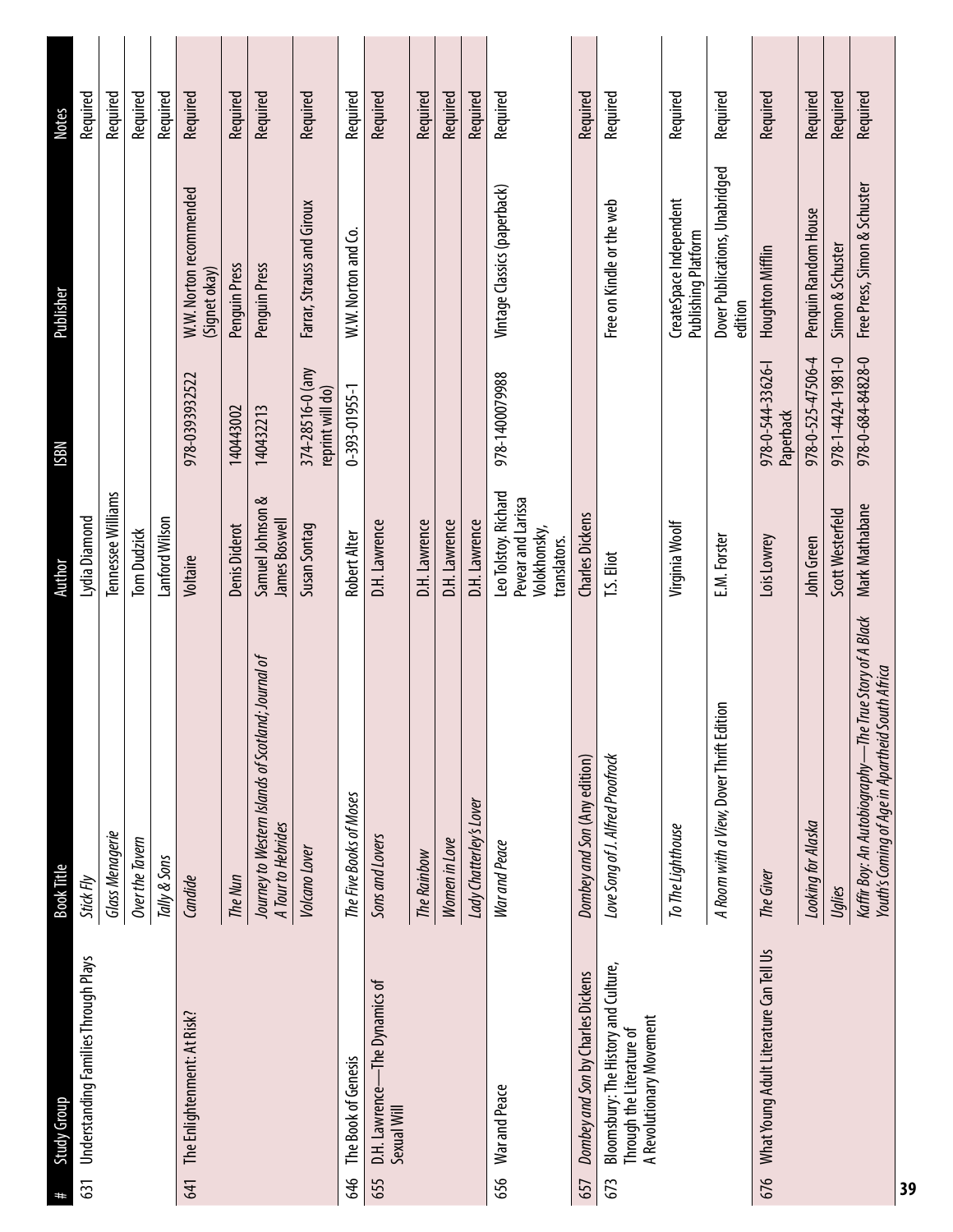| # | Study Group | Book Title | Author | ISBN | Publisher | Notes |
|---|---|---|---|---|---|---|
| 631 | Understanding Families Through Plays | *Stick Fly* | Lydia Diamond | | | Required |
| | | *Glass Menagerie* | Tennessee Williams | | | Required |
| | | *Over the Tavern* | Tom Dudzick | | | Required |
| | | *Tally & Sons* | Lanford Wilson | | | Required |
| 641 | The Enlightenment: At Risk? | *Candide* | Voltaire | 978-0393932522 | W.W. Norton recommended (Signet okay) | Required |
| | | *The Nun* | Denis Diderot | 140443002 | Penguin Press | Required |
| | | *Journey to Western Islands of Scotland; Journal of A Tour to Hebrides* | Samuel Johnson & James Boswell | 140432213 | Penguin Press | Required |
| | | *Volcano Lover* | Susan Sontag | 374-28516-0 (any reprint will do) | Farrar, Strauss and Giroux | Required |
| 646 | The Book of Genesis | *The Five Books of Moses* | Robert Alter | 0-393-01955-1 | W.W. Norton and Co. | Required |
| 655 | D.H. Lawrence—The Dynamics of Sexual Will | *Sons and Lovers* | D.H. Lawrence | | | Required |
| | | *The Rainbow* | D.H. Lawrence | | | Required |
| | | *Women in Love* | D.H. Lawrence | | | Required |
| | | *Lady Chatterley's Lover* | D.H. Lawrence | | | Required |
| 656 | War and Peace | *War and Peace* | Leo Tolstoy, Richard Pevear and Larissa Volokhonsky, translators. | 978-1400079988 | Vintage Classics (paperback) | Required |
| 657 | *Dombey and Son* by Charles Dickens | *Dombey and Son* (Any edition) | Charles Dickens | | | Required |
| 673 | Bloomsbury: The History and Culture, Through the Literature of A Revolutionary Movement | *Love Song of J. Alfred Prufrock* | T.S. Eliot | | Free on Kindle or the web | Required |
| | | *To The Lighthouse* | Virginia Woolf | | CreateSpace Independent Publishing Platform | Required |
| | | *A Room with a View*, Dover Thrift Edition | E.M. Forster | | Dover Publications, Unabridged edition | Required |
| 676 | What Young Adult Literature Can Tell Us | *The Giver* | Lois Lowrey | 978-0-544-33626-1 Paperback | Houghton Mifflin | Required |
| | | *Looking for Alaska* | John Green | 978-0-525-47506-4 | Penguin Random House | Required |
| | | *Uglies* | Scott Westerfeld | 978-1-4424-1981-0 | Simon & Schuster | Required |
| | | *Kaffir Boy: An Autobiography—The True Story of A Black Youth's Coming of Age in Apartheid South Africa* | Mark Mathabane | 978-0-684-84828-0 | Free Press, Simon & Schuster | Required |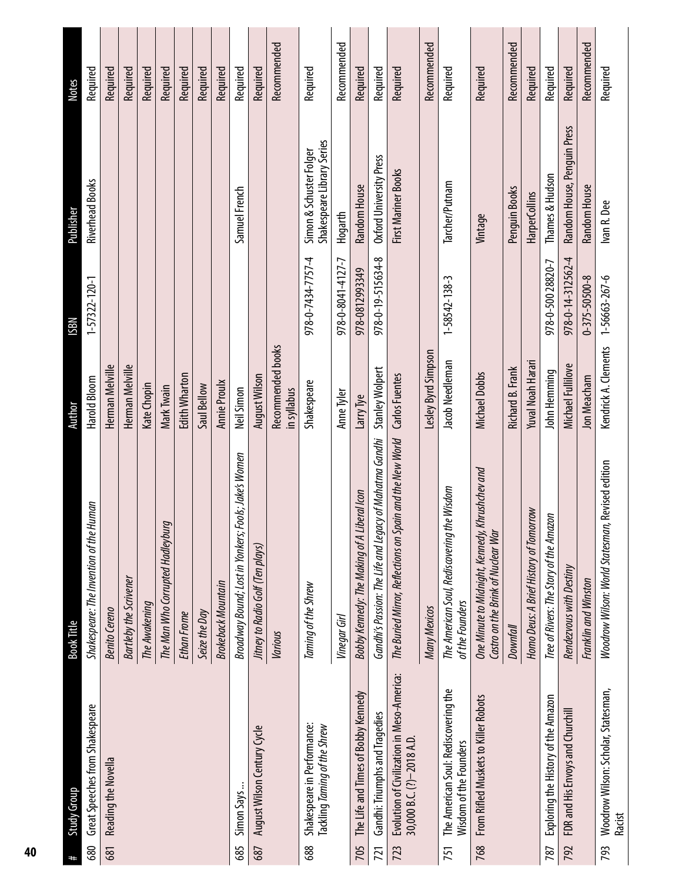| # | Study Group | Book Title | Author | ISBN | Publisher | Notes |
|---|---|---|---|---|---|---|
| 680 | Great Speeches from Shakespeare | *Shakespeare: The Invention of the Human* | Harold Bloom | 1-57322-120-1 | Riverhead Books | Required |
| 681 | Reading the Novella | *Benito Cereno* | Herman Melville | | | Required |
| | | *Bartleby the Scrivener* | Herman Melville | | | Required |
| | | *The Awakening* | Kate Chopin | | | Required |
| | | *The Man Who Corrupted Hadleyburg* | Mark Twain | | | Required |
| | | *Ethan Frome* | Edith Wharton | | | Required |
| | | *Seize the Day* | Saul Bellow | | | Required |
| | | *Brokeback Mountain* | Annie Proulx | | | Required |
| 685 | Simon Says… | *Broadway Bound; Lost in Yonkers; Fools; Jake's Women* | Neil Simon | | Samuel French | Required |
| 687 | August Wilson Century Cycle | *Jitney to Radio Golf (Ten plays)* | August Wilson | | | Required |
| | | *Various* | Recommended books in syllabus | | | Recommended |
| 688 | Shakespeare in Performance: Tackling *Taming of the Shrew* | *Taming of the Shrew* | Shakespeare | 978-0-7434-7757-4 | Simon & Schuster Folger Shakespeare Library Series | Required |
| | | *Vinegar Girl* | Anne Tyler | 978-0-8041-4127-7 | Hogarth | Recommended |
| 705 | The Life and Times of Bobby Kennedy | *Bobby Kennedy: The Making of A Liberal Icon* | Larry Tye | 978-0812993349 | Random House | Required |
| 721 | Gandhi: Triumphs and Tragedies | *Gandhi's Passion: The Life and Legacy of Mahatma Gandhi* | Stanley Wolpert | 978-0-19-515634-8 | Oxford University Press | Required |
| 723 | Evolution of Civilization in Meso-America: 30,000 B.C. (?)–2018 A.D. | *The Buried Mirror, Reflections on Spain and the New World* | Carlos Fuentes | | First Mariner Books | Required |
| | | *Many Mexicos* | Lesley Byrd Simpson | | | Recommended |
| 751 | The American Soul: Rediscovering the Wisdom of the Founders | *The American Soul, Rediscovering the Wisdom of the Founders* | Jacob Needleman | 1-58542-138-3 | Tarcher/Putnam | Required |
| 768 | From Rifled Muskets to Killer Robots | *One Minute to Midnight, Kennedy, Khrushchev and Castro on the Brink of Nuclear War* | Michael Dobbs | | Vintage | Required |
| | | *Downfall* | Richard B. Frank | | Penguin Books | Recommended |
| | | *Homo Deus: A Brief History of Tomorrow* | Yuval Noah Harari | | HarperCollins | Required |
| 787 | Exploring the History of the Amazon | *Tree of Rivers: The Story of the Amazon* | John Hemming | 978-0-500 28820-7 | Thames & Hudson | Required |
| 792 | FDR and His Envoys and Churchill | *Rendezvous with Destiny* | Michael Fullilove | 978-0-14-312562-4 | Random House, Penguin Press | Required |
| | | *Franklin and Winston* | Jon Meacham | 0-375-50500-8 | Random House | Recommended |
| 793 | Woodrow Wilson: Scholar, Statesman, Racist | *Woodrow Wilson: World Statesman*, Revised edition | Kendrick A. Clements | 1-56663-267-6 | Ivan R. Dee | Required |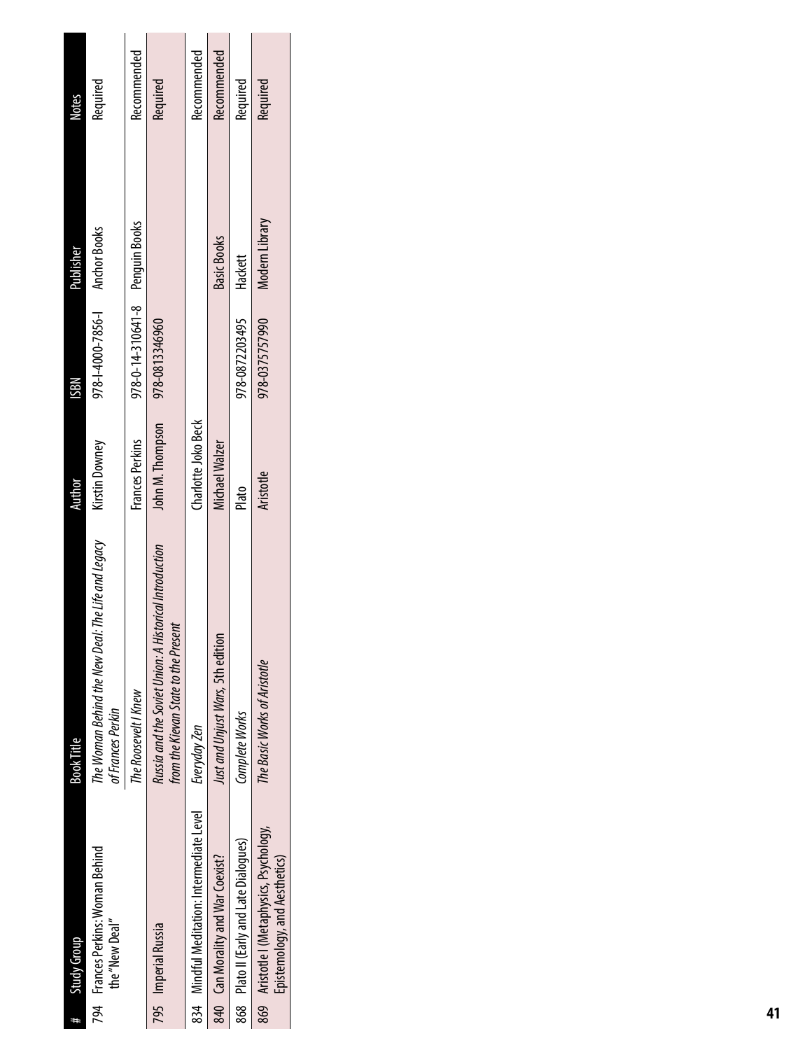| # | Study Group | Book Title | Author | ISBN | Publisher | Notes |
|---|---|---|---|---|---|---|
| 794 | Frances Perkins: Woman Behind the "New Deal" | *The Woman Behind the New Deal: The Life and Legacy of Frances Perkin* | Kirstin Downey | 978-1-4000-7856-1 | Anchor Books | Required |
| | | *The Roosevelt I Knew* | Frances Perkins | 978-0-14-310641-8 | Penguin Books | Recommended |
| 795 | Imperial Russia | *Russia and the Soviet Union: A Historical Introduction from the Kievan State to the Present* | John M. Thompson | 978-0813346960 | | Required |
| 834 | Mindful Meditation: Intermediate Level | *Everyday Zen* | Charlotte Joko Beck | | | Recommended |
| 840 | Can Morality and War Coexist? | *Just and Unjust Wars*, 5th edition | Michael Walzer | | Basic Books | Recommended |
| 868 | Plato II (Early and Late Dialogues) | *Complete Works* | Plato | 978-0872203495 | Hackett | Required |
| 869 | Aristotle I (Metaphysics, Psychology, Epistemology, and Aesthetics) | *The Basic Works of Aristotle* | Aristotle | 978-0375757990 | Modern Library | Required |